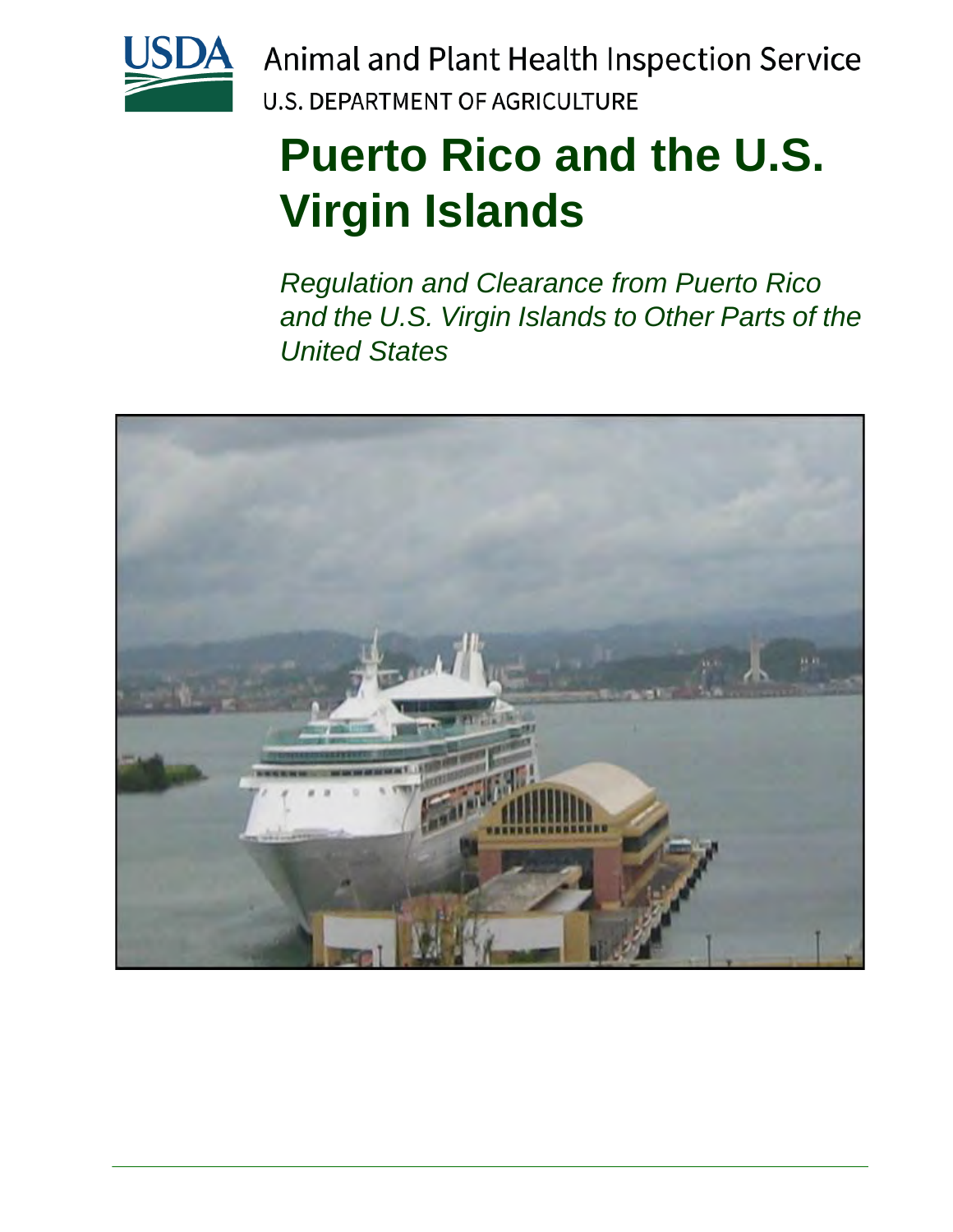Animal and Plant Health Inspection Service

U.S. DEPARTMENT OF AGRICULTURE

# Puerto Rico and the U.S. Virgin Islands

*Regulation and Clearance from Puerto Rico and the U.S. Virgin Islands to Other Parts of the United States*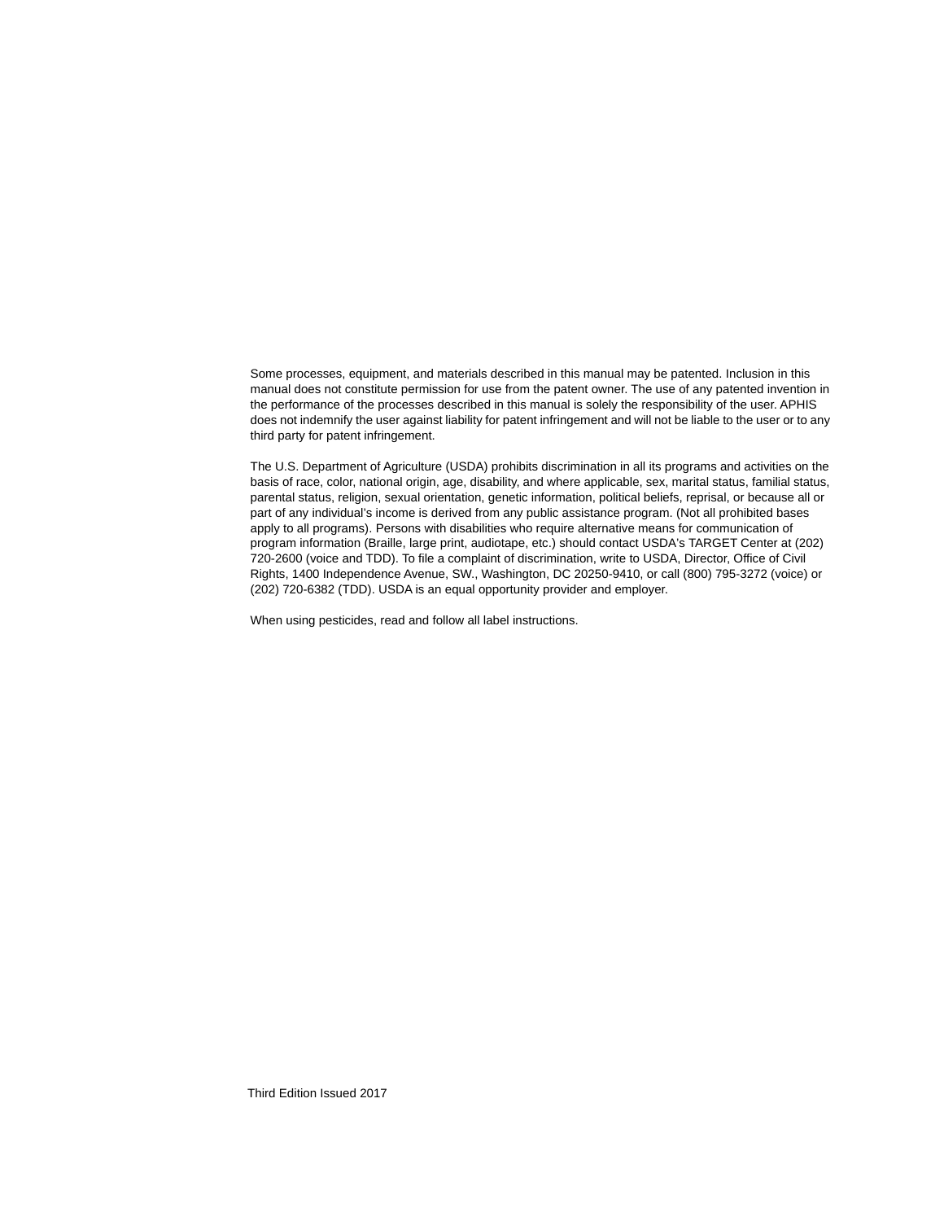Some processes, equipment, and materials described in this manual may be patented. Inclusion in this manual does not constitute permission for use from the patent owner. The use of any patented invention in the performance of the processes described in this manual is solely the responsibility of the user. APHIS does not indemnify the user against liability for patent infringement and will not be liable to the user or to any third party for patent infringement.

The U.S. Department of Agriculture (USDA) prohibits discrimination in all its programs and activities on the basis of race, color, national origin, age, disability, and where applicable, sex, marital status, familial status, parental status, religion, sexual orientation, genetic information, political beliefs, reprisal, or because all or part of any individual's income is derived from any public assistance program. (Not all prohibited bases apply to all programs). Persons with disabilities who require alternative means for communication of program information (Braille, large print, audiotape, etc.) should contact USDA's TARGET Center at (202) 720-2600 (voice and TDD). To file a complaint of discrimination, write to USDA, Director, Office of Civil Rights, 1400 Independence Avenue, SW., Washington, DC 20250-9410, or call (800) 795-3272 (voice) or (202) 720-6382 (TDD). USDA is an equal opportunity provider and employer.

When using pesticides, read and follow all label instructions.

Third Edition Issued 2017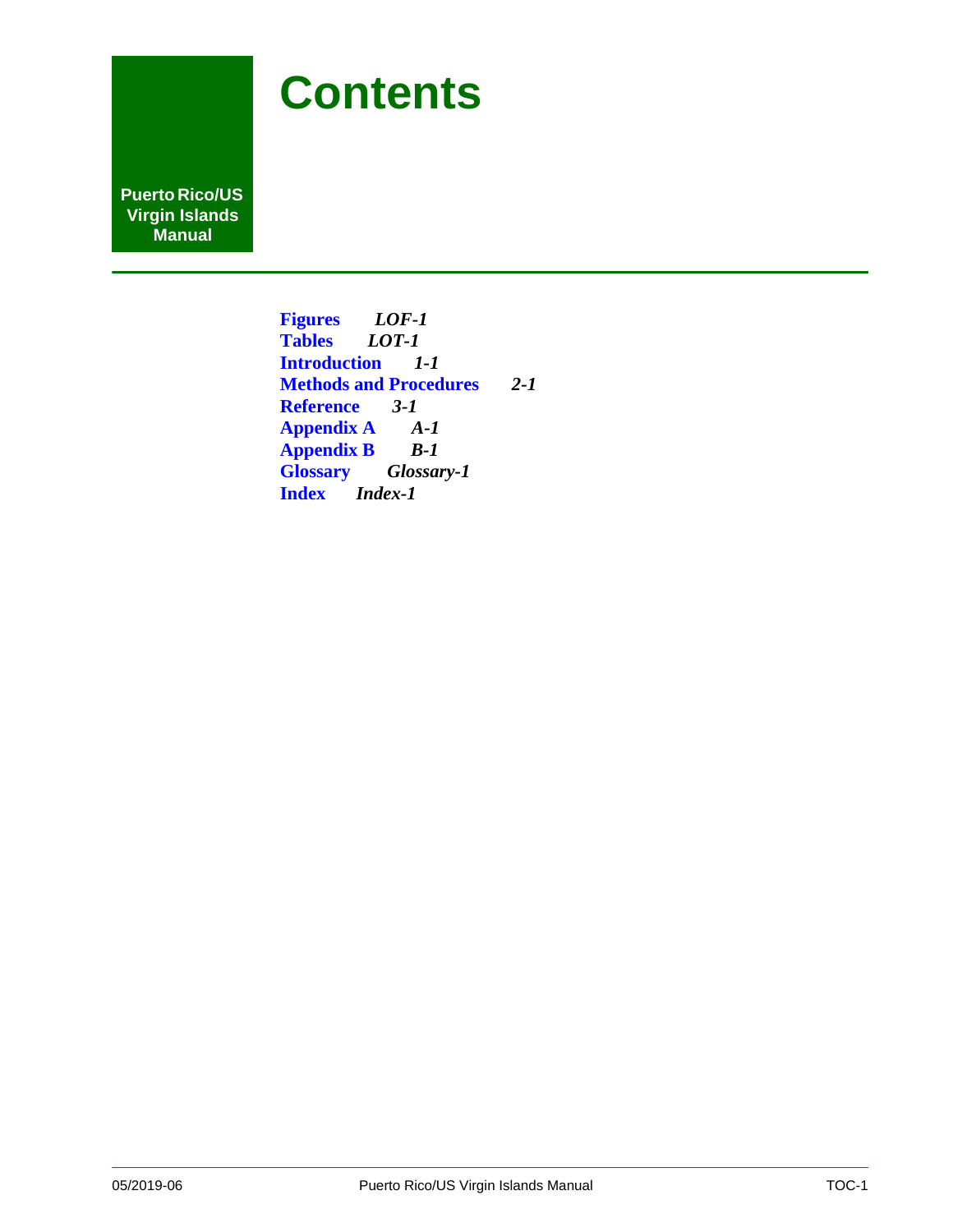# Contents

**Puerto Rico/US Virgin Islands Manual**

**Figures** ***LOF-1***
**Tables** ***LOT-1***
**Introduction** ***1-1***
**Methods and Procedures** ***2-1***
**Reference** ***3-1***
**Appendix A** ***A-1***
**Appendix B** ***B-1***
**Glossary** ***Glossary-1***
**Index** ***Index-1***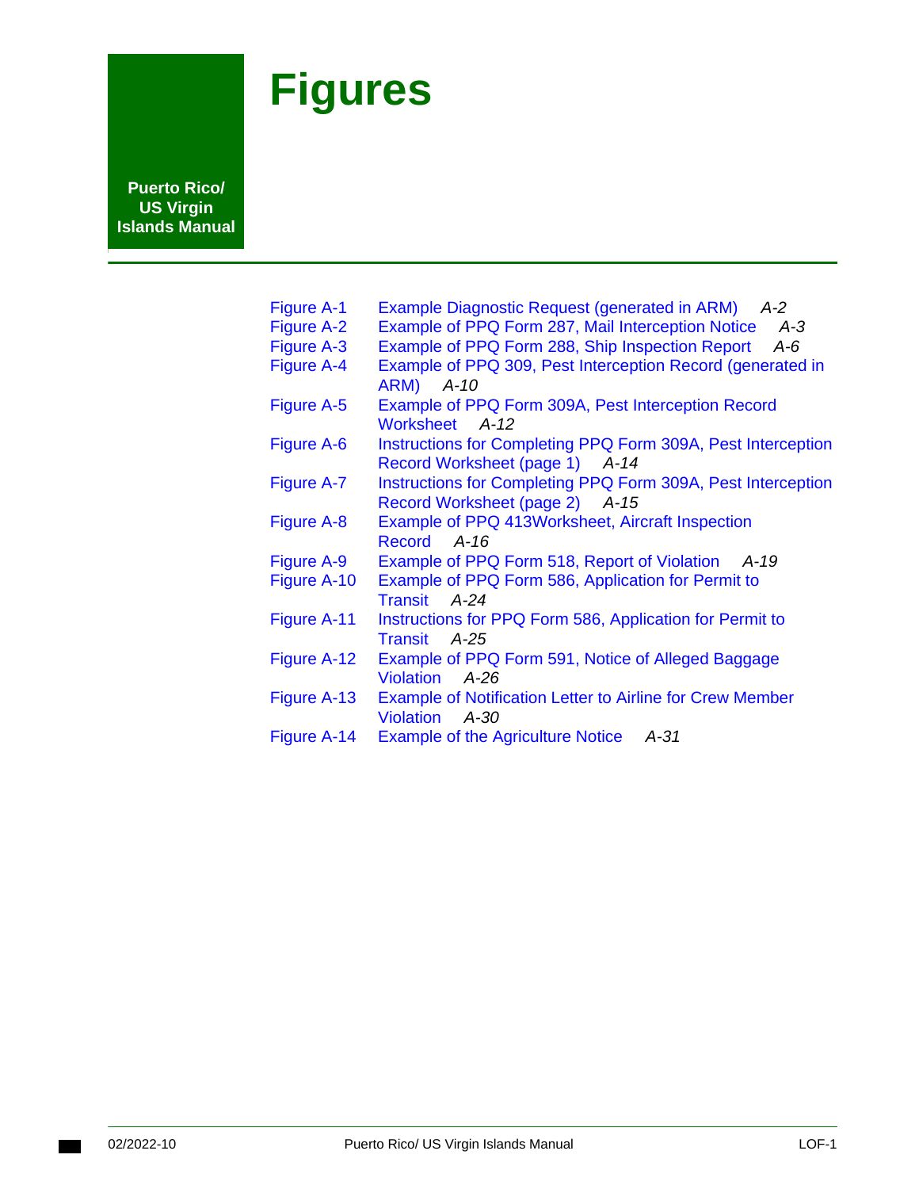# Figures

Puerto Rico/ US Virgin Islands Manual

| | | |
|---|---|---|
| Figure A-1 | Example Diagnostic Request (generated in ARM) | *A-2* |
| Figure A-2 | Example of PPQ Form 287, Mail Interception Notice | *A-3* |
| Figure A-3 | Example of PPQ Form 288, Ship Inspection Report | *A-6* |
| Figure A-4 | Example of PPQ 309, Pest Interception Record (generated in ARM) | *A-10* |
| Figure A-5 | Example of PPQ Form 309A, Pest Interception Record Worksheet | *A-12* |
| Figure A-6 | Instructions for Completing PPQ Form 309A, Pest Interception Record Worksheet (page 1) | *A-14* |
| Figure A-7 | Instructions for Completing PPQ Form 309A, Pest Interception Record Worksheet (page 2) | *A-15* |
| Figure A-8 | Example of PPQ 413Worksheet, Aircraft Inspection Record | *A-16* |
| Figure A-9 | Example of PPQ Form 518, Report of Violation | *A-19* |
| Figure A-10 | Example of PPQ Form 586, Application for Permit to Transit | *A-24* |
| Figure A-11 | Instructions for PPQ Form 586, Application for Permit to Transit | *A-25* |
| Figure A-12 | Example of PPQ Form 591, Notice of Alleged Baggage Violation | *A-26* |
| Figure A-13 | Example of Notification Letter to Airline for Crew Member Violation | *A-30* |
| Figure A-14 | Example of the Agriculture Notice | *A-31* |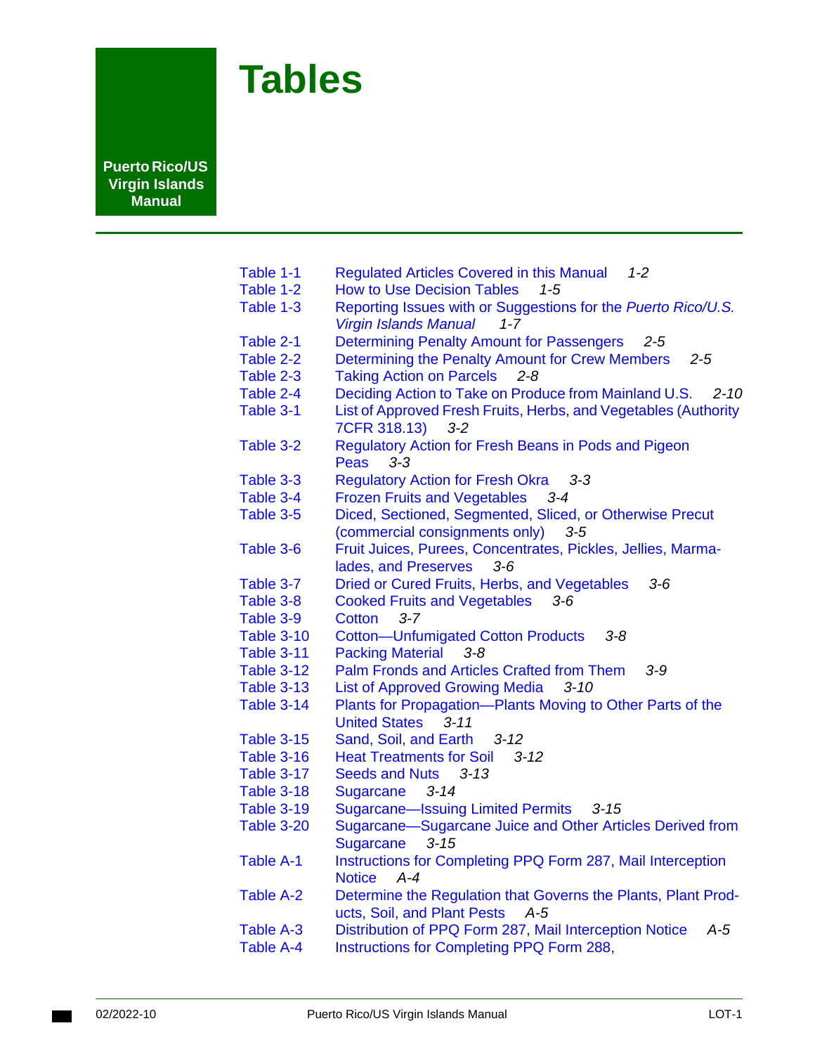# Tables

Puerto Rico/US Virgin Islands Manual

| | | |
|---|---|---|
| Table 1-1 | Regulated Articles Covered in this Manual | *1-2* |
| Table 1-2 | How to Use Decision Tables | *1-5* |
| Table 1-3 | Reporting Issues with or Suggestions for the *Puerto Rico/U.S. Virgin Islands Manual* | *1-7* |
| Table 2-1 | Determining Penalty Amount for Passengers | *2-5* |
| Table 2-2 | Determining the Penalty Amount for Crew Members | *2-5* |
| Table 2-3 | Taking Action on Parcels | *2-8* |
| Table 2-4 | Deciding Action to Take on Produce from Mainland U.S. | *2-10* |
| Table 3-1 | List of Approved Fresh Fruits, Herbs, and Vegetables (Authority 7CFR 318.13) | *3-2* |
| Table 3-2 | Regulatory Action for Fresh Beans in Pods and Pigeon Peas | *3-3* |
| Table 3-3 | Regulatory Action for Fresh Okra | *3-3* |
| Table 3-4 | Frozen Fruits and Vegetables | *3-4* |
| Table 3-5 | Diced, Sectioned, Segmented, Sliced, or Otherwise Precut (commercial consignments only) | *3-5* |
| Table 3-6 | Fruit Juices, Purees, Concentrates, Pickles, Jellies, Marmalades, and Preserves | *3-6* |
| Table 3-7 | Dried or Cured Fruits, Herbs, and Vegetables | *3-6* |
| Table 3-8 | Cooked Fruits and Vegetables | *3-6* |
| Table 3-9 | Cotton | *3-7* |
| Table 3-10 | Cotton—Unfumigated Cotton Products | *3-8* |
| Table 3-11 | Packing Material | *3-8* |
| Table 3-12 | Palm Fronds and Articles Crafted from Them | *3-9* |
| Table 3-13 | List of Approved Growing Media | *3-10* |
| Table 3-14 | Plants for Propagation—Plants Moving to Other Parts of the United States | *3-11* |
| Table 3-15 | Sand, Soil, and Earth | *3-12* |
| Table 3-16 | Heat Treatments for Soil | *3-12* |
| Table 3-17 | Seeds and Nuts | *3-13* |
| Table 3-18 | Sugarcane | *3-14* |
| Table 3-19 | Sugarcane—Issuing Limited Permits | *3-15* |
| Table 3-20 | Sugarcane—Sugarcane Juice and Other Articles Derived from Sugarcane | *3-15* |
| Table A-1 | Instructions for Completing PPQ Form 287, Mail Interception Notice | *A-4* |
| Table A-2 | Determine the Regulation that Governs the Plants, Plant Products, Soil, and Plant Pests | *A-5* |
| Table A-3 | Distribution of PPQ Form 287, Mail Interception Notice | *A-5* |
| Table A-4 | Instructions for Completing PPQ Form 288, | |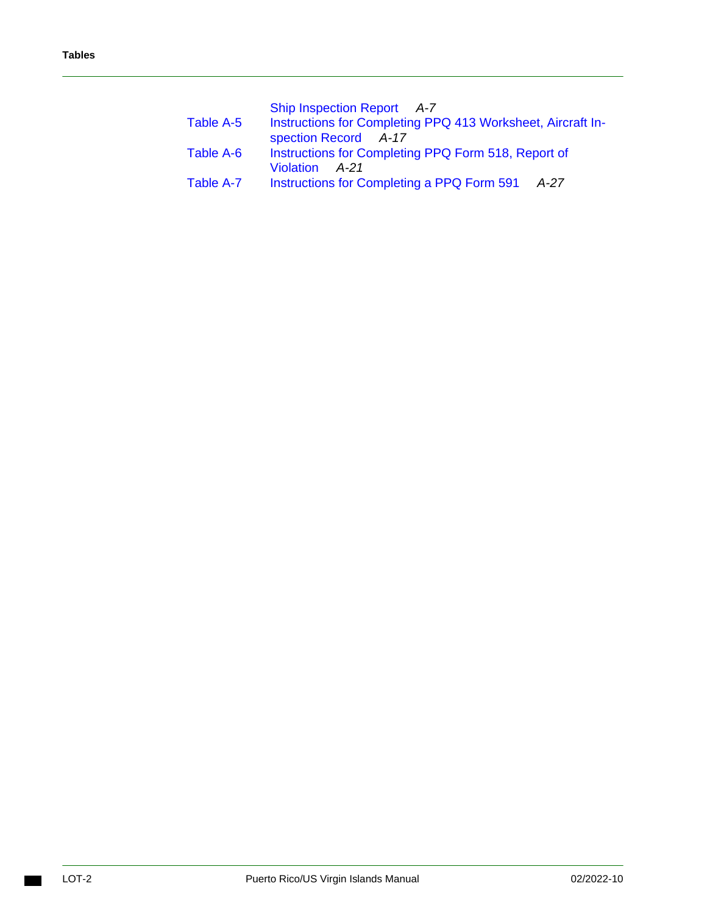| | |
|---|---|
| | Ship Inspection Report *A-7* |
| Table A-5 | Instructions for Completing PPQ 413 Worksheet, Aircraft Inspection Record *A-17* |
| Table A-6 | Instructions for Completing PPQ Form 518, Report of Violation *A-21* |
| Table A-7 | Instructions for Completing a PPQ Form 591 *A-27* |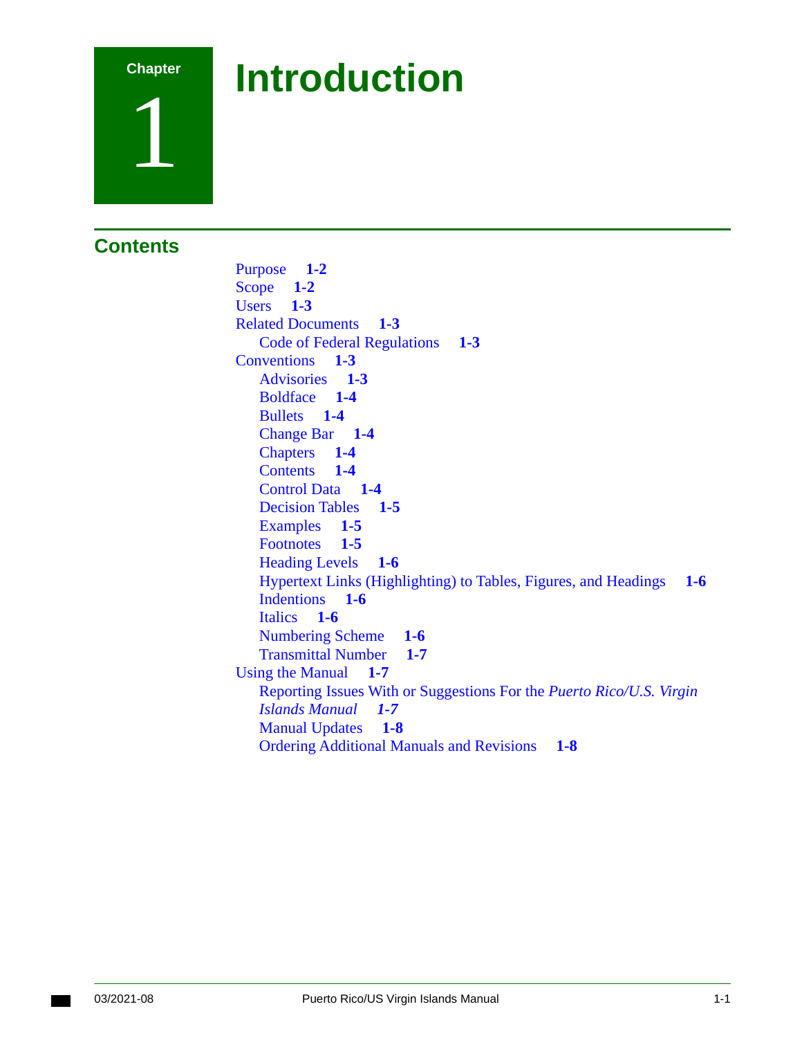# Chapter 1 Introduction

## Contents

- Purpose **1-2**
- Scope **1-2**
- Users **1-3**
- Related Documents **1-3**
  - Code of Federal Regulations **1-3**
- Conventions **1-3**
  - Advisories **1-3**
  - Boldface **1-4**
  - Bullets **1-4**
  - Change Bar **1-4**
  - Chapters **1-4**
  - Contents **1-4**
  - Control Data **1-4**
  - Decision Tables **1-5**
  - Examples **1-5**
  - Footnotes **1-5**
  - Heading Levels **1-6**
  - Hypertext Links (Highlighting) to Tables, Figures, and Headings **1-6**
  - Indentions **1-6**
  - Italics **1-6**
  - Numbering Scheme **1-6**
  - Transmittal Number **1-7**
- Using the Manual **1-7**
  - Reporting Issues With or Suggestions For the *Puerto Rico/U.S. Virgin Islands Manual* ***1-7***
  - Manual Updates **1-8**
  - Ordering Additional Manuals and Revisions **1-8**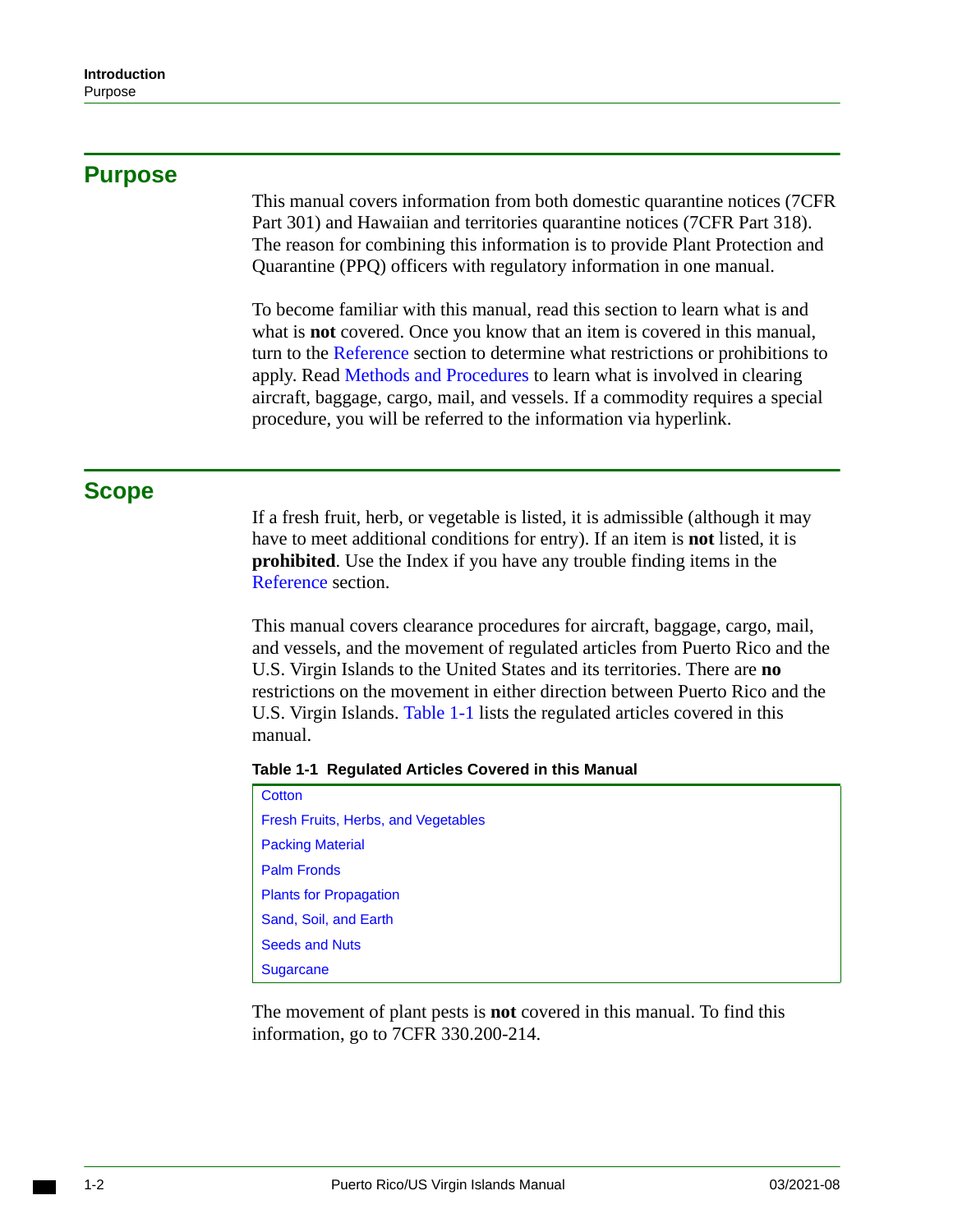## Purpose

This manual covers information from both domestic quarantine notices (7CFR Part 301) and Hawaiian and territories quarantine notices (7CFR Part 318). The reason for combining this information is to provide Plant Protection and Quarantine (PPQ) officers with regulatory information in one manual.

To become familiar with this manual, read this section to learn what is and what is **not** covered. Once you know that an item is covered in this manual, turn to the Reference section to determine what restrictions or prohibitions to apply. Read Methods and Procedures to learn what is involved in clearing aircraft, baggage, cargo, mail, and vessels. If a commodity requires a special procedure, you will be referred to the information via hyperlink.

## Scope

If a fresh fruit, herb, or vegetable is listed, it is admissible (although it may have to meet additional conditions for entry). If an item is **not** listed, it is **prohibited**. Use the Index if you have any trouble finding items in the Reference section.

This manual covers clearance procedures for aircraft, baggage, cargo, mail, and vessels, and the movement of regulated articles from Puerto Rico and the U.S. Virgin Islands to the United States and its territories. There are **no** restrictions on the movement in either direction between Puerto Rico and the U.S. Virgin Islands. Table 1-1 lists the regulated articles covered in this manual.

**Table 1-1 Regulated Articles Covered in this Manual**

| Regulated Articles |
|---|
| Cotton |
| Fresh Fruits, Herbs, and Vegetables |
| Packing Material |
| Palm Fronds |
| Plants for Propagation |
| Sand, Soil, and Earth |
| Seeds and Nuts |
| Sugarcane |

The movement of plant pests is **not** covered in this manual. To find this information, go to 7CFR 330.200-214.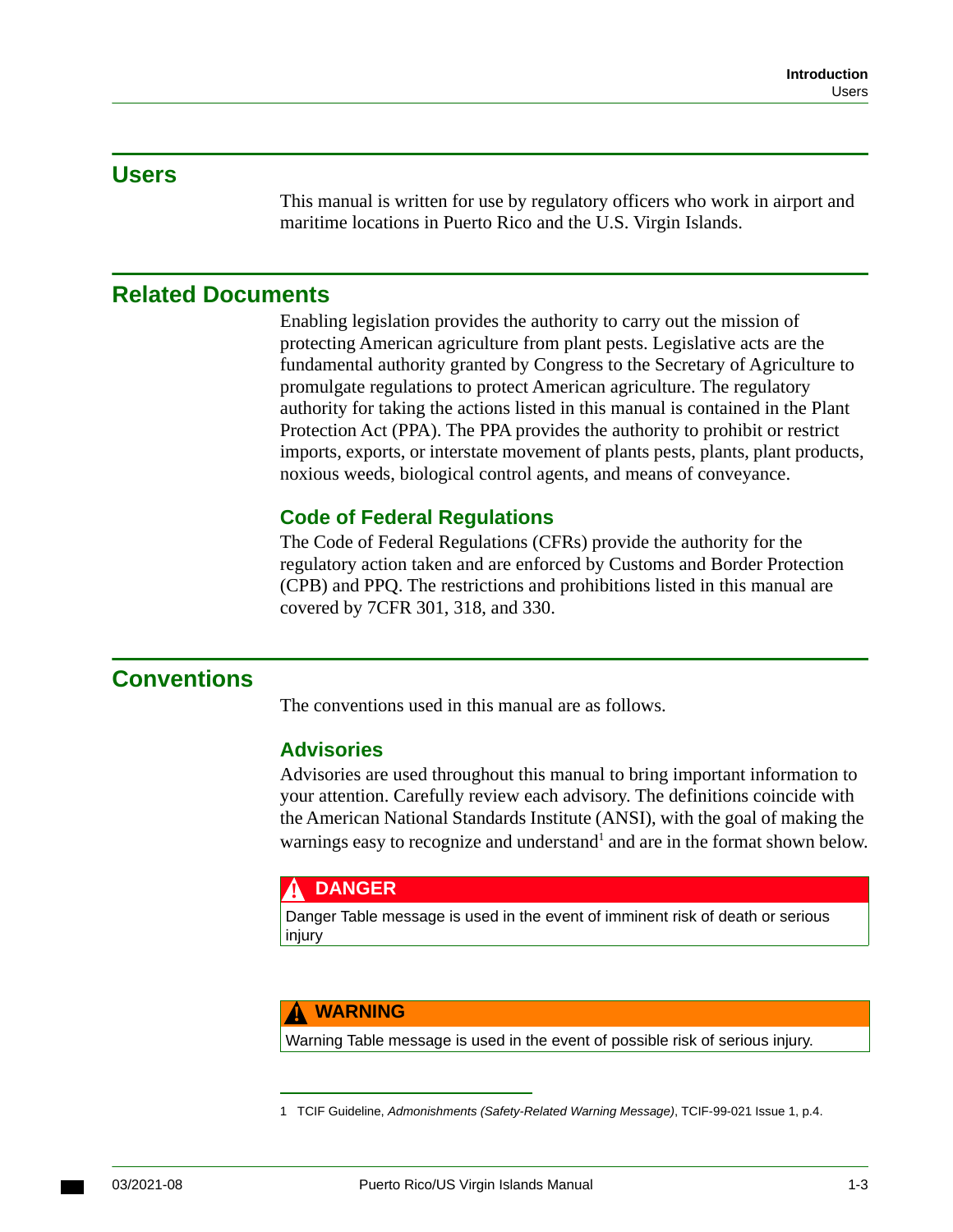## Users

This manual is written for use by regulatory officers who work in airport and maritime locations in Puerto Rico and the U.S. Virgin Islands.

## Related Documents

Enabling legislation provides the authority to carry out the mission of protecting American agriculture from plant pests. Legislative acts are the fundamental authority granted by Congress to the Secretary of Agriculture to promulgate regulations to protect American agriculture. The regulatory authority for taking the actions listed in this manual is contained in the Plant Protection Act (PPA). The PPA provides the authority to prohibit or restrict imports, exports, or interstate movement of plants pests, plants, plant products, noxious weeds, biological control agents, and means of conveyance.

### Code of Federal Regulations

The Code of Federal Regulations (CFRs) provide the authority for the regulatory action taken and are enforced by Customs and Border Protection (CPB) and PPQ. The restrictions and prohibitions listed in this manual are covered by 7CFR 301, 318, and 330.

## Conventions

The conventions used in this manual are as follows.

### Advisories

Advisories are used throughout this manual to bring important information to your attention. Carefully review each advisory. The definitions coincide with the American National Standards Institute (ANSI), with the goal of making the warnings easy to recognize and understand[1] and are in the format shown below.

| ⚠ DANGER |
|---|
| Danger Table message is used in the event of imminent risk of death or serious injury |

| ⚠ WARNING |
|---|
| Warning Table message is used in the event of possible risk of serious injury. |

1 TCIF Guideline, *Admonishments (Safety-Related Warning Message)*, TCIF-99-021 Issue 1, p.4.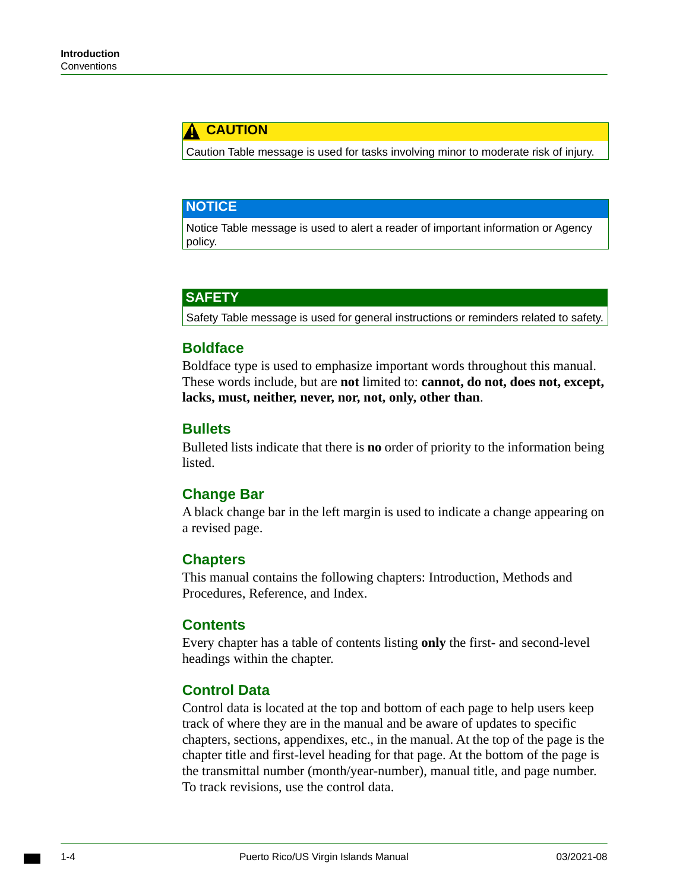| ⚠ CAUTION |
| --- |
| Caution Table message is used for tasks involving minor to moderate risk of injury. |

| NOTICE |
| --- |
| Notice Table message is used to alert a reader of important information or Agency policy. |

| SAFETY |
| --- |
| Safety Table message is used for general instructions or reminders related to safety. |

## Boldface

Boldface type is used to emphasize important words throughout this manual. These words include, but are **not** limited to: **cannot, do not, does not, except, lacks, must, neither, never, nor, not, only, other than**.

## Bullets

Bulleted lists indicate that there is **no** order of priority to the information being listed.

## Change Bar

A black change bar in the left margin is used to indicate a change appearing on a revised page.

## Chapters

This manual contains the following chapters: Introduction, Methods and Procedures, Reference, and Index.

## Contents

Every chapter has a table of contents listing **only** the first- and second-level headings within the chapter.

## Control Data

Control data is located at the top and bottom of each page to help users keep track of where they are in the manual and be aware of updates to specific chapters, sections, appendixes, etc., in the manual. At the top of the page is the chapter title and first-level heading for that page. At the bottom of the page is the transmittal number (month/year-number), manual title, and page number. To track revisions, use the control data.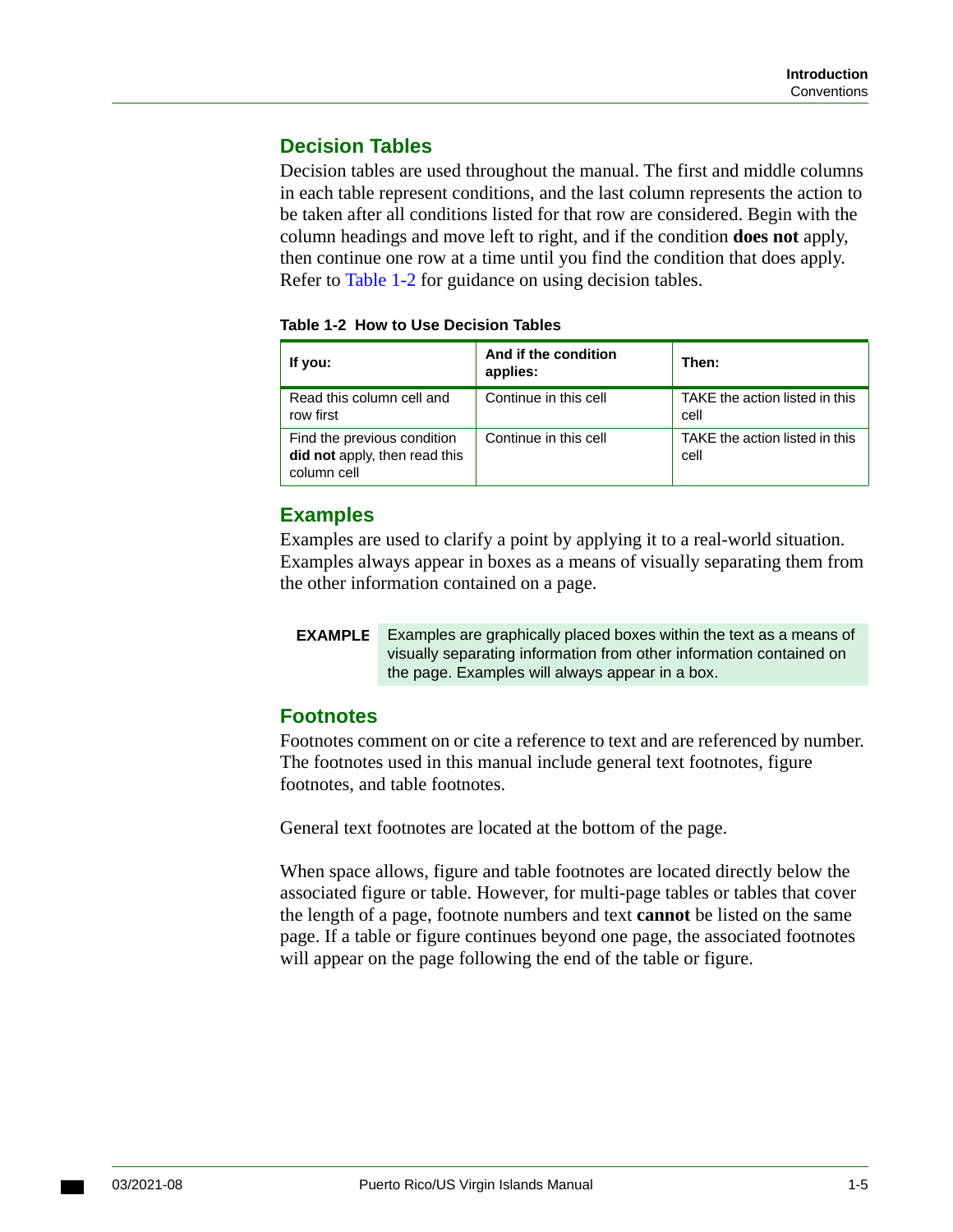## Decision Tables

Decision tables are used throughout the manual. The first and middle columns in each table represent conditions, and the last column represents the action to be taken after all conditions listed for that row are considered. Begin with the column headings and move left to right, and if the condition **does not** apply, then continue one row at a time until you find the condition that does apply. Refer to Table 1-2 for guidance on using decision tables.

**Table 1-2 How to Use Decision Tables**

| If you: | And if the condition applies: | Then: |
|---|---|---|
| Read this column cell and row first | Continue in this cell | TAKE the action listed in this cell |
| Find the previous condition **did not** apply, then read this column cell | Continue in this cell | TAKE the action listed in this cell |

## Examples

Examples are used to clarify a point by applying it to a real-world situation. Examples always appear in boxes as a means of visually separating them from the other information contained on a page.

> **EXAMPLE** Examples are graphically placed boxes within the text as a means of visually separating information from other information contained on the page. Examples will always appear in a box.

## Footnotes

Footnotes comment on or cite a reference to text and are referenced by number. The footnotes used in this manual include general text footnotes, figure footnotes, and table footnotes.

General text footnotes are located at the bottom of the page.

When space allows, figure and table footnotes are located directly below the associated figure or table. However, for multi-page tables or tables that cover the length of a page, footnote numbers and text **cannot** be listed on the same page. If a table or figure continues beyond one page, the associated footnotes will appear on the page following the end of the table or figure.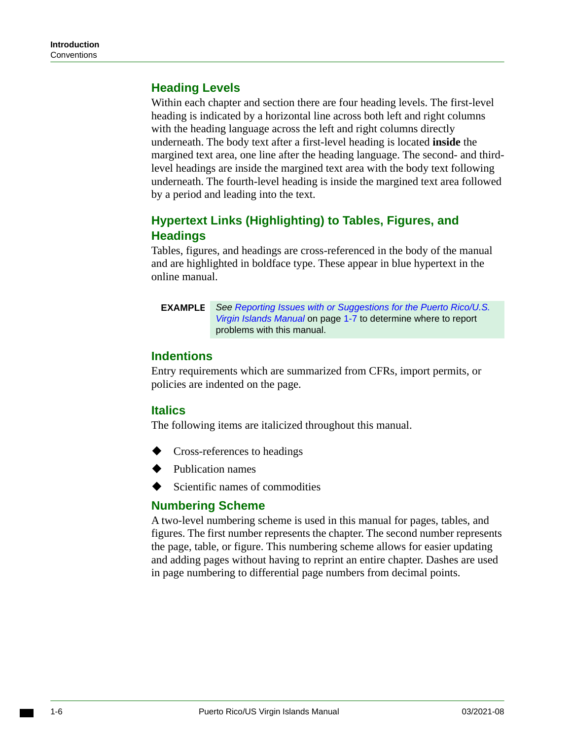## Heading Levels

Within each chapter and section there are four heading levels. The first-level heading is indicated by a horizontal line across both left and right columns with the heading language across the left and right columns directly underneath. The body text after a first-level heading is located **inside** the margined text area, one line after the heading language. The second- and third-level headings are inside the margined text area with the body text following underneath. The fourth-level heading is inside the margined text area followed by a period and leading into the text.

## Hypertext Links (Highlighting) to Tables, Figures, and Headings

Tables, figures, and headings are cross-referenced in the body of the manual and are highlighted in boldface type. These appear in blue hypertext in the online manual.

**EXAMPLE** *See Reporting Issues with or Suggestions for the Puerto Rico/U.S. Virgin Islands Manual* on page 1-7 to determine where to report problems with this manual.

## Indentions

Entry requirements which are summarized from CFRs, import permits, or policies are indented on the page.

## Italics

The following items are italicized throughout this manual.

- Cross-references to headings
- Publication names
- Scientific names of commodities

## Numbering Scheme

A two-level numbering scheme is used in this manual for pages, tables, and figures. The first number represents the chapter. The second number represents the page, table, or figure. This numbering scheme allows for easier updating and adding pages without having to reprint an entire chapter. Dashes are used in page numbering to differential page numbers from decimal points.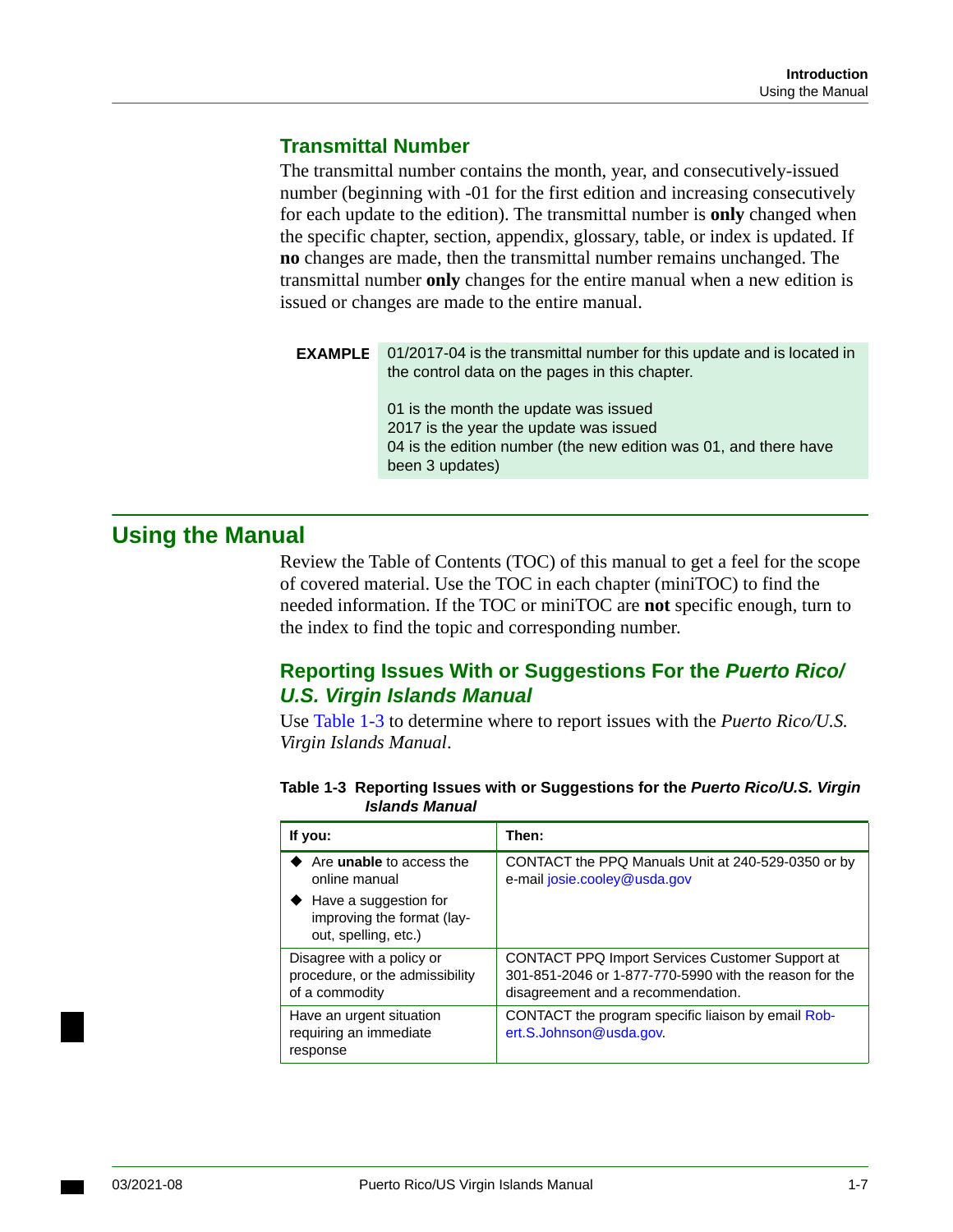### Transmittal Number

The transmittal number contains the month, year, and consecutively-issued number (beginning with -01 for the first edition and increasing consecutively for each update to the edition). The transmittal number is **only** changed when the specific chapter, section, appendix, glossary, table, or index is updated. If **no** changes are made, then the transmittal number remains unchanged. The transmittal number **only** changes for the entire manual when a new edition is issued or changes are made to the entire manual.

**EXAMPLE** 01/2017-04 is the transmittal number for this update and is located in the control data on the pages in this chapter.

01 is the month the update was issued
2017 is the year the update was issued
04 is the edition number (the new edition was 01, and there have been 3 updates)

## Using the Manual

Review the Table of Contents (TOC) of this manual to get a feel for the scope of covered material. Use the TOC in each chapter (miniTOC) to find the needed information. If the TOC or miniTOC are **not** specific enough, turn to the index to find the topic and corresponding number.

### Reporting Issues With or Suggestions For the *Puerto Rico/ U.S. Virgin Islands Manual*

Use Table 1-3 to determine where to report issues with the *Puerto Rico/U.S. Virgin Islands Manual*.

**Table 1-3 Reporting Issues with or Suggestions for the *Puerto Rico/U.S. Virgin Islands Manual***

| If you: | Then: |
|---|---|
| ◆ Are **unable** to access the online manual<br>◆ Have a suggestion for improving the format (lay-out, spelling, etc.) | CONTACT the PPQ Manuals Unit at 240-529-0350 or by e-mail josie.cooley@usda.gov |
| Disagree with a policy or procedure, or the admissibility of a commodity | CONTACT PPQ Import Services Customer Support at 301-851-2046 or 1-877-770-5990 with the reason for the disagreement and a recommendation. |
| Have an urgent situation requiring an immediate response | CONTACT the program specific liaison by email Robert.S.Johnson@usda.gov. |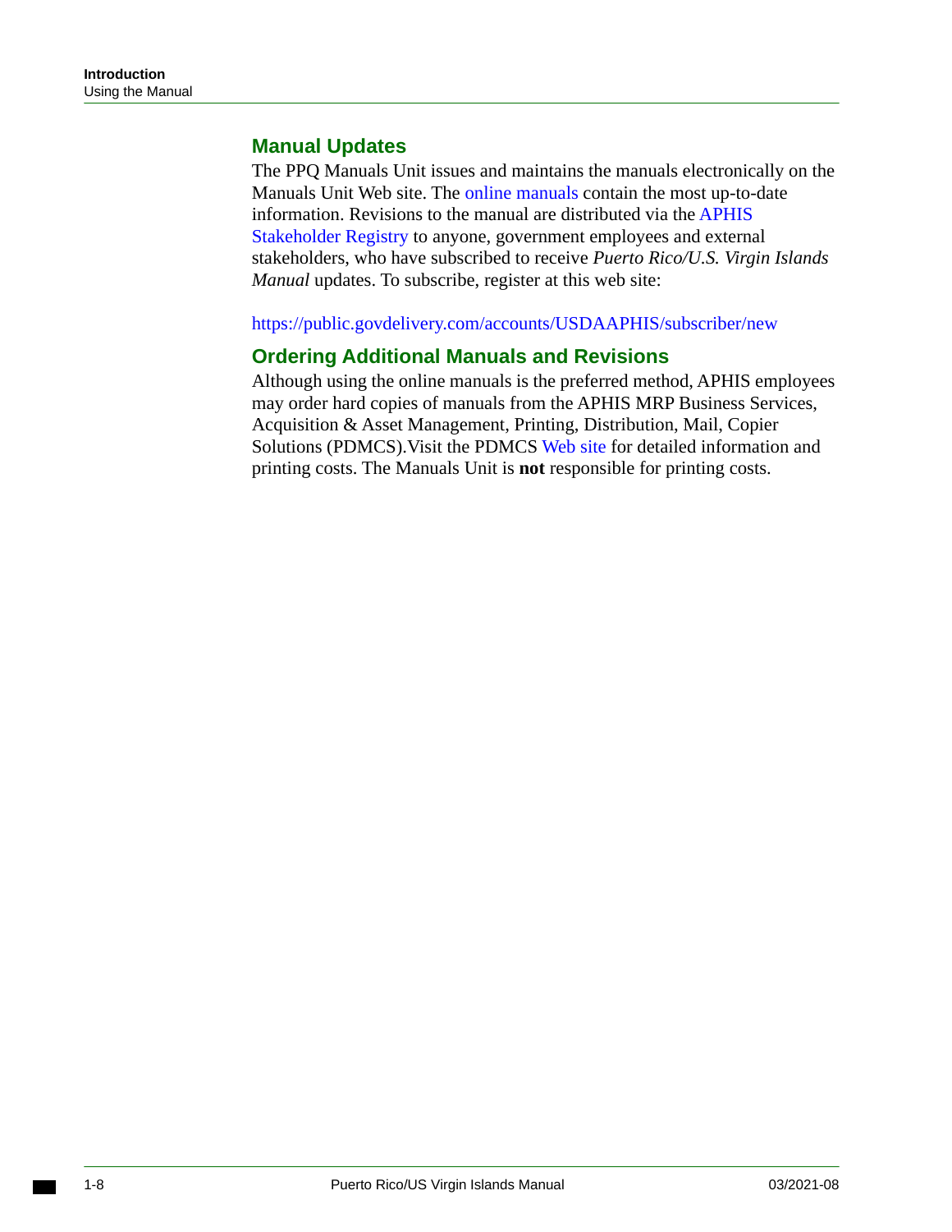## Manual Updates

The PPQ Manuals Unit issues and maintains the manuals electronically on the Manuals Unit Web site. The online manuals contain the most up-to-date information. Revisions to the manual are distributed via the APHIS Stakeholder Registry to anyone, government employees and external stakeholders, who have subscribed to receive *Puerto Rico/U.S. Virgin Islands Manual* updates. To subscribe, register at this web site:

https://public.govdelivery.com/accounts/USDAAPHIS/subscriber/new

## Ordering Additional Manuals and Revisions

Although using the online manuals is the preferred method, APHIS employees may order hard copies of manuals from the APHIS MRP Business Services, Acquisition & Asset Management, Printing, Distribution, Mail, Copier Solutions (PDMCS).Visit the PDMCS Web site for detailed information and printing costs. The Manuals Unit is **not** responsible for printing costs.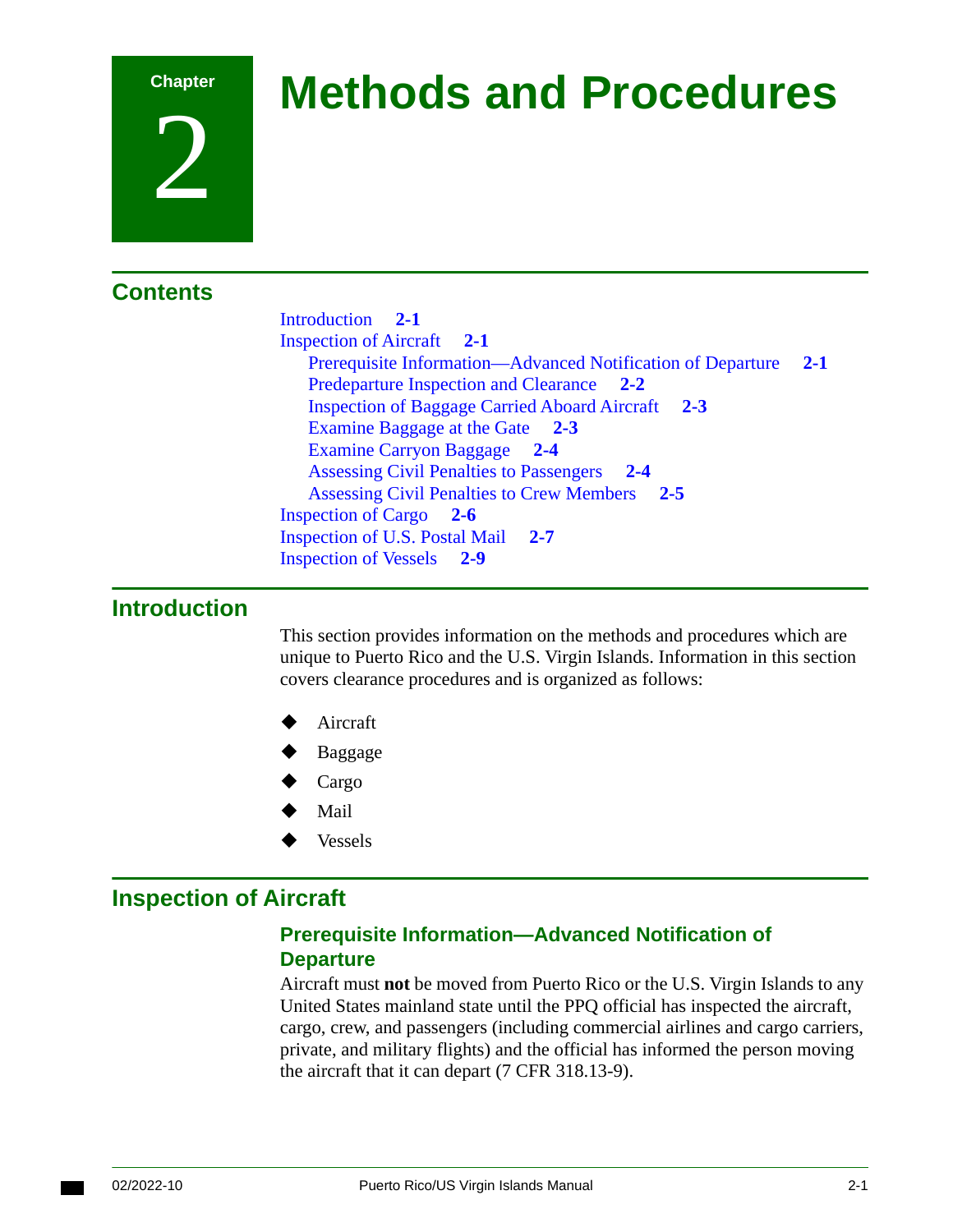# Chapter 2 Methods and Procedures

## Contents

- Introduction 2-1
- Inspection of Aircraft 2-1
  - Prerequisite Information—Advanced Notification of Departure 2-1
  - Predeparture Inspection and Clearance 2-2
  - Inspection of Baggage Carried Aboard Aircraft 2-3
  - Examine Baggage at the Gate 2-3
  - Examine Carryon Baggage 2-4
  - Assessing Civil Penalties to Passengers 2-4
  - Assessing Civil Penalties to Crew Members 2-5
- Inspection of Cargo 2-6
- Inspection of U.S. Postal Mail 2-7
- Inspection of Vessels 2-9

## Introduction

This section provides information on the methods and procedures which are unique to Puerto Rico and the U.S. Virgin Islands. Information in this section covers clearance procedures and is organized as follows:

- Aircraft
- Baggage
- Cargo
- Mail
- Vessels

## Inspection of Aircraft

### Prerequisite Information—Advanced Notification of Departure

Aircraft must **not** be moved from Puerto Rico or the U.S. Virgin Islands to any United States mainland state until the PPQ official has inspected the aircraft, cargo, crew, and passengers (including commercial airlines and cargo carriers, private, and military flights) and the official has informed the person moving the aircraft that it can depart (7 CFR 318.13-9).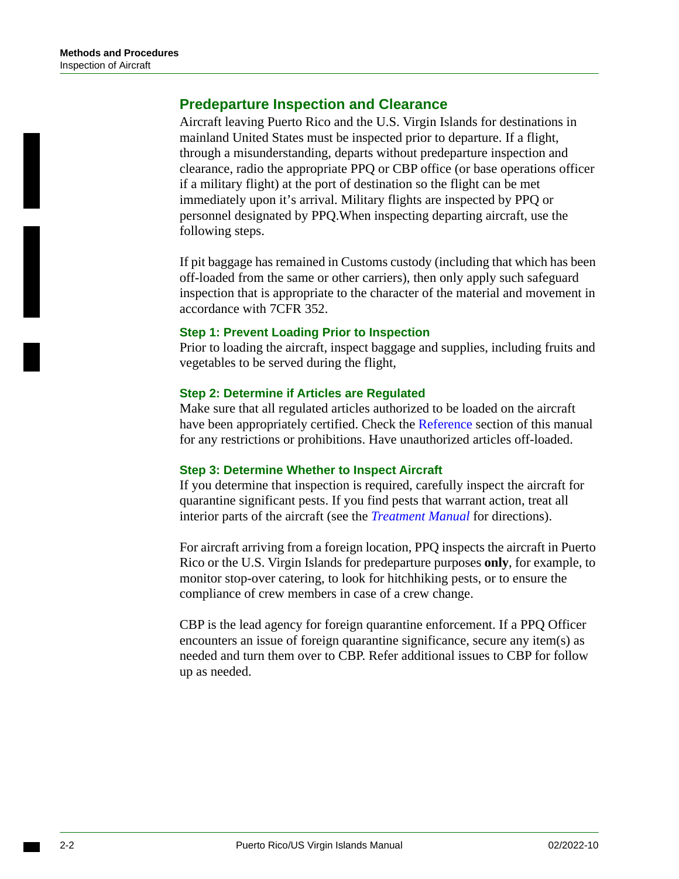## Predeparture Inspection and Clearance

Aircraft leaving Puerto Rico and the U.S. Virgin Islands for destinations in mainland United States must be inspected prior to departure. If a flight, through a misunderstanding, departs without predeparture inspection and clearance, radio the appropriate PPQ or CBP office (or base operations officer if a military flight) at the port of destination so the flight can be met immediately upon it's arrival. Military flights are inspected by PPQ or personnel designated by PPQ.When inspecting departing aircraft, use the following steps.

If pit baggage has remained in Customs custody (including that which has been off-loaded from the same or other carriers), then only apply such safeguard inspection that is appropriate to the character of the material and movement in accordance with 7CFR 352.

### Step 1: Prevent Loading Prior to Inspection

Prior to loading the aircraft, inspect baggage and supplies, including fruits and vegetables to be served during the flight,

### Step 2: Determine if Articles are Regulated

Make sure that all regulated articles authorized to be loaded on the aircraft have been appropriately certified. Check the Reference section of this manual for any restrictions or prohibitions. Have unauthorized articles off-loaded.

### Step 3: Determine Whether to Inspect Aircraft

If you determine that inspection is required, carefully inspect the aircraft for quarantine significant pests. If you find pests that warrant action, treat all interior parts of the aircraft (see the *Treatment Manual* for directions).

For aircraft arriving from a foreign location, PPQ inspects the aircraft in Puerto Rico or the U.S. Virgin Islands for predeparture purposes **only**, for example, to monitor stop-over catering, to look for hitchhiking pests, or to ensure the compliance of crew members in case of a crew change.

CBP is the lead agency for foreign quarantine enforcement. If a PPQ Officer encounters an issue of foreign quarantine significance, secure any item(s) as needed and turn them over to CBP. Refer additional issues to CBP for follow up as needed.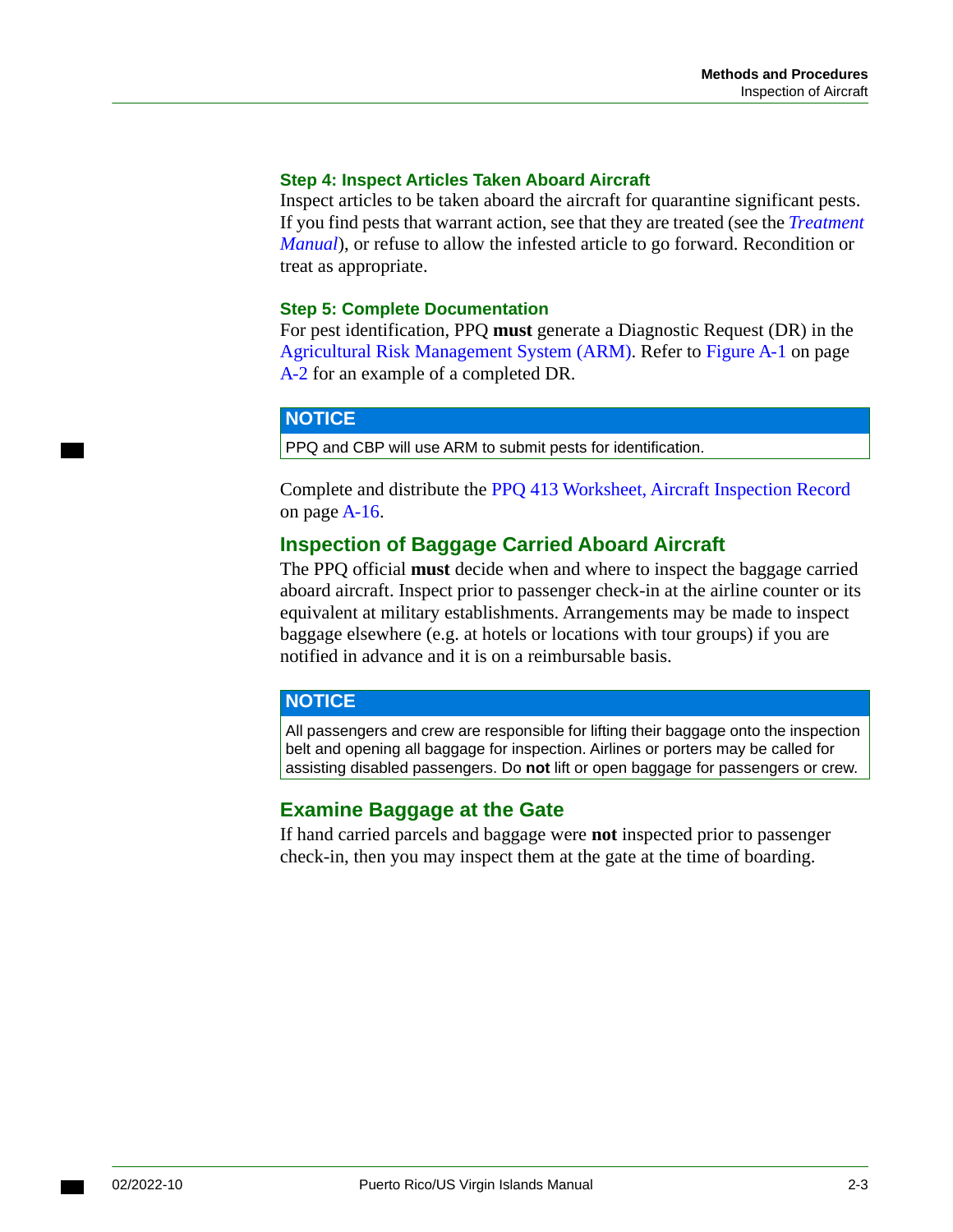### Step 4: Inspect Articles Taken Aboard Aircraft

Inspect articles to be taken aboard the aircraft for quarantine significant pests. If you find pests that warrant action, see that they are treated (see the *Treatment Manual*), or refuse to allow the infested article to go forward. Recondition or treat as appropriate.

### Step 5: Complete Documentation

For pest identification, PPQ **must** generate a Diagnostic Request (DR) in the Agricultural Risk Management System (ARM). Refer to Figure A-1 on page A-2 for an example of a completed DR.

> **NOTICE**
>
> PPQ and CBP will use ARM to submit pests for identification.

Complete and distribute the PPQ 413 Worksheet, Aircraft Inspection Record on page A-16.

## Inspection of Baggage Carried Aboard Aircraft

The PPQ official **must** decide when and where to inspect the baggage carried aboard aircraft. Inspect prior to passenger check-in at the airline counter or its equivalent at military establishments. Arrangements may be made to inspect baggage elsewhere (e.g. at hotels or locations with tour groups) if you are notified in advance and it is on a reimbursable basis.

> **NOTICE**
>
> All passengers and crew are responsible for lifting their baggage onto the inspection belt and opening all baggage for inspection. Airlines or porters may be called for assisting disabled passengers. Do **not** lift or open baggage for passengers or crew.

## Examine Baggage at the Gate

If hand carried parcels and baggage were **not** inspected prior to passenger check-in, then you may inspect them at the gate at the time of boarding.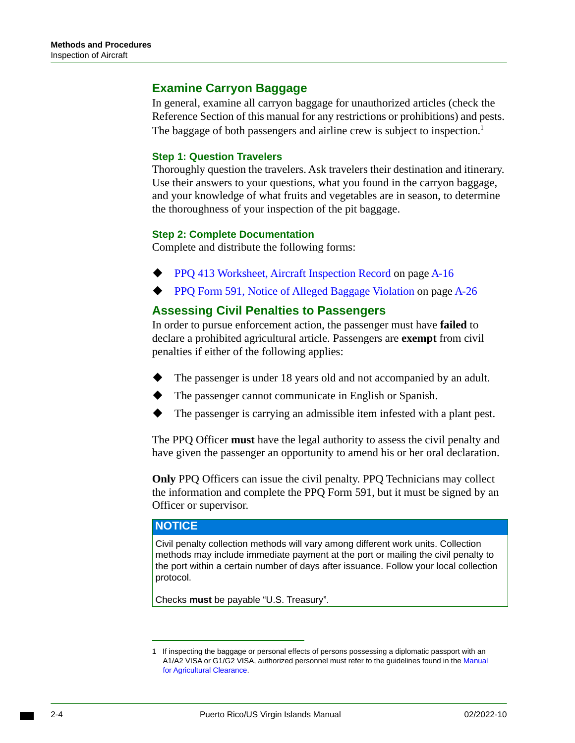## Examine Carryon Baggage

In general, examine all carryon baggage for unauthorized articles (check the Reference Section of this manual for any restrictions or prohibitions) and pests. The baggage of both passengers and airline crew is subject to inspection.[1]

### Step 1: Question Travelers

Thoroughly question the travelers. Ask travelers their destination and itinerary. Use their answers to your questions, what you found in the carryon baggage, and your knowledge of what fruits and vegetables are in season, to determine the thoroughness of your inspection of the pit baggage.

### Step 2: Complete Documentation

Complete and distribute the following forms:

- PPQ 413 Worksheet, Aircraft Inspection Record on page A-16
- PPQ Form 591, Notice of Alleged Baggage Violation on page A-26

## Assessing Civil Penalties to Passengers

In order to pursue enforcement action, the passenger must have **failed** to declare a prohibited agricultural article. Passengers are **exempt** from civil penalties if either of the following applies:

- The passenger is under 18 years old and not accompanied by an adult.
- The passenger cannot communicate in English or Spanish.
- The passenger is carrying an admissible item infested with a plant pest.

The PPQ Officer **must** have the legal authority to assess the civil penalty and have given the passenger an opportunity to amend his or her oral declaration.

**Only** PPQ Officers can issue the civil penalty. PPQ Technicians may collect the information and complete the PPQ Form 591, but it must be signed by an Officer or supervisor.

**NOTICE**

Civil penalty collection methods will vary among different work units. Collection methods may include immediate payment at the port or mailing the civil penalty to the port within a certain number of days after issuance. Follow your local collection protocol.

Checks **must** be payable "U.S. Treasury".

1 If inspecting the baggage or personal effects of persons possessing a diplomatic passport with an A1/A2 VISA or G1/G2 VISA, authorized personnel must refer to the guidelines found in the Manual for Agricultural Clearance.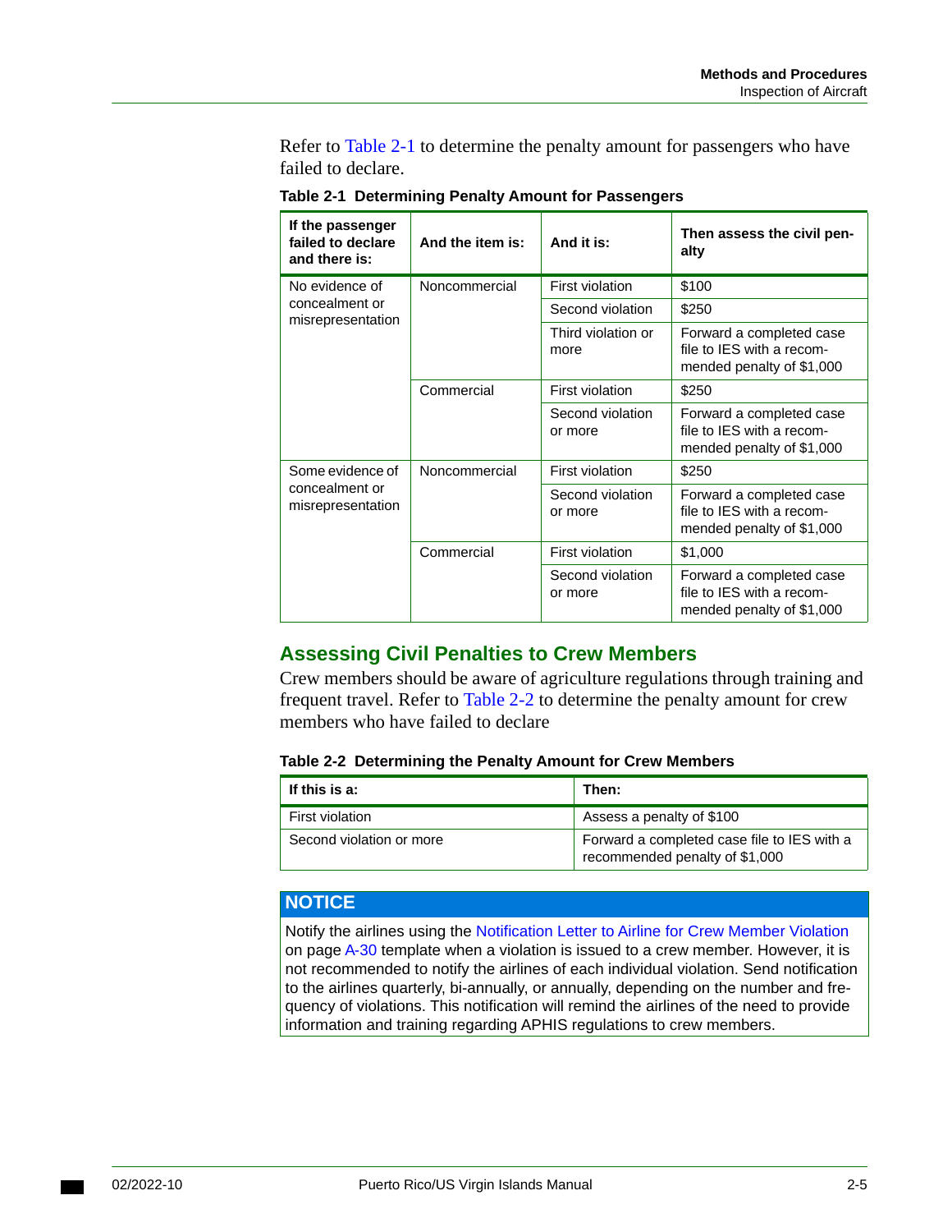Refer to Table 2-1 to determine the penalty amount for passengers who have failed to declare.

**Table 2-1 Determining Penalty Amount for Passengers**

| If the passenger failed to declare and there is: | And the item is: | And it is: | Then assess the civil penalty |
|---|---|---|---|
| No evidence of concealment or misrepresentation | Noncommercial | First violation | $100 |
| | | Second violation | $250 |
| | | Third violation or more | Forward a completed case file to IES with a recommended penalty of $1,000 |
| | Commercial | First violation | $250 |
| | | Second violation or more | Forward a completed case file to IES with a recommended penalty of $1,000 |
| Some evidence of concealment or misrepresentation | Noncommercial | First violation | $250 |
| | | Second violation or more | Forward a completed case file to IES with a recommended penalty of $1,000 |
| | Commercial | First violation | $1,000 |
| | | Second violation or more | Forward a completed case file to IES with a recommended penalty of $1,000 |

## Assessing Civil Penalties to Crew Members

Crew members should be aware of agriculture regulations through training and frequent travel. Refer to Table 2-2 to determine the penalty amount for crew members who have failed to declare

**Table 2-2 Determining the Penalty Amount for Crew Members**

| If this is a: | Then: |
|---|---|
| First violation | Assess a penalty of $100 |
| Second violation or more | Forward a completed case file to IES with a recommended penalty of $1,000 |

**NOTICE**

Notify the airlines using the Notification Letter to Airline for Crew Member Violation on page A-30 template when a violation is issued to a crew member. However, it is not recommended to notify the airlines of each individual violation. Send notification to the airlines quarterly, bi-annually, or annually, depending on the number and frequency of violations. This notification will remind the airlines of the need to provide information and training regarding APHIS regulations to crew members.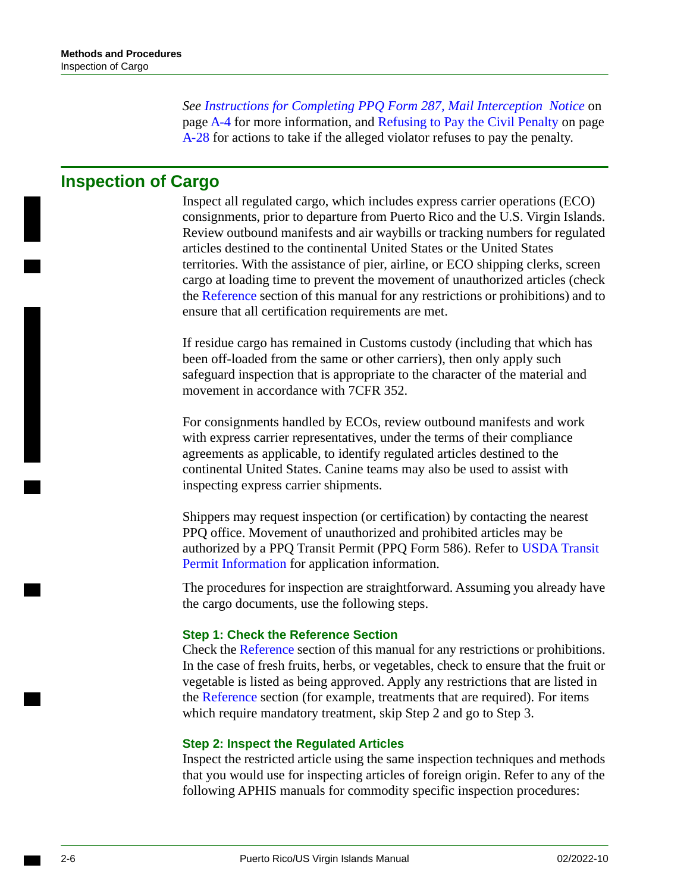*See Instructions for Completing PPQ Form 287, Mail Interception Notice* on page A-4 for more information, and Refusing to Pay the Civil Penalty on page A-28 for actions to take if the alleged violator refuses to pay the penalty.

## Inspection of Cargo

Inspect all regulated cargo, which includes express carrier operations (ECO) consignments, prior to departure from Puerto Rico and the U.S. Virgin Islands. Review outbound manifests and air waybills or tracking numbers for regulated articles destined to the continental United States or the United States territories. With the assistance of pier, airline, or ECO shipping clerks, screen cargo at loading time to prevent the movement of unauthorized articles (check the Reference section of this manual for any restrictions or prohibitions) and to ensure that all certification requirements are met.

If residue cargo has remained in Customs custody (including that which has been off-loaded from the same or other carriers), then only apply such safeguard inspection that is appropriate to the character of the material and movement in accordance with 7CFR 352.

For consignments handled by ECOs, review outbound manifests and work with express carrier representatives, under the terms of their compliance agreements as applicable, to identify regulated articles destined to the continental United States. Canine teams may also be used to assist with inspecting express carrier shipments.

Shippers may request inspection (or certification) by contacting the nearest PPQ office. Movement of unauthorized and prohibited articles may be authorized by a PPQ Transit Permit (PPQ Form 586). Refer to USDA Transit Permit Information for application information.

The procedures for inspection are straightforward. Assuming you already have the cargo documents, use the following steps.

#### Step 1: Check the Reference Section

Check the Reference section of this manual for any restrictions or prohibitions. In the case of fresh fruits, herbs, or vegetables, check to ensure that the fruit or vegetable is listed as being approved. Apply any restrictions that are listed in the Reference section (for example, treatments that are required). For items which require mandatory treatment, skip Step 2 and go to Step 3.

#### Step 2: Inspect the Regulated Articles

Inspect the restricted article using the same inspection techniques and methods that you would use for inspecting articles of foreign origin. Refer to any of the following APHIS manuals for commodity specific inspection procedures: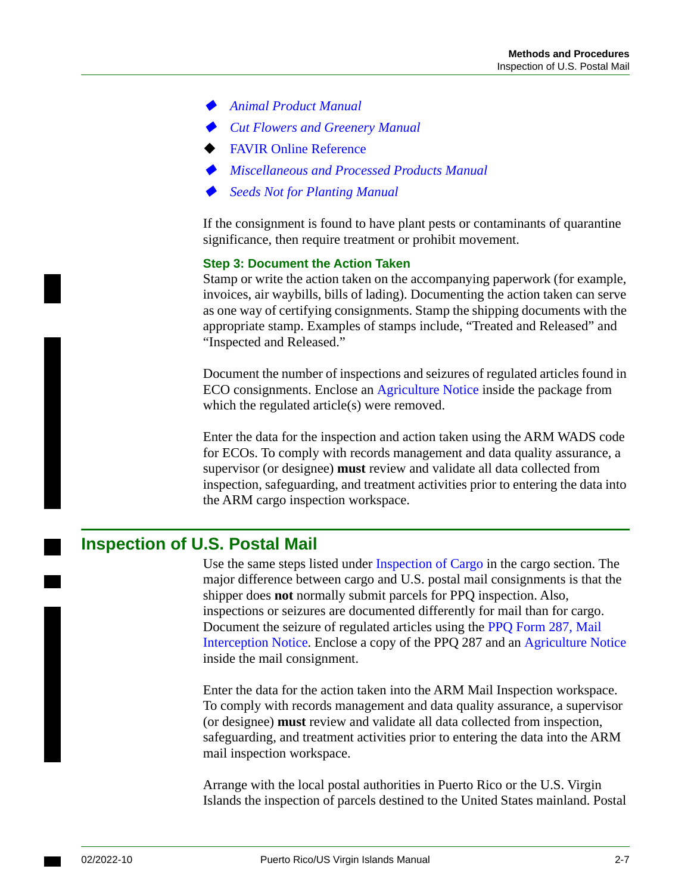- *Animal Product Manual*
- *Cut Flowers and Greenery Manual*
- FAVIR Online Reference
- *Miscellaneous and Processed Products Manual*
- *Seeds Not for Planting Manual*

If the consignment is found to have plant pests or contaminants of quarantine significance, then require treatment or prohibit movement.

### Step 3: Document the Action Taken

Stamp or write the action taken on the accompanying paperwork (for example, invoices, air waybills, bills of lading). Documenting the action taken can serve as one way of certifying consignments. Stamp the shipping documents with the appropriate stamp. Examples of stamps include, “Treated and Released” and “Inspected and Released.”

Document the number of inspections and seizures of regulated articles found in ECO consignments. Enclose an Agriculture Notice inside the package from which the regulated article(s) were removed.

Enter the data for the inspection and action taken using the ARM WADS code for ECOs. To comply with records management and data quality assurance, a supervisor (or designee) **must** review and validate all data collected from inspection, safeguarding, and treatment activities prior to entering the data into the ARM cargo inspection workspace.

## Inspection of U.S. Postal Mail

Use the same steps listed under Inspection of Cargo in the cargo section. The major difference between cargo and U.S. postal mail consignments is that the shipper does **not** normally submit parcels for PPQ inspection. Also, inspections or seizures are documented differently for mail than for cargo. Document the seizure of regulated articles using the PPQ Form 287, Mail Interception Notice. Enclose a copy of the PPQ 287 and an Agriculture Notice inside the mail consignment.

Enter the data for the action taken into the ARM Mail Inspection workspace. To comply with records management and data quality assurance, a supervisor (or designee) **must** review and validate all data collected from inspection, safeguarding, and treatment activities prior to entering the data into the ARM mail inspection workspace.

Arrange with the local postal authorities in Puerto Rico or the U.S. Virgin Islands the inspection of parcels destined to the United States mainland. Postal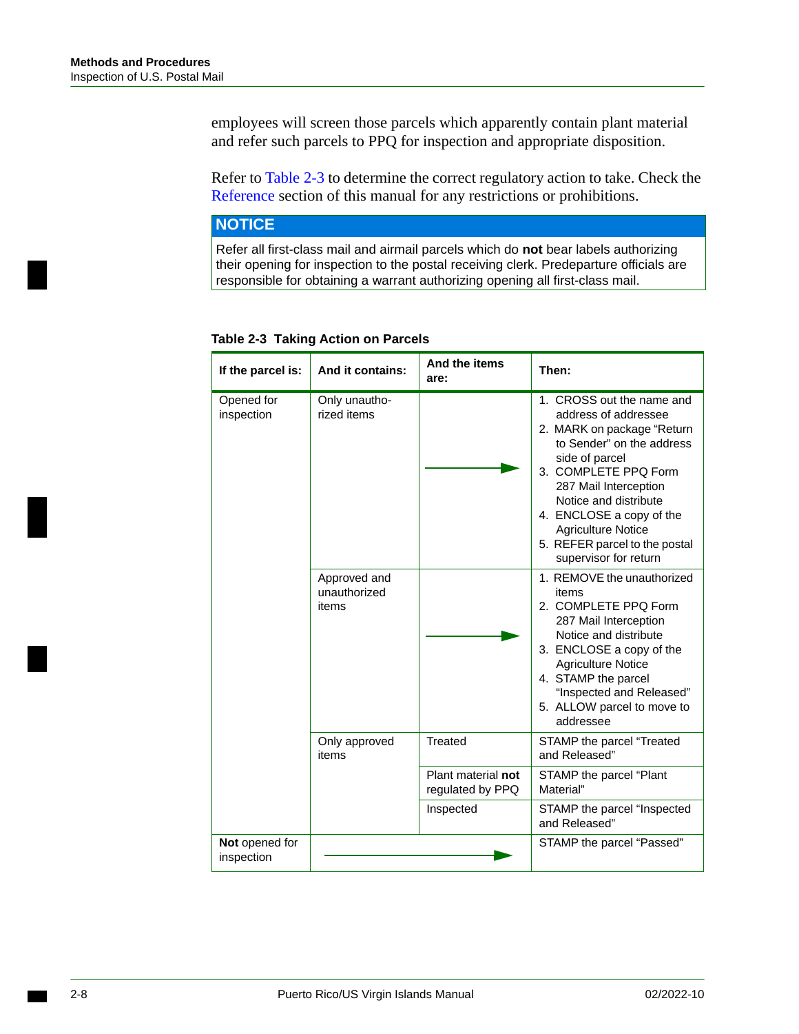employees will screen those parcels which apparently contain plant material and refer such parcels to PPQ for inspection and appropriate disposition.

Refer to Table 2-3 to determine the correct regulatory action to take. Check the Reference section of this manual for any restrictions or prohibitions.

**NOTICE**

Refer all first-class mail and airmail parcels which do **not** bear labels authorizing their opening for inspection to the postal receiving clerk. Predeparture officials are responsible for obtaining a warrant authorizing opening all first-class mail.

**Table 2-3 Taking Action on Parcels**

| If the parcel is: | And it contains: | And the items are: | Then: |
|---|---|---|---|
| Opened for inspection | Only unauthorized items | → | 1. CROSS out the name and address of addressee<br>2. MARK on package “Return to Sender” on the address side of parcel<br>3. COMPLETE PPQ Form 287 Mail Interception Notice and distribute<br>4. ENCLOSE a copy of the Agriculture Notice<br>5. REFER parcel to the postal supervisor for return |
| | Approved and unauthorized items | → | 1. REMOVE the unauthorized items<br>2. COMPLETE PPQ Form 287 Mail Interception Notice and distribute<br>3. ENCLOSE a copy of the Agriculture Notice<br>4. STAMP the parcel “Inspected and Released”<br>5. ALLOW parcel to move to addressee |
| | Only approved items | Treated | STAMP the parcel “Treated and Released” |
| | | Plant material **not** regulated by PPQ | STAMP the parcel “Plant Material” |
| | | Inspected | STAMP the parcel “Inspected and Released” |
| **Not** opened for inspection | → | | STAMP the parcel “Passed” |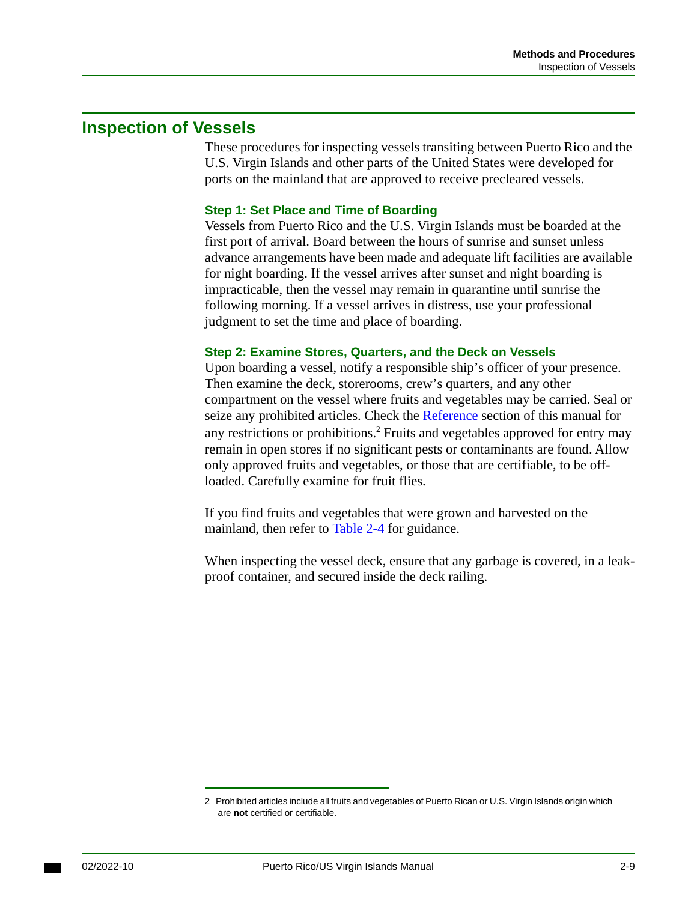## Inspection of Vessels

These procedures for inspecting vessels transiting between Puerto Rico and the U.S. Virgin Islands and other parts of the United States were developed for ports on the mainland that are approved to receive precleared vessels.

### Step 1: Set Place and Time of Boarding

Vessels from Puerto Rico and the U.S. Virgin Islands must be boarded at the first port of arrival. Board between the hours of sunrise and sunset unless advance arrangements have been made and adequate lift facilities are available for night boarding. If the vessel arrives after sunset and night boarding is impracticable, then the vessel may remain in quarantine until sunrise the following morning. If a vessel arrives in distress, use your professional judgment to set the time and place of boarding.

### Step 2: Examine Stores, Quarters, and the Deck on Vessels

Upon boarding a vessel, notify a responsible ship's officer of your presence. Then examine the deck, storerooms, crew's quarters, and any other compartment on the vessel where fruits and vegetables may be carried. Seal or seize any prohibited articles. Check the Reference section of this manual for any restrictions or prohibitions.[2] Fruits and vegetables approved for entry may remain in open stores if no significant pests or contaminants are found. Allow only approved fruits and vegetables, or those that are certifiable, to be off-loaded. Carefully examine for fruit flies.

If you find fruits and vegetables that were grown and harvested on the mainland, then refer to Table 2-4 for guidance.

When inspecting the vessel deck, ensure that any garbage is covered, in a leak-proof container, and secured inside the deck railing.

---

2 Prohibited articles include all fruits and vegetables of Puerto Rican or U.S. Virgin Islands origin which are **not** certified or certifiable.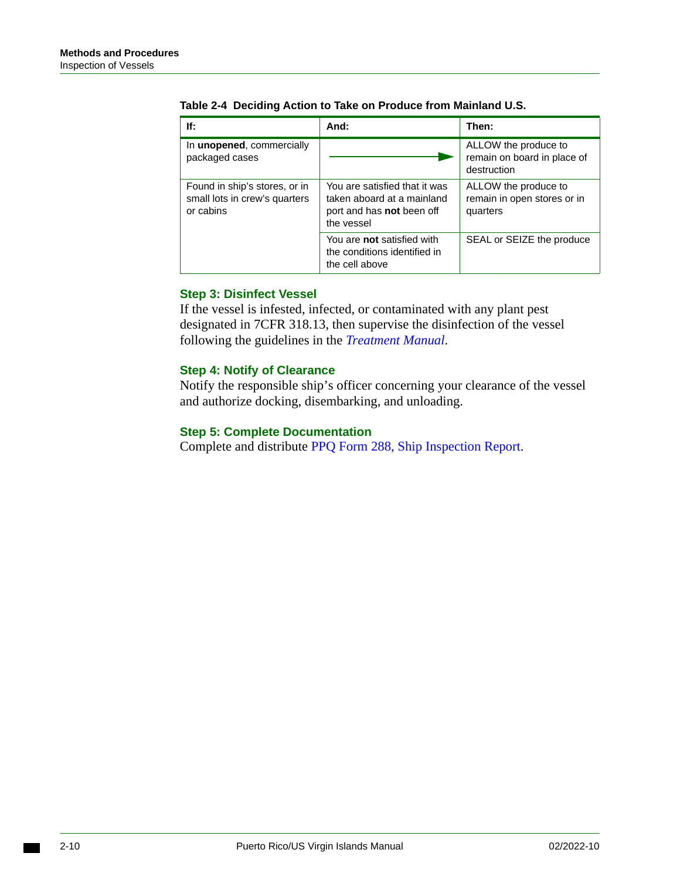**Table 2-4 Deciding Action to Take on Produce from Mainland U.S.**

| If: | And: | Then: |
|---|---|---|
| In **unopened**, commercially packaged cases | → | ALLOW the produce to remain on board in place of destruction |
| Found in ship's stores, or in small lots in crew's quarters or cabins | You are satisfied that it was taken aboard at a mainland port and has **not** been off the vessel | ALLOW the produce to remain in open stores or in quarters |
| | You are **not** satisfied with the conditions identified in the cell above | SEAL or SEIZE the produce |

### Step 3: Disinfect Vessel

If the vessel is infested, infected, or contaminated with any plant pest designated in 7CFR 318.13, then supervise the disinfection of the vessel following the guidelines in the *Treatment Manual*.

### Step 4: Notify of Clearance

Notify the responsible ship's officer concerning your clearance of the vessel and authorize docking, disembarking, and unloading.

### Step 5: Complete Documentation

Complete and distribute PPQ Form 288, Ship Inspection Report.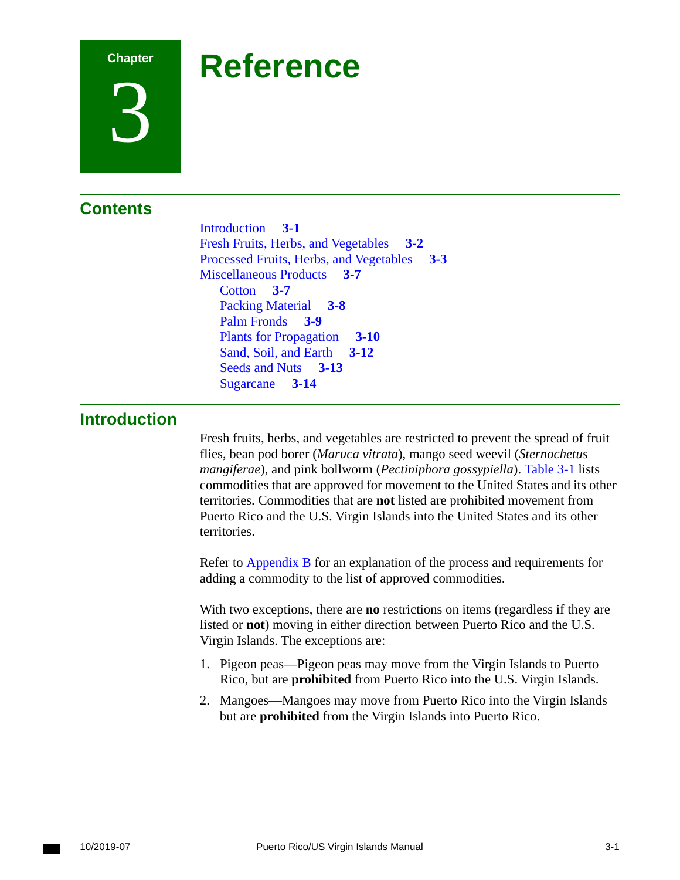# Chapter 3 Reference

## Contents

Introduction **3-1**
Fresh Fruits, Herbs, and Vegetables **3-2**
Processed Fruits, Herbs, and Vegetables **3-3**
Miscellaneous Products **3-7**
- Cotton **3-7**
- Packing Material **3-8**
- Palm Fronds **3-9**
- Plants for Propagation **3-10**
- Sand, Soil, and Earth **3-12**
- Seeds and Nuts **3-13**
- Sugarcane **3-14**

## Introduction

Fresh fruits, herbs, and vegetables are restricted to prevent the spread of fruit flies, bean pod borer (*Maruca vitrata*), mango seed weevil (*Sternochetus mangiferae*), and pink bollworm (*Pectiniphora gossypiella*). Table 3-1 lists commodities that are approved for movement to the United States and its other territories. Commodities that are **not** listed are prohibited movement from Puerto Rico and the U.S. Virgin Islands into the United States and its other territories.

Refer to Appendix B for an explanation of the process and requirements for adding a commodity to the list of approved commodities.

With two exceptions, there are **no** restrictions on items (regardless if they are listed or **not**) moving in either direction between Puerto Rico and the U.S. Virgin Islands. The exceptions are:

1. Pigeon peas—Pigeon peas may move from the Virgin Islands to Puerto Rico, but are **prohibited** from Puerto Rico into the U.S. Virgin Islands.
2. Mangoes—Mangoes may move from Puerto Rico into the Virgin Islands but are **prohibited** from the Virgin Islands into Puerto Rico.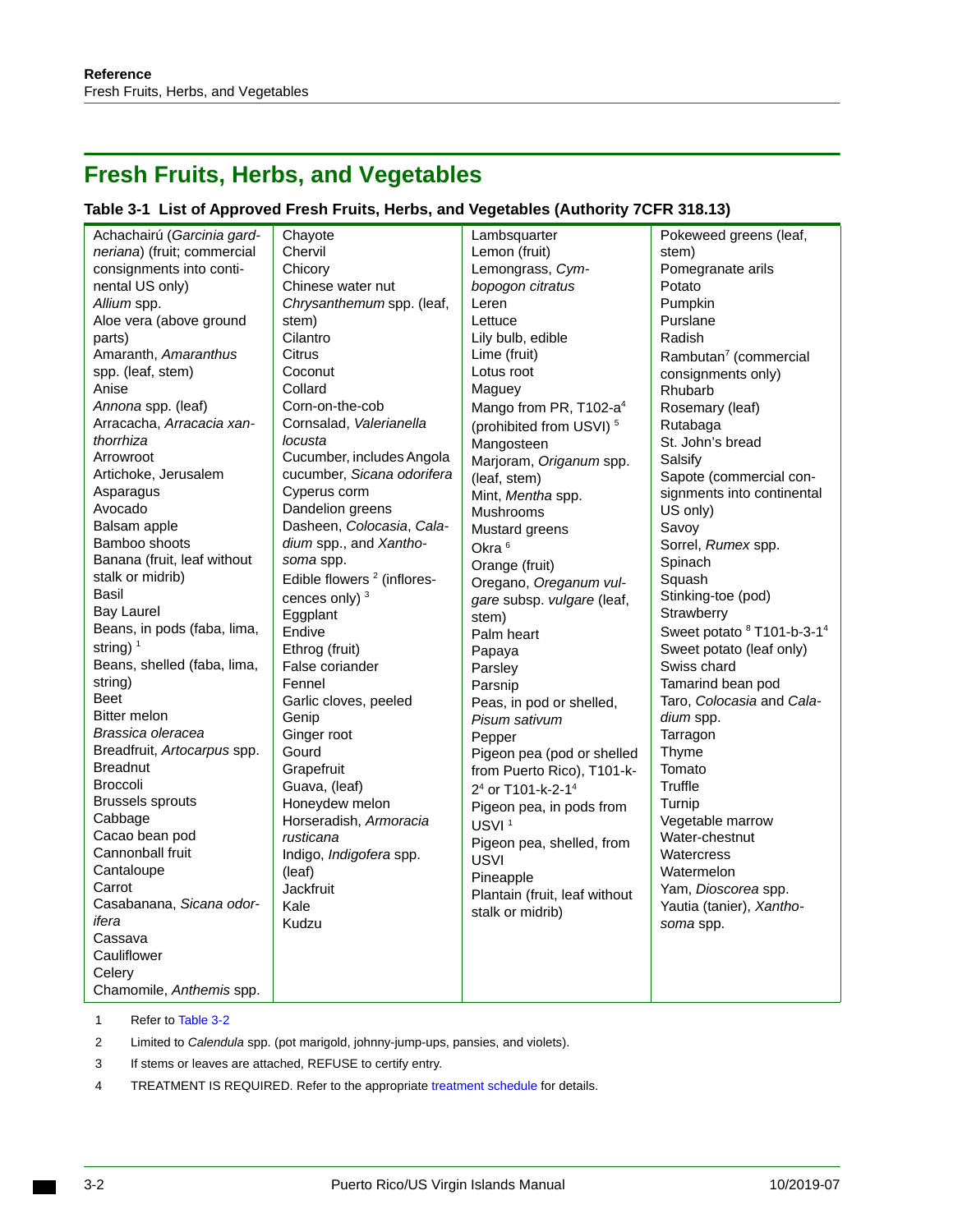# Fresh Fruits, Herbs, and Vegetables

**Table 3-1 List of Approved Fresh Fruits, Herbs, and Vegetables (Authority 7CFR 318.13)**

| | | | |
|---|---|---|---|
| Achachairú (*Garcinia gardneriana*) (fruit; commercial consignments into continental US only)<br>*Allium* spp.<br>Aloe vera (above ground parts)<br>Amaranth, *Amaranthus* spp. (leaf, stem)<br>Anise<br>*Annona* spp. (leaf)<br>Arracacha, *Arracacia xanthorrhiza*<br>Arrowroot<br>Artichoke, Jerusalem<br>Asparagus<br>Avocado<br>Balsam apple<br>Bamboo shoots<br>Banana (fruit, leaf without stalk or midrib)<br>Basil<br>Bay Laurel<br>Beans, in pods (faba, lima, string) [1]<br>Beans, shelled (faba, lima, string)<br>Beet<br>Bitter melon<br>*Brassica oleracea*<br>Breadfruit, *Artocarpus* spp.<br>Breadnut<br>Broccoli<br>Brussels sprouts<br>Cabbage<br>Cacao bean pod<br>Cannonball fruit<br>Cantaloupe<br>Carrot<br>Casabanana, *Sicana odorifera*<br>Cassava<br>Cauliflower<br>Celery<br>Chamomile, *Anthemis* spp. | Chayote<br>Chervil<br>Chicory<br>Chinese water nut<br>*Chrysanthemum* spp. (leaf, stem)<br>Cilantro<br>Citrus<br>Coconut<br>Collard<br>Corn-on-the-cob<br>Cornsalad, *Valerianella locusta*<br>Cucumber, includes Angola cucumber, *Sicana odorifera*<br>Cyperus corm<br>Dandelion greens<br>Dasheen, *Colocasia*, *Caladium* spp., and *Xanthosoma* spp.<br>Edible flowers [2] (inflorescences only) [3]<br>Eggplant<br>Endive<br>Ethrog (fruit)<br>False coriander<br>Fennel<br>Garlic cloves, peeled<br>Genip<br>Ginger root<br>Gourd<br>Grapefruit<br>Guava, (leaf)<br>Honeydew melon<br>Horseradish, *Armoracia rusticana*<br>Indigo, *Indigofera* spp. (leaf)<br>Jackfruit<br>Kale<br>Kudzu | Lambsquarter<br>Lemon (fruit)<br>Lemongrass, *Cymbopogon citratus*<br>Leren<br>Lettuce<br>Lily bulb, edible<br>Lime (fruit)<br>Lotus root<br>Maguey<br>Mango from PR, T102-a[4] (prohibited from USVI) [5]<br>Mangosteen<br>Marjoram, *Origanum* spp. (leaf, stem)<br>Mint, *Mentha* spp.<br>Mushrooms<br>Mustard greens<br>Okra [6]<br>Orange (fruit)<br>Oregano, *Oreganum vulgare* subsp. *vulgare* (leaf, stem)<br>Palm heart<br>Papaya<br>Parsley<br>Parsnip<br>Peas, in pod or shelled, *Pisum sativum*<br>Pepper<br>Pigeon pea (pod or shelled from Puerto Rico), T101-k-2[4] or T101-k-2-1[4]<br>Pigeon pea, in pods from USVI [1]<br>Pigeon pea, shelled, from USVI<br>Pineapple<br>Plantain (fruit, leaf without stalk or midrib) | Pokeweed greens (leaf, stem)<br>Pomegranate arils<br>Potato<br>Pumpkin<br>Purslane<br>Radish<br>Rambutan[7] (commercial consignments only)<br>Rhubarb<br>Rosemary (leaf)<br>Rutabaga<br>St. John's bread<br>Salsify<br>Sapote (commercial consignments into continental US only)<br>Savoy<br>Sorrel, *Rumex* spp.<br>Spinach<br>Squash<br>Stinking-toe (pod)<br>Strawberry<br>Sweet potato [8] T101-b-3-1[4]<br>Sweet potato (leaf only)<br>Swiss chard<br>Tamarind bean pod<br>Taro, *Colocasia* and *Caladium* spp.<br>Tarragon<br>Thyme<br>Tomato<br>Truffle<br>Turnip<br>Vegetable marrow<br>Water-chestnut<br>Watercress<br>Watermelon<br>Yam, *Dioscorea* spp.<br>Yautia (tanier), *Xanthosoma* spp. |

1 Refer to Table 3-2

2 Limited to *Calendula* spp. (pot marigold, johnny-jump-ups, pansies, and violets).

3 If stems or leaves are attached, REFUSE to certify entry.

4 TREATMENT IS REQUIRED. Refer to the appropriate treatment schedule for details.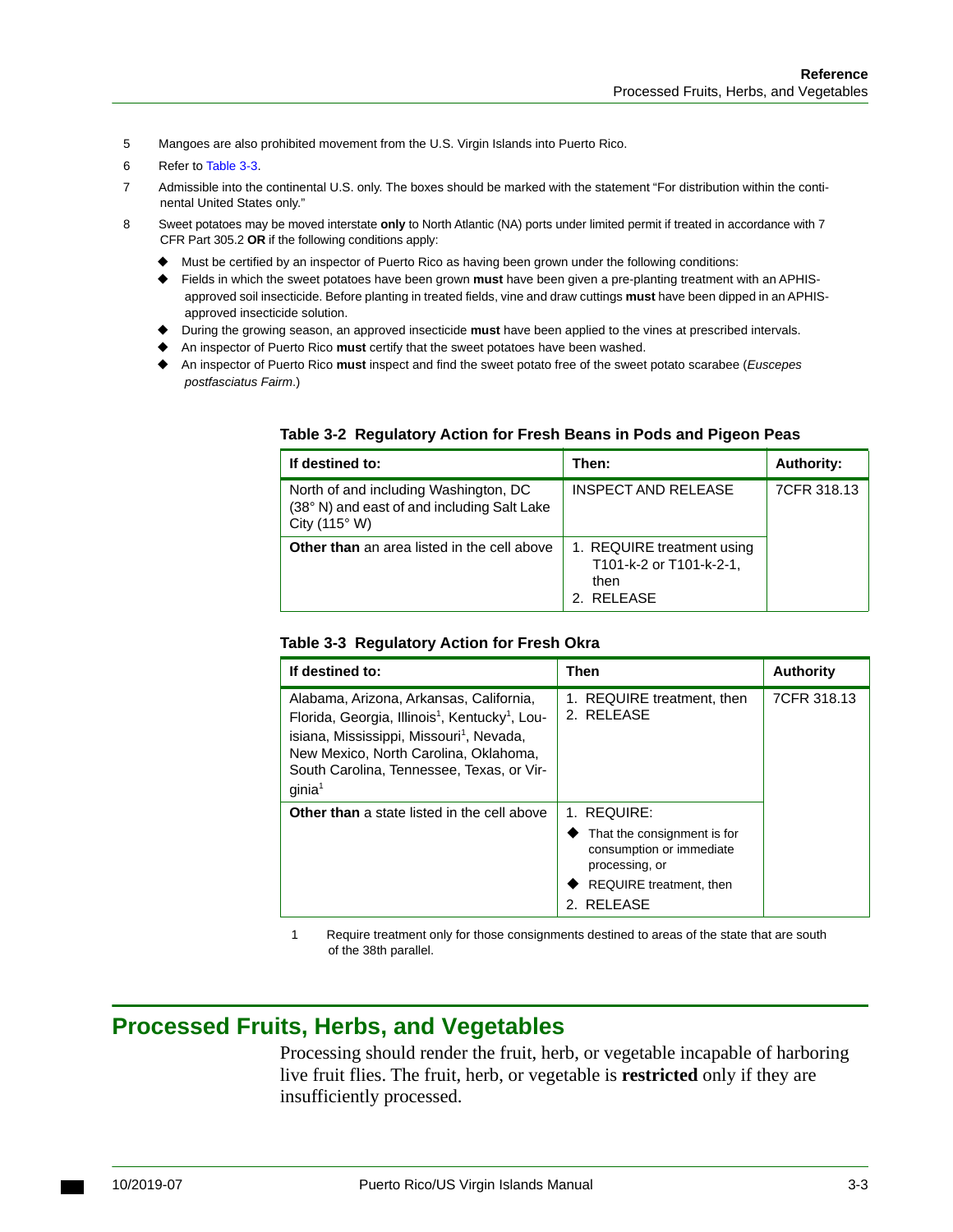5 Mangoes are also prohibited movement from the U.S. Virgin Islands into Puerto Rico.

6 Refer to Table 3-3.

7 Admissible into the continental U.S. only. The boxes should be marked with the statement "For distribution within the continental United States only."

8 Sweet potatoes may be moved interstate **only** to North Atlantic (NA) ports under limited permit if treated in accordance with 7 CFR Part 305.2 **OR** if the following conditions apply:

- Must be certified by an inspector of Puerto Rico as having been grown under the following conditions:
- Fields in which the sweet potatoes have been grown **must** have been given a pre-planting treatment with an APHIS-approved soil insecticide. Before planting in treated fields, vine and draw cuttings **must** have been dipped in an APHIS-approved insecticide solution.
- During the growing season, an approved insecticide **must** have been applied to the vines at prescribed intervals.
- An inspector of Puerto Rico **must** certify that the sweet potatoes have been washed.
- An inspector of Puerto Rico **must** inspect and find the sweet potato free of the sweet potato scarabee (*Euscepes postfasciatus Fairm*.)

**Table 3-2 Regulatory Action for Fresh Beans in Pods and Pigeon Peas**

| If destined to: | Then: | Authority: |
|---|---|---|
| North of and including Washington, DC (38° N) and east of and including Salt Lake City (115° W) | INSPECT AND RELEASE | 7CFR 318.13 |
| **Other than** an area listed in the cell above | 1. REQUIRE treatment using T101-k-2 or T101-k-2-1, then<br>2. RELEASE | |

**Table 3-3 Regulatory Action for Fresh Okra**

| If destined to: | Then | Authority |
|---|---|---|
| Alabama, Arizona, Arkansas, California, Florida, Georgia, Illinois[1], Kentucky[1], Louisiana, Mississippi, Missouri[1], Nevada, New Mexico, North Carolina, Oklahoma, South Carolina, Tennessee, Texas, or Virginia[1] | 1. REQUIRE treatment, then<br>2. RELEASE | 7CFR 318.13 |
| **Other than** a state listed in the cell above | 1. REQUIRE:<br>◆ That the consignment is for consumption or immediate processing, or<br>◆ REQUIRE treatment, then<br>2. RELEASE | |

1 Require treatment only for those consignments destined to areas of the state that are south of the 38th parallel.

## Processed Fruits, Herbs, and Vegetables

Processing should render the fruit, herb, or vegetable incapable of harboring live fruit flies. The fruit, herb, or vegetable is **restricted** only if they are insufficiently processed.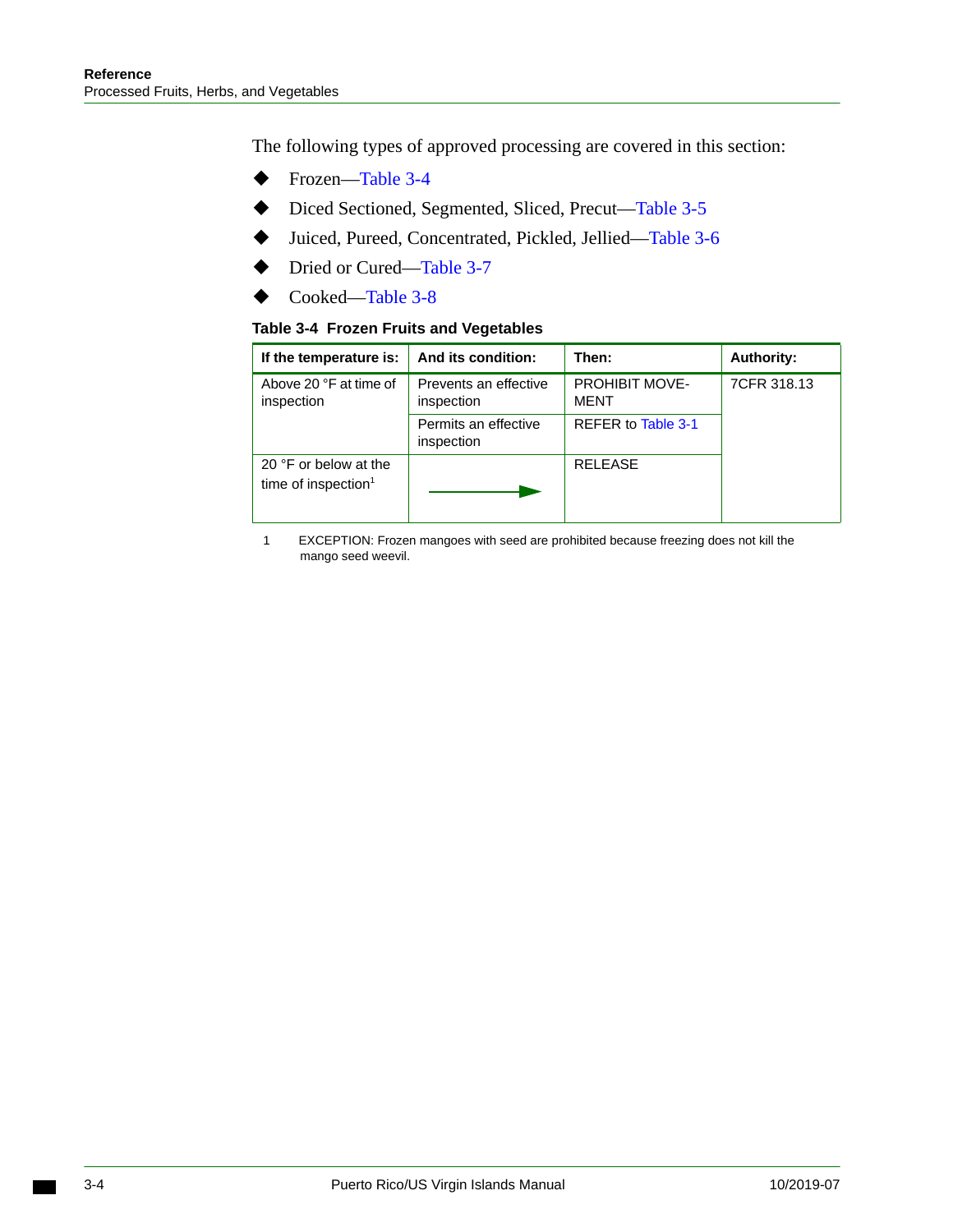The following types of approved processing are covered in this section:

- Frozen—Table 3-4
- Diced Sectioned, Segmented, Sliced, Precut—Table 3-5
- Juiced, Pureed, Concentrated, Pickled, Jellied—Table 3-6
- Dried or Cured—Table 3-7
- Cooked—Table 3-8

**Table 3-4 Frozen Fruits and Vegetables**

| If the temperature is: | And its condition: | Then: | Authority: |
|---|---|---|---|
| Above 20 °F at time of inspection | Prevents an effective inspection | PROHIBIT MOVEMENT | 7CFR 318.13 |
| | Permits an effective inspection | REFER to Table 3-1 | |
| 20 °F or below at the time of inspection[1] | → | RELEASE | |

1 EXCEPTION: Frozen mangoes with seed are prohibited because freezing does not kill the mango seed weevil.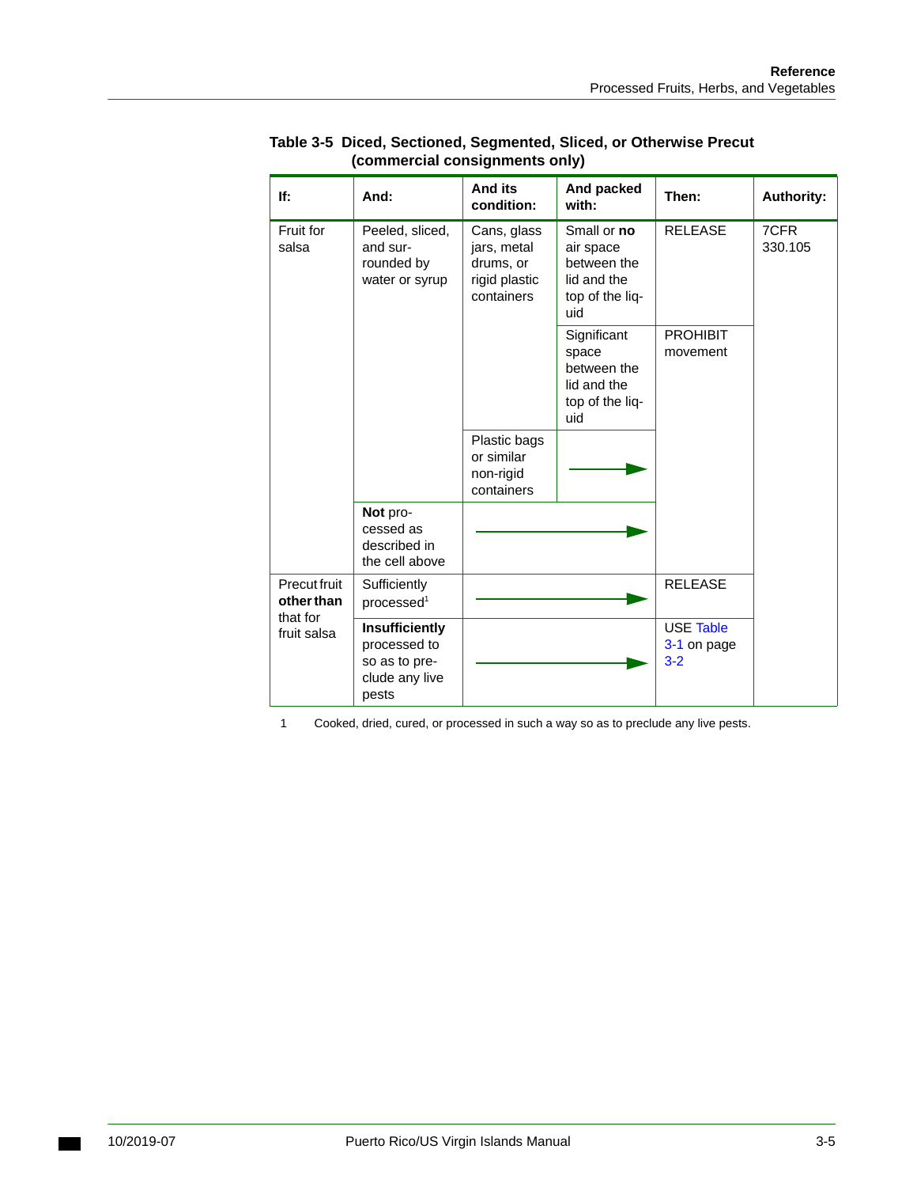**Table 3-5 Diced, Sectioned, Segmented, Sliced, or Otherwise Precut (commercial consignments only)**

| If: | And: | And its condition: | And packed with: | Then: | Authority: |
|---|---|---|---|---|---|
| Fruit for salsa | Peeled, sliced, and surrounded by water or syrup | Cans, glass jars, metal drums, or rigid plastic containers | Small or **no** air space between the lid and the top of the liquid | RELEASE | 7CFR 330.105 |
| | | | Significant space between the lid and the top of the liquid | PROHIBIT movement | |
| | | Plastic bags or similar non-rigid containers | → | PROHIBIT movement | |
| | **Not** processed as described in the cell above | → | → | PROHIBIT movement | |
| Precut fruit **other than** that for fruit salsa | Sufficiently processed[1] | → | → | RELEASE | |
| | **Insufficiently** processed to so as to preclude any live pests | → | → | USE Table 3-1 on page 3-2 | |

1 Cooked, dried, cured, or processed in such a way so as to preclude any live pests.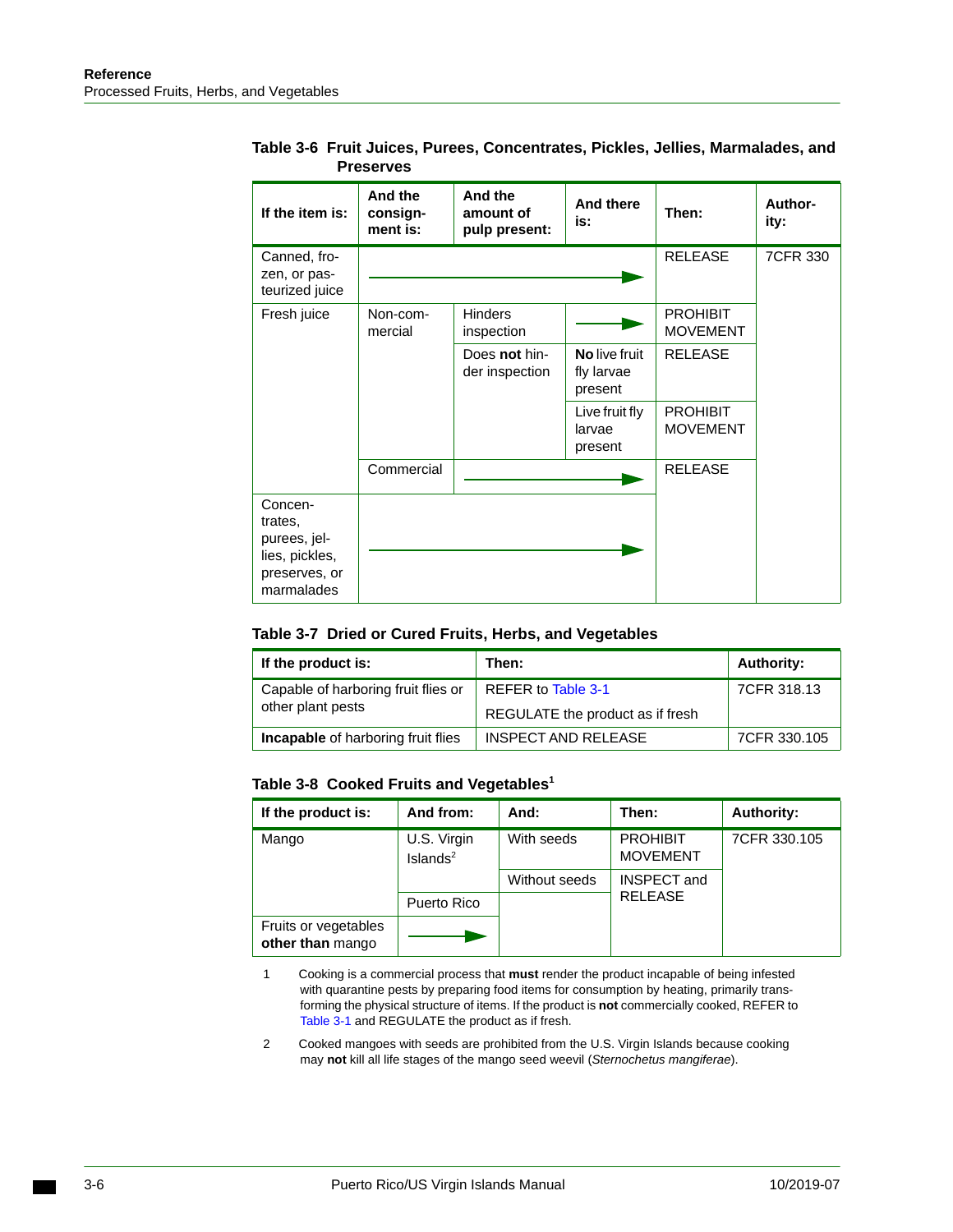**Table 3-6 Fruit Juices, Purees, Concentrates, Pickles, Jellies, Marmalades, and Preserves**

| If the item is: | And the consignment is: | And the amount of pulp present: | And there is: | Then: | Authority: |
|---|---|---|---|---|---|
| Canned, frozen, or pasteurized juice | → | → | → | RELEASE | 7CFR 330 |
| Fresh juice | Non-commercial | Hinders inspection | → | PROHIBIT MOVEMENT | |
| | | Does **not** hinder inspection | **No** live fruit fly larvae present | RELEASE | |
| | | | Live fruit fly larvae present | PROHIBIT MOVEMENT | |
| | Commercial | → | → | RELEASE | |
| Concentrates, purees, jellies, pickles, preserves, or marmalades | → | → | → | | |

**Table 3-7 Dried or Cured Fruits, Herbs, and Vegetables**

| If the product is: | Then: | Authority: |
|---|---|---|
| Capable of harboring fruit flies or other plant pests | REFER to Table 3-1<br>REGULATE the product as if fresh | 7CFR 318.13 |
| **Incapable** of harboring fruit flies | INSPECT AND RELEASE | 7CFR 330.105 |

**Table 3-8 Cooked Fruits and Vegetables**[1]

| If the product is: | And from: | And: | Then: | Authority: |
|---|---|---|---|---|
| Mango | U.S. Virgin Islands[2] | With seeds | PROHIBIT MOVEMENT | 7CFR 330.105 |
| | | Without seeds | INSPECT and RELEASE | |
| | Puerto Rico | | | |
| Fruits or vegetables **other than** mango | → | | | |

1 Cooking is a commercial process that **must** render the product incapable of being infested with quarantine pests by preparing food items for consumption by heating, primarily transforming the physical structure of items. If the product is **not** commercially cooked, REFER to Table 3-1 and REGULATE the product as if fresh.

2 Cooked mangoes with seeds are prohibited from the U.S. Virgin Islands because cooking may **not** kill all life stages of the mango seed weevil (*Sternochetus mangiferae*).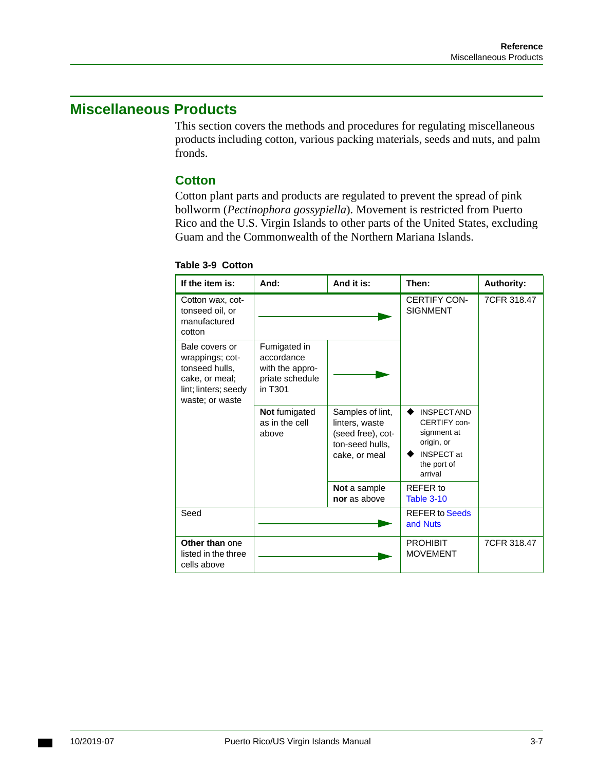# Miscellaneous Products

This section covers the methods and procedures for regulating miscellaneous products including cotton, various packing materials, seeds and nuts, and palm fronds.

## Cotton

Cotton plant parts and products are regulated to prevent the spread of pink bollworm (*Pectinophora gossypiella*). Movement is restricted from Puerto Rico and the U.S. Virgin Islands to other parts of the United States, excluding Guam and the Commonwealth of the Northern Mariana Islands.

**Table 3-9 Cotton**

| If the item is: | And: | And it is: | Then: | Authority: |
|---|---|---|---|---|
| Cotton wax, cottonseed oil, or manufactured cotton | → | → | CERTIFY CONSIGNMENT | 7CFR 318.47 |
| Bale covers or wrappings; cottonseed hulls, cake, or meal; lint; linters; seedy waste; or waste | Fumigated in accordance with the appropriate schedule in T301 | → | CERTIFY CONSIGNMENT | 7CFR 318.47 |
| | **Not** fumigated as in the cell above | Samples of lint, linters, waste (seed free), cotton-seed hulls, cake, or meal | ◆ INSPECT AND CERTIFY consignment at origin, or<br>◆ INSPECT at the port of arrival | 7CFR 318.47 |
| | | **Not** a sample **nor** as above | REFER to Table 3-10 | 7CFR 318.47 |
| Seed | → | → | REFER to Seeds and Nuts | |
| **Other than** one listed in the three cells above | → | → | PROHIBIT MOVEMENT | 7CFR 318.47 |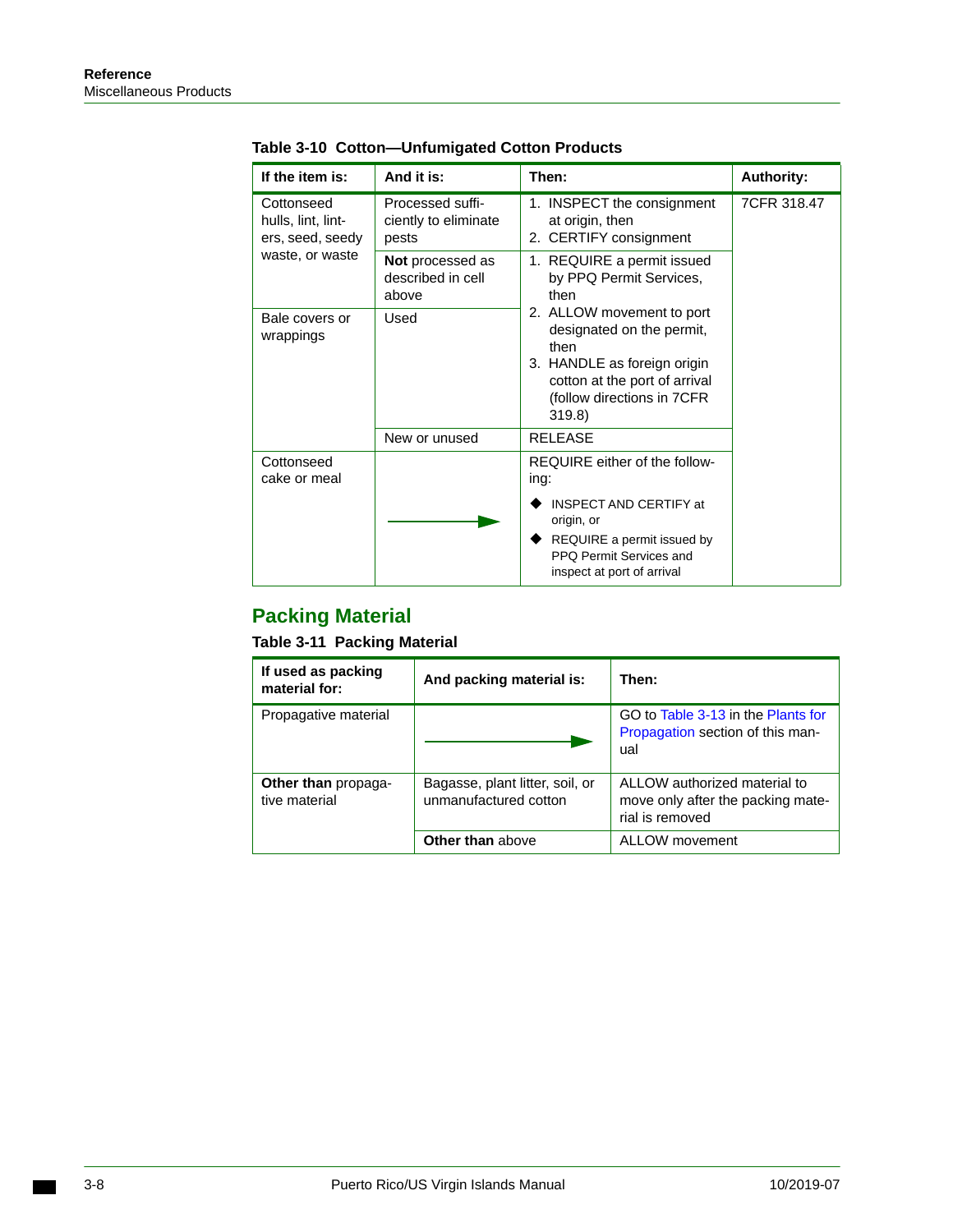**Table 3-10 Cotton—Unfumigated Cotton Products**

| If the item is: | And it is: | Then: | Authority: |
|---|---|---|---|
| Cottonseed hulls, lint, linters, seed, seedy waste, or waste | Processed sufficiently to eliminate pests | 1. INSPECT the consignment at origin, then<br>2. CERTIFY consignment | 7CFR 318.47 |
| | **Not** processed as described in cell above | 1. REQUIRE a permit issued by PPQ Permit Services, then<br>2. ALLOW movement to port designated on the permit, then<br>3. HANDLE as foreign origin cotton at the port of arrival (follow directions in 7CFR 319.8) | |
| Bale covers or wrappings | Used | | |
| | New or unused | RELEASE | |
| Cottonseed cake or meal | → | REQUIRE either of the following:<br>◆ INSPECT AND CERTIFY at origin, or<br>◆ REQUIRE a permit issued by PPQ Permit Services and inspect at port of arrival | |

## Packing Material

**Table 3-11 Packing Material**

| If used as packing material for: | And packing material is: | Then: |
|---|---|---|
| Propagative material | → | GO to Table 3-13 in the Plants for Propagation section of this manual |
| **Other than** propagative material | Bagasse, plant litter, soil, or unmanufactured cotton | ALLOW authorized material to move only after the packing material is removed |
| | **Other than** above | ALLOW movement |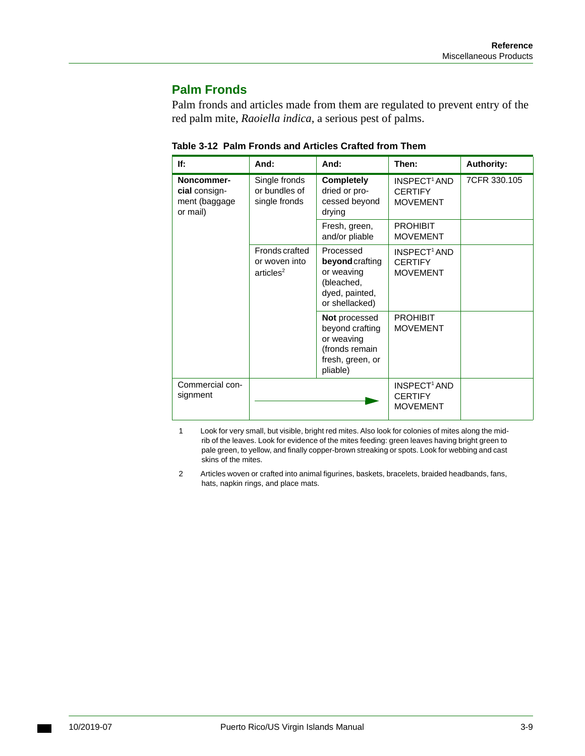## Palm Fronds

Palm fronds and articles made from them are regulated to prevent entry of the red palm mite, *Raoiella indica*, a serious pest of palms.

**Table 3-12 Palm Fronds and Articles Crafted from Them**

| If: | And: | And: | Then: | Authority: |
|---|---|---|---|---|
| **Noncommercial** consignment (baggage or mail) | Single fronds or bundles of single fronds | **Completely** dried or processed beyond drying | INSPECT[1] AND CERTIFY MOVEMENT | 7CFR 330.105 |
| | | Fresh, green, and/or pliable | PROHIBIT MOVEMENT | |
| | Fronds crafted or woven into articles[2] | Processed **beyond** crafting or weaving (bleached, dyed, painted, or shellacked) | INSPECT[1] AND CERTIFY MOVEMENT | |
| | | **Not** processed beyond crafting or weaving (fronds remain fresh, green, or pliable) | PROHIBIT MOVEMENT | |
| Commercial consignment | → | | INSPECT[1] AND CERTIFY MOVEMENT | |

1 Look for very small, but visible, bright red mites. Also look for colonies of mites along the midrib of the leaves. Look for evidence of the mites feeding: green leaves having bright green to pale green, to yellow, and finally copper-brown streaking or spots. Look for webbing and cast skins of the mites.

2 Articles woven or crafted into animal figurines, baskets, bracelets, braided headbands, fans, hats, napkin rings, and place mats.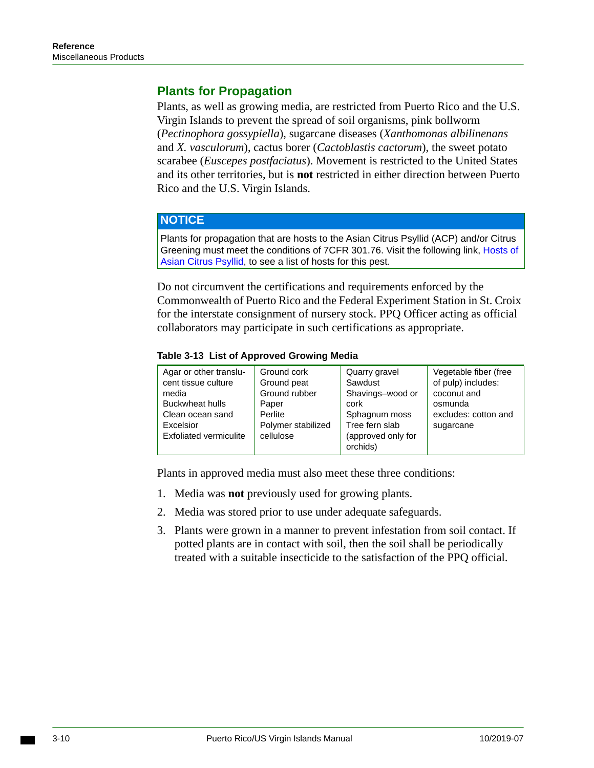## Plants for Propagation

Plants, as well as growing media, are restricted from Puerto Rico and the U.S. Virgin Islands to prevent the spread of soil organisms, pink bollworm (*Pectinophora gossypiella*), sugarcane diseases (*Xanthomonas albilinenans* and *X. vasculorum*), cactus borer (*Cactoblastis cactorum*), the sweet potato scarabee (*Euscepes postfaciatus*). Movement is restricted to the United States and its other territories, but is **not** restricted in either direction between Puerto Rico and the U.S. Virgin Islands.

**NOTICE**

Plants for propagation that are hosts to the Asian Citrus Psyllid (ACP) and/or Citrus Greening must meet the conditions of 7CFR 301.76. Visit the following link, Hosts of Asian Citrus Psyllid, to see a list of hosts for this pest.

Do not circumvent the certifications and requirements enforced by the Commonwealth of Puerto Rico and the Federal Experiment Station in St. Croix for the interstate consignment of nursery stock. PPQ Officer acting as official collaborators may participate in such certifications as appropriate.

**Table 3-13 List of Approved Growing Media**

| | | | |
|---|---|---|---|
| Agar or other translucent tissue culture media<br>Buckwheat hulls<br>Clean ocean sand<br>Excelsior<br>Exfoliated vermiculite | Ground cork<br>Ground peat<br>Ground rubber<br>Paper<br>Perlite<br>Polymer stabilized cellulose | Quarry gravel<br>Sawdust<br>Shavings–wood or cork<br>Sphagnum moss<br>Tree fern slab (approved only for orchids) | Vegetable fiber (free of pulp) includes: coconut and osmunda excludes: cotton and sugarcane |

Plants in approved media must also meet these three conditions:

1. Media was **not** previously used for growing plants.
2. Media was stored prior to use under adequate safeguards.
3. Plants were grown in a manner to prevent infestation from soil contact. If potted plants are in contact with soil, then the soil shall be periodically treated with a suitable insecticide to the satisfaction of the PPQ official.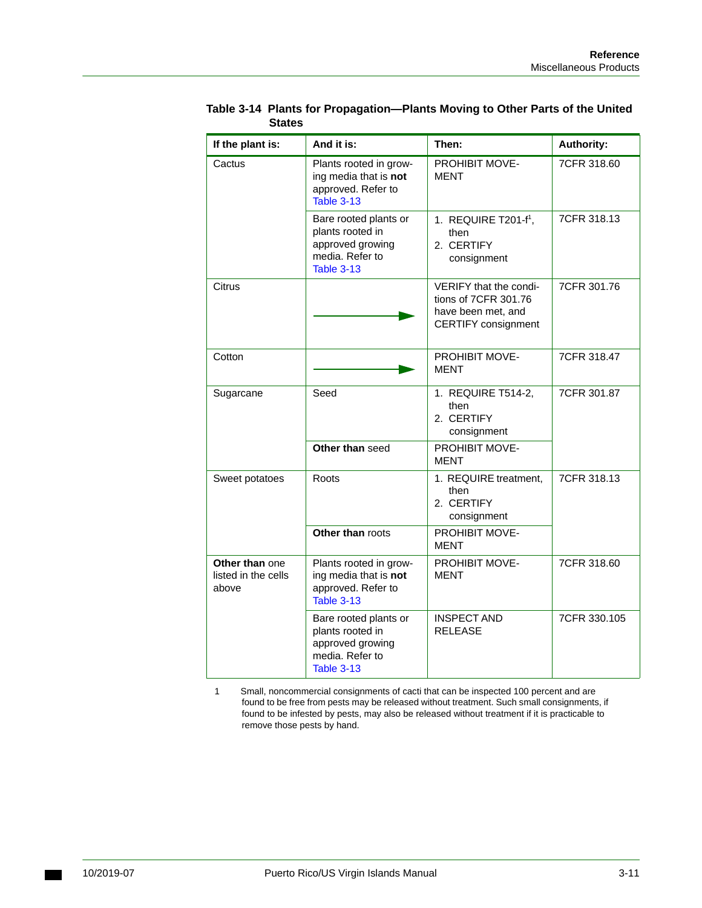**Table 3-14 Plants for Propagation—Plants Moving to Other Parts of the United States**

| If the plant is: | And it is: | Then: | Authority: |
|---|---|---|---|
| Cactus | Plants rooted in growing media that is **not** approved. Refer to Table 3-13 | PROHIBIT MOVEMENT | 7CFR 318.60 |
| | Bare rooted plants or plants rooted in approved growing media. Refer to Table 3-13 | 1. REQUIRE T201-f[1], then<br>2. CERTIFY consignment | 7CFR 318.13 |
| Citrus | → | VERIFY that the conditions of 7CFR 301.76 have been met, and CERTIFY consignment | 7CFR 301.76 |
| Cotton | → | PROHIBIT MOVEMENT | 7CFR 318.47 |
| Sugarcane | Seed | 1. REQUIRE T514-2, then<br>2. CERTIFY consignment | 7CFR 301.87 |
| | **Other than** seed | PROHIBIT MOVEMENT | |
| Sweet potatoes | Roots | 1. REQUIRE treatment, then<br>2. CERTIFY consignment | 7CFR 318.13 |
| | **Other than** roots | PROHIBIT MOVEMENT | |
| **Other than** one listed in the cells above | Plants rooted in growing media that is **not** approved. Refer to Table 3-13 | PROHIBIT MOVEMENT | 7CFR 318.60 |
| | Bare rooted plants or plants rooted in approved growing media. Refer to Table 3-13 | INSPECT AND RELEASE | 7CFR 330.105 |

1 Small, noncommercial consignments of cacti that can be inspected 100 percent and are found to be free from pests may be released without treatment. Such small consignments, if found to be infested by pests, may also be released without treatment if it is practicable to remove those pests by hand.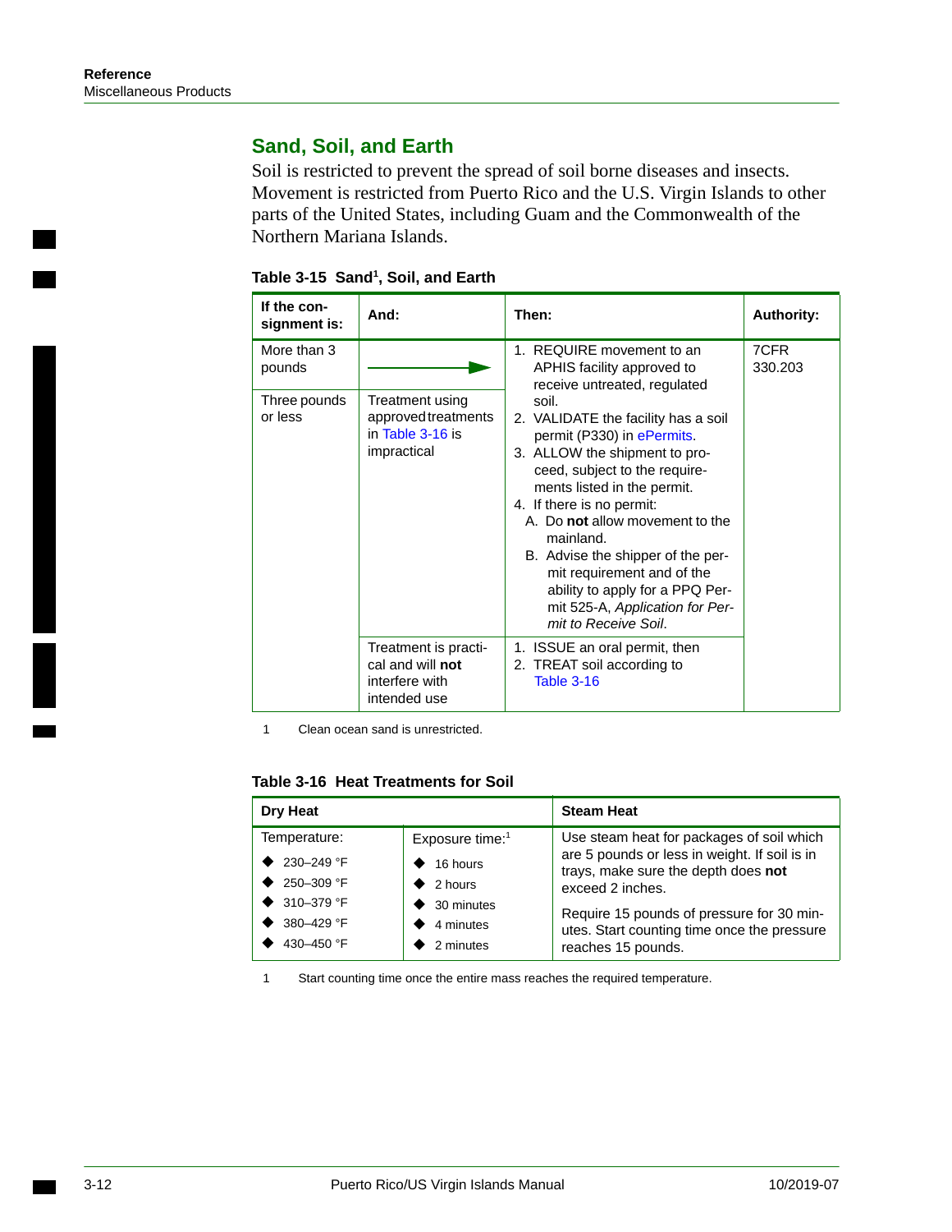## Sand, Soil, and Earth

Soil is restricted to prevent the spread of soil borne diseases and insects. Movement is restricted from Puerto Rico and the U.S. Virgin Islands to other parts of the United States, including Guam and the Commonwealth of the Northern Mariana Islands.

**Table 3-15 Sand[1], Soil, and Earth**

| If the consignment is: | And: | Then: | Authority: |
|---|---|---|---|
| More than 3 pounds | → | 1. REQUIRE movement to an APHIS facility approved to receive untreated, regulated soil.<br>2. VALIDATE the facility has a soil permit (P330) in ePermits.<br>3. ALLOW the shipment to proceed, subject to the requirements listed in the permit.<br>4. If there is no permit:<br>A. Do **not** allow movement to the mainland.<br>B. Advise the shipper of the permit requirement and of the ability to apply for a PPQ Permit 525-A, *Application for Permit to Receive Soil*. | 7CFR 330.203 |
| Three pounds or less | Treatment using approved treatments in Table 3-16 is impractical | (same as above) | |
| | Treatment is practical and will **not** interfere with intended use | 1. ISSUE an oral permit, then<br>2. TREAT soil according to Table 3-16 | |

1 Clean ocean sand is unrestricted.

**Table 3-16 Heat Treatments for Soil**

| Dry Heat | | Steam Heat |
|---|---|---|
| Temperature: | Exposure time:[1] | Use steam heat for packages of soil which are 5 pounds or less in weight. If soil is in trays, make sure the depth does **not** exceed 2 inches. |
| ◆ 230–249 °F | ◆ 16 hours | Require 15 pounds of pressure for 30 minutes. Start counting time once the pressure reaches 15 pounds. |
| ◆ 250–309 °F | ◆ 2 hours | |
| ◆ 310–379 °F | ◆ 30 minutes | |
| ◆ 380–429 °F | ◆ 4 minutes | |
| ◆ 430–450 °F | ◆ 2 minutes | |

1 Start counting time once the entire mass reaches the required temperature.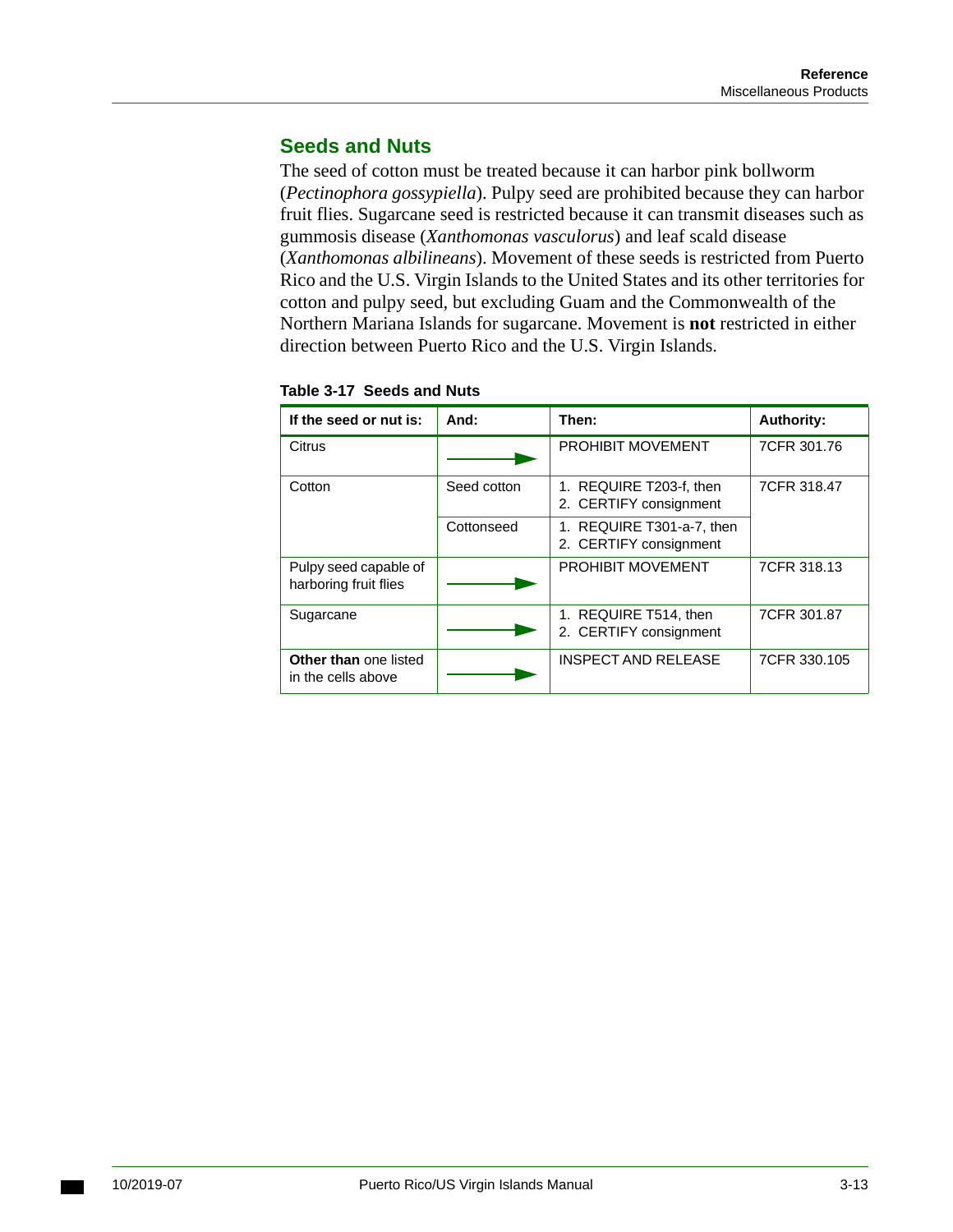## Seeds and Nuts

The seed of cotton must be treated because it can harbor pink bollworm (*Pectinophora gossypiella*). Pulpy seed are prohibited because they can harbor fruit flies. Sugarcane seed is restricted because it can transmit diseases such as gummosis disease (*Xanthomonas vasculorus*) and leaf scald disease (*Xanthomonas albilineans*). Movement of these seeds is restricted from Puerto Rico and the U.S. Virgin Islands to the United States and its other territories for cotton and pulpy seed, but excluding Guam and the Commonwealth of the Northern Mariana Islands for sugarcane. Movement is **not** restricted in either direction between Puerto Rico and the U.S. Virgin Islands.

**Table 3-17 Seeds and Nuts**

| If the seed or nut is: | And: | Then: | Authority: |
|---|---|---|---|
| Citrus | → | PROHIBIT MOVEMENT | 7CFR 301.76 |
| Cotton | Seed cotton | 1. REQUIRE T203-f, then 2. CERTIFY consignment | 7CFR 318.47 |
| | Cottonseed | 1. REQUIRE T301-a-7, then 2. CERTIFY consignment | |
| Pulpy seed capable of harboring fruit flies | → | PROHIBIT MOVEMENT | 7CFR 318.13 |
| Sugarcane | → | 1. REQUIRE T514, then 2. CERTIFY consignment | 7CFR 301.87 |
| **Other than** one listed in the cells above | → | INSPECT AND RELEASE | 7CFR 330.105 |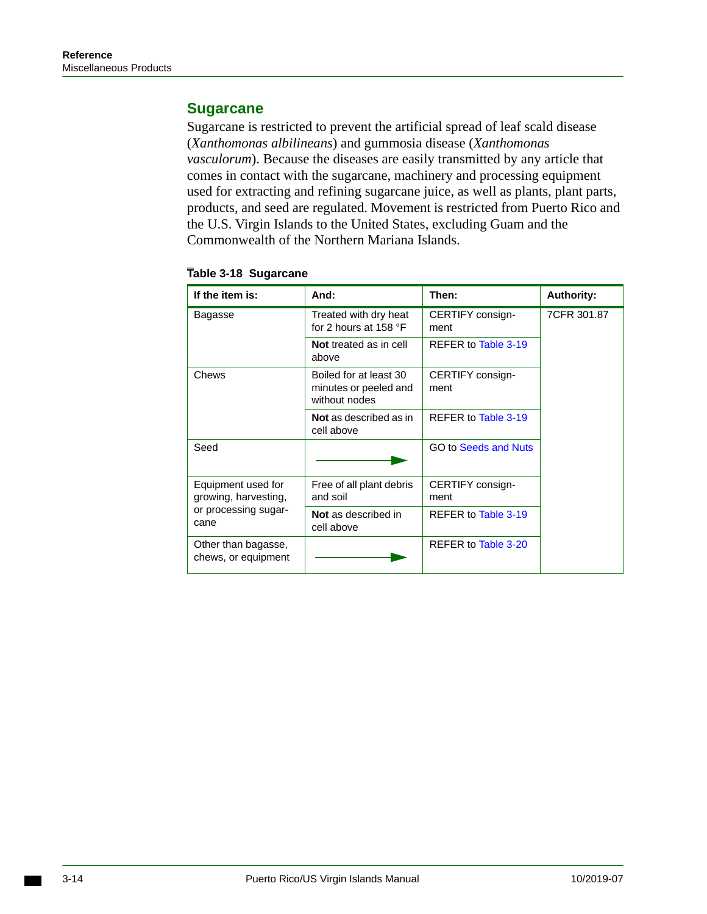## Sugarcane

Sugarcane is restricted to prevent the artificial spread of leaf scald disease (*Xanthomonas albilineans*) and gummosia disease (*Xanthomonas vasculorum*). Because the diseases are easily transmitted by any article that comes in contact with the sugarcane, machinery and processing equipment used for extracting and refining sugarcane juice, as well as plants, plant parts, products, and seed are regulated. Movement is restricted from Puerto Rico and the U.S. Virgin Islands to the United States, excluding Guam and the Commonwealth of the Northern Mariana Islands.

**Table 3-18 Sugarcane**

| If the item is: | And: | Then: | Authority: |
|---|---|---|---|
| Bagasse | Treated with dry heat for 2 hours at 158 °F | CERTIFY consignment | 7CFR 301.87 |
| | **Not** treated as in cell above | REFER to Table 3-19 | |
| Chews | Boiled for at least 30 minutes or peeled and without nodes | CERTIFY consignment | |
| | **Not** as described as in cell above | REFER to Table 3-19 | |
| Seed | → | GO to Seeds and Nuts | |
| Equipment used for growing, harvesting, or processing sugarcane | Free of all plant debris and soil | CERTIFY consignment | |
| | **Not** as described in cell above | REFER to Table 3-19 | |
| Other than bagasse, chews, or equipment | → | REFER to Table 3-20 | |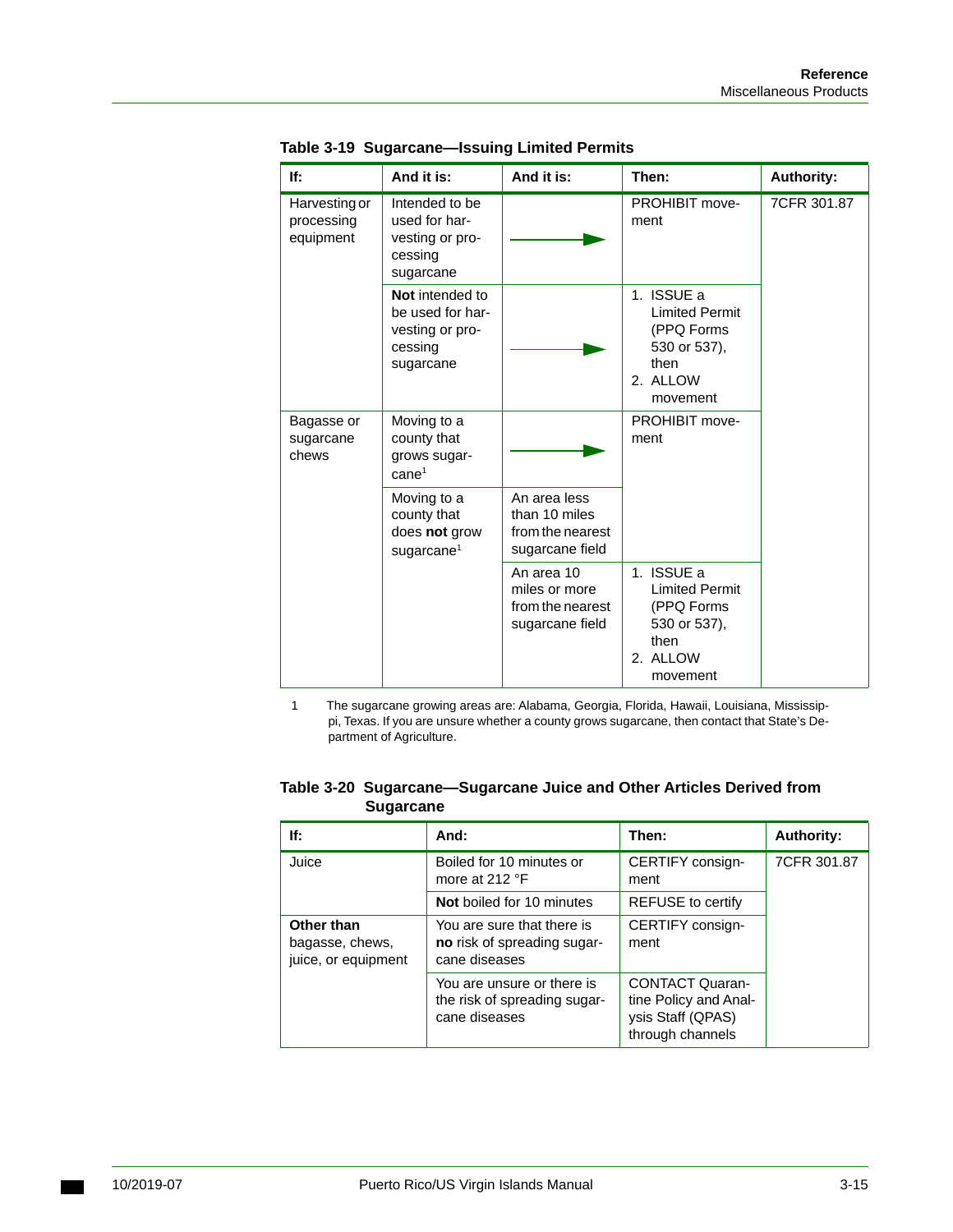**Table 3-19 Sugarcane—Issuing Limited Permits**

| If: | And it is: | And it is: | Then: | Authority: |
|---|---|---|---|---|
| Harvesting or processing equipment | Intended to be used for harvesting or processing sugarcane | → | PROHIBIT movement | 7CFR 301.87 |
| | **Not** intended to be used for harvesting or processing sugarcane | → | 1. ISSUE a Limited Permit (PPQ Forms 530 or 537), then 2. ALLOW movement | |
| Bagasse or sugarcane chews | Moving to a county that grows sugarcane[1] | → | PROHIBIT movement | |
| | Moving to a county that does **not** grow sugarcane[1] | An area less than 10 miles from the nearest sugarcane field | | |
| | | An area 10 miles or more from the nearest sugarcane field | 1. ISSUE a Limited Permit (PPQ Forms 530 or 537), then 2. ALLOW movement | |

1 The sugarcane growing areas are: Alabama, Georgia, Florida, Hawaii, Louisiana, Mississippi, Texas. If you are unsure whether a county grows sugarcane, then contact that State's Department of Agriculture.

**Table 3-20 Sugarcane—Sugarcane Juice and Other Articles Derived from Sugarcane**

| If: | And: | Then: | Authority: |
|---|---|---|---|
| Juice | Boiled for 10 minutes or more at 212 °F | CERTIFY consignment | 7CFR 301.87 |
| | **Not** boiled for 10 minutes | REFUSE to certify | |
| **Other than** bagasse, chews, juice, or equipment | You are sure that there is **no** risk of spreading sugarcane diseases | CERTIFY consignment | |
| | You are unsure or there is the risk of spreading sugarcane diseases | CONTACT Quarantine Policy and Analysis Staff (QPAS) through channels | |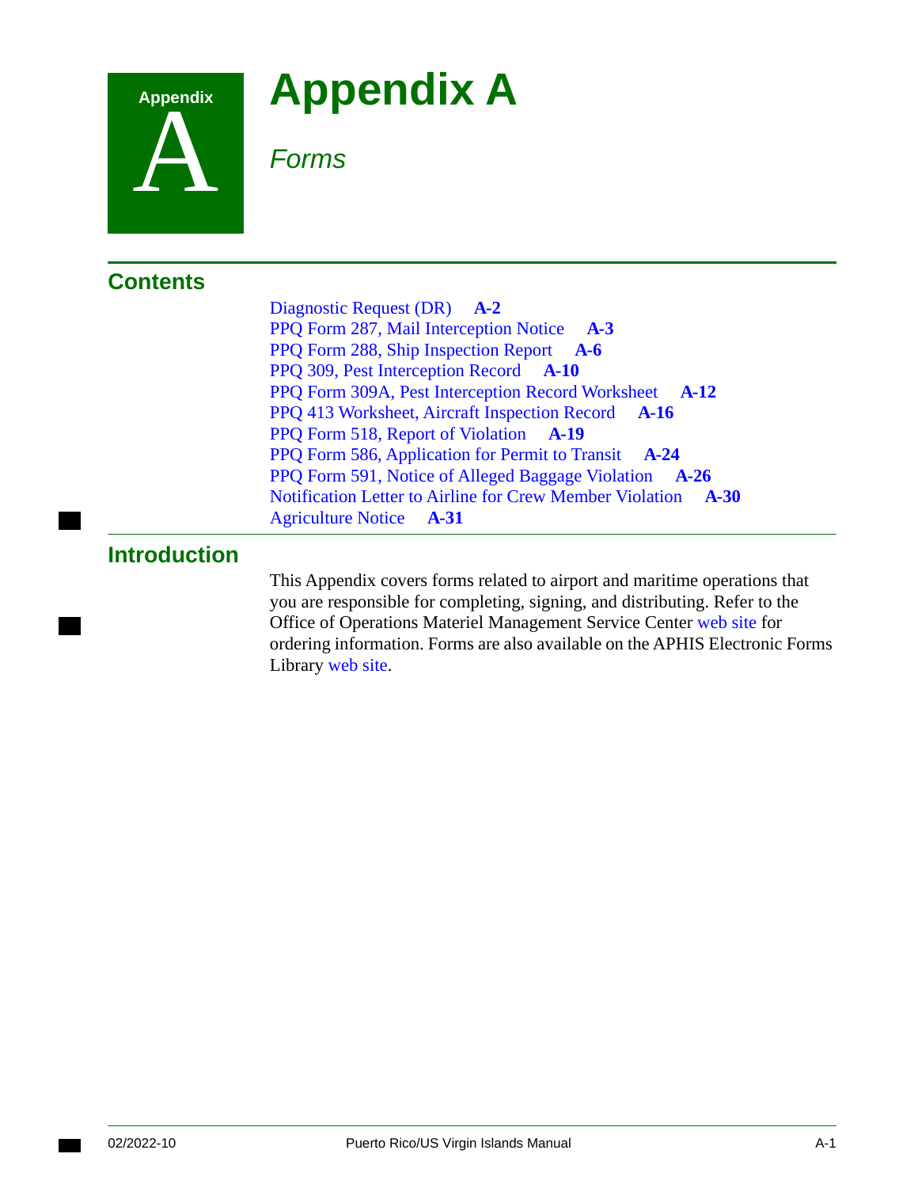# Appendix A

*Forms*

## Contents

Diagnostic Request (DR) **A-2**
PPQ Form 287, Mail Interception Notice **A-3**
PPQ Form 288, Ship Inspection Report **A-6**
PPQ 309, Pest Interception Record **A-10**
PPQ Form 309A, Pest Interception Record Worksheet **A-12**
PPQ 413 Worksheet, Aircraft Inspection Record **A-16**
PPQ Form 518, Report of Violation **A-19**
PPQ Form 586, Application for Permit to Transit **A-24**
PPQ Form 591, Notice of Alleged Baggage Violation **A-26**
Notification Letter to Airline for Crew Member Violation **A-30**
Agriculture Notice **A-31**

## Introduction

This Appendix covers forms related to airport and maritime operations that you are responsible for completing, signing, and distributing. Refer to the Office of Operations Materiel Management Service Center web site for ordering information. Forms are also available on the APHIS Electronic Forms Library web site.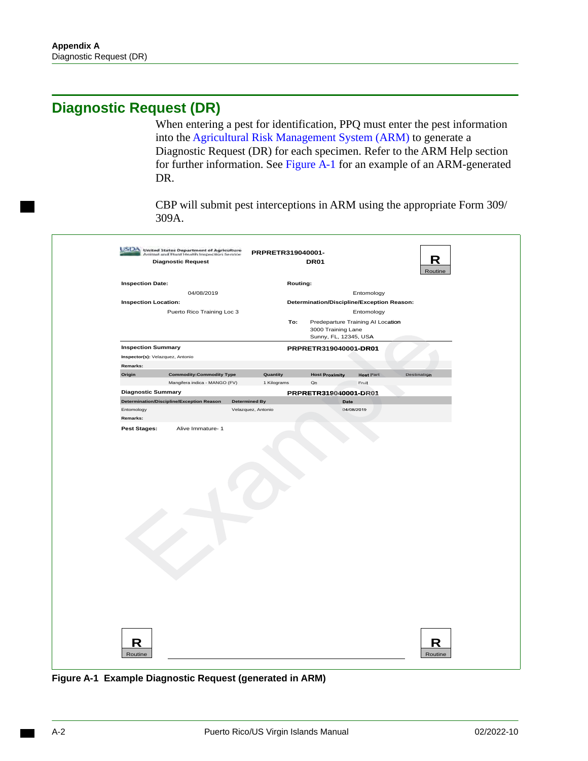## Diagnostic Request (DR)

When entering a pest for identification, PPQ must enter the pest information into the Agricultural Risk Management System (ARM) to generate a Diagnostic Request (DR) for each specimen. Refer to the ARM Help section for further information. See Figure A-1 for an example of an ARM-generated DR.

CBP will submit pest interceptions in ARM using the appropriate Form 309/309A.

USDA United States Department of Agriculture
Animal and Plant Health Inspection Service

**Diagnostic Request**

**PRPRETR319040001-DR01**

**R** Routine

**Inspection Date:** 04/08/2019

**Inspection Location:** Puerto Rico Training Loc 3

**Routing:** Entomology

**Determination/Discipline/Exception Reason:** Entomology

**To:** Predeparture Training AI Location
3000 Training Lane
Sunny, FL, 12345, USA

**Inspection Summary** — **PRPRETR319040001-DR01**

**Inspector(s):** Velazquez, Antonio

**Remarks:**

| Origin | Commodity:Commodity Type | Quantity | Host Proximity | Host Part | Destination |
|---|---|---|---|---|---|
| | Mangifera indica - MANGO (FV) | 1 Kilograms | On | Fruit | |

**Diagnostic Summary** — **PRPRETR319040001-DR01**

| Determination/Discipline/Exception Reason | Determined By | Date |
|---|---|---|
| Entomology | Velazquez, Antonio | 04/08/2019 |

**Remarks:**

**Pest Stages:** Alive Immature- 1

**R** Routine **R** Routine

**Figure A-1 Example Diagnostic Request (generated in ARM)**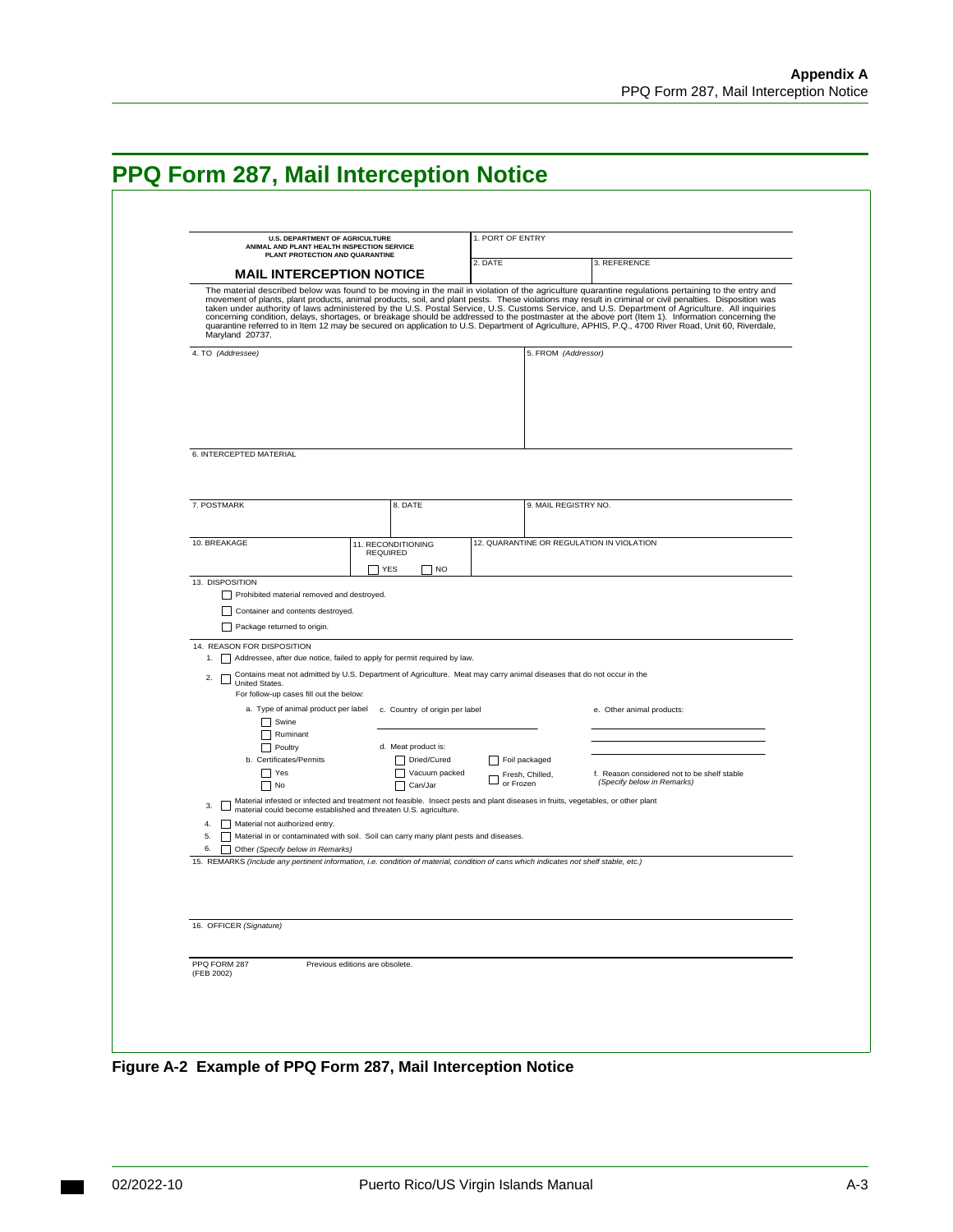# PPQ Form 287, Mail Interception Notice

U.S. DEPARTMENT OF AGRICULTURE
ANIMAL AND PLANT HEALTH INSPECTION SERVICE
PLANT PROTECTION AND QUARANTINE

**MAIL INTERCEPTION NOTICE**

1. PORT OF ENTRY

2. DATE

3. REFERENCE

The material described below was found to be moving in the mail in violation of the agriculture quarantine regulations pertaining to the entry and movement of plants, plant products, animal products, soil, and plant pests. These violations may result in criminal or civil penalties. Disposition was taken under authority of laws administered by the U.S. Postal Service, U.S. Customs Service, and U.S. Department of Agriculture. All inquiries concerning condition, delays, shortages, or breakage should be addressed to the postmaster at the above port (Item 1). Information concerning the quarantine referred to in Item 12 may be secured on application to U.S. Department of Agriculture, APHIS, P.Q., 4700 River Road, Unit 60, Riverdale, Maryland 20737.

4. TO *(Addressee)*

5. FROM *(Addressor)*

6. INTERCEPTED MATERIAL

7. POSTMARK

8. DATE

9. MAIL REGISTRY NO.

10. BREAKAGE

11. RECONDITIONING REQUIRED

☐ YES ☐ NO

12. QUARANTINE OR REGULATION IN VIOLATION

13. DISPOSITION

- ☐ Prohibited material removed and destroyed.
- ☐ Container and contents destroyed.
- ☐ Package returned to origin.

14. REASON FOR DISPOSITION

1. ☐ Addressee, after due notice, failed to apply for permit required by law.
2. ☐ Contains meat not admitted by U.S. Department of Agriculture. Meat may carry animal diseases that do not occur in the United States.

   For follow-up cases fill out the below:

   a. Type of animal product per label
   - ☐ Swine
   - ☐ Ruminant
   - ☐ Poultry

   b. Certificates/Permits
   - ☐ Yes
   - ☐ No

   c. Country of origin per label

   d. Meat product is:
   - ☐ Dried/Cured
   - ☐ Vacuum packed
   - ☐ Can/Jar
   - ☐ Foil packaged
   - ☐ Fresh, Chilled, or Frozen

   e. Other animal products:

   f. Reason considered not to be shelf stable *(Specify below in Remarks)*

3. ☐ Material infested or infected and treatment not feasible. Insect pests and plant diseases in fruits, vegetables, or other plant material could become established and threaten U.S. agriculture.
4. ☐ Material not authorized entry.
5. ☐ Material in or contaminated with soil. Soil can carry many plant pests and diseases.
6. ☐ Other *(Specify below in Remarks)*

15. REMARKS *(Include any pertinent information, i.e. condition of material, condition of cans which indicates not shelf stable, etc.)*

16. OFFICER *(Signature)*

PPQ FORM 287 (FEB 2002) Previous editions are obsolete.

**Figure A-2 Example of PPQ Form 287, Mail Interception Notice**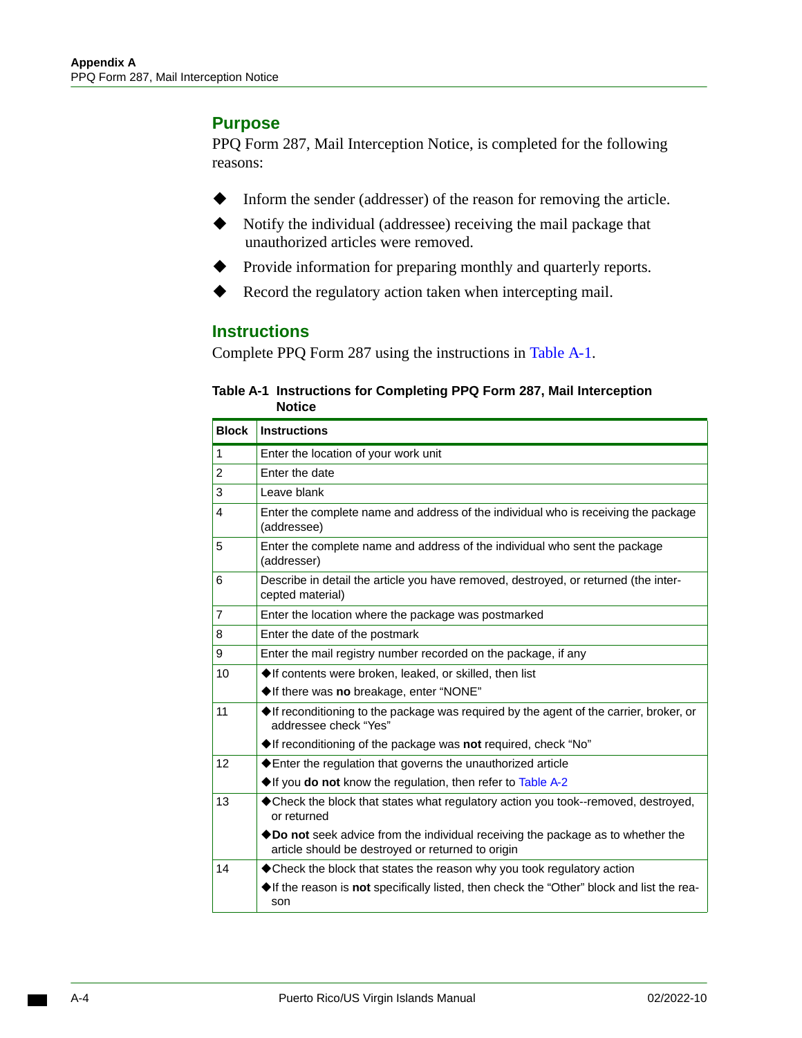## Purpose

PPQ Form 287, Mail Interception Notice, is completed for the following reasons:

- Inform the sender (addresser) of the reason for removing the article.
- Notify the individual (addressee) receiving the mail package that unauthorized articles were removed.
- Provide information for preparing monthly and quarterly reports.
- Record the regulatory action taken when intercepting mail.

## Instructions

Complete PPQ Form 287 using the instructions in Table A-1.

**Table A-1 Instructions for Completing PPQ Form 287, Mail Interception Notice**

| Block | Instructions |
|---|---|
| 1 | Enter the location of your work unit |
| 2 | Enter the date |
| 3 | Leave blank |
| 4 | Enter the complete name and address of the individual who is receiving the package (addressee) |
| 5 | Enter the complete name and address of the individual who sent the package (addresser) |
| 6 | Describe in detail the article you have removed, destroyed, or returned (the intercepted material) |
| 7 | Enter the location where the package was postmarked |
| 8 | Enter the date of the postmark |
| 9 | Enter the mail registry number recorded on the package, if any |
| 10 | ◆If contents were broken, leaked, or skilled, then list<br>◆If there was **no** breakage, enter "NONE" |
| 11 | ◆If reconditioning to the package was required by the agent of the carrier, broker, or addressee check "Yes"<br>◆If reconditioning of the package was **not** required, check "No" |
| 12 | ◆Enter the regulation that governs the unauthorized article<br>◆If you **do not** know the regulation, then refer to Table A-2 |
| 13 | ◆Check the block that states what regulatory action you took--removed, destroyed, or returned<br>◆**Do not** seek advice from the individual receiving the package as to whether the article should be destroyed or returned to origin |
| 14 | ◆Check the block that states the reason why you took regulatory action<br>◆If the reason is **not** specifically listed, then check the "Other" block and list the reason |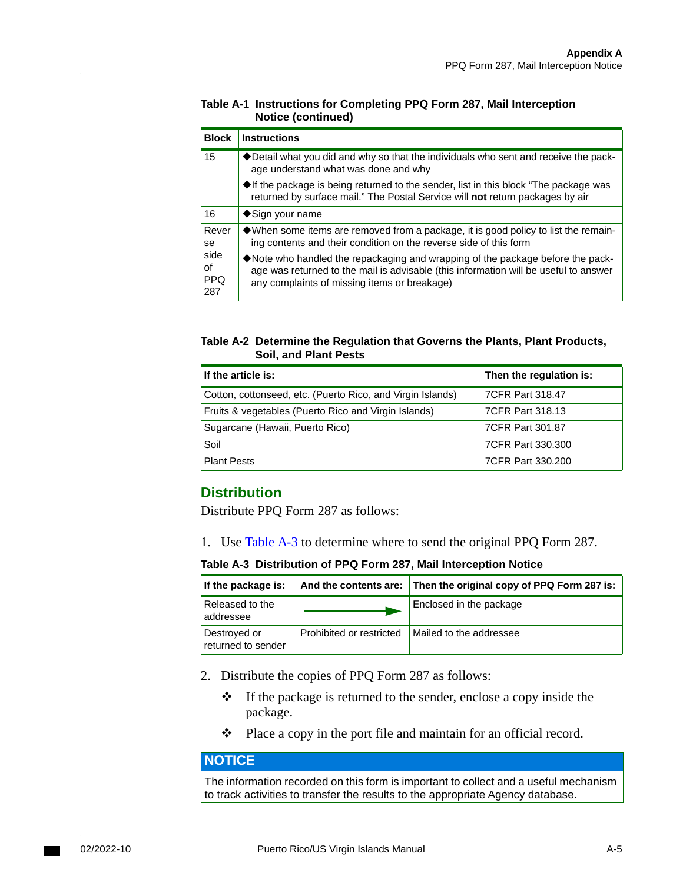**Table A-1 Instructions for Completing PPQ Form 287, Mail Interception Notice (continued)**

| Block | Instructions |
|---|---|
| 15 | ◆Detail what you did and why so that the individuals who sent and receive the package understand what was done and why<br>◆If the package is being returned to the sender, list in this block "The package was returned by surface mail." The Postal Service will **not** return packages by air |
| 16 | ◆Sign your name |
| Reverse side of PPQ 287 | ◆When some items are removed from a package, it is good policy to list the remaining contents and their condition on the reverse side of this form<br>◆Note who handled the repackaging and wrapping of the package before the package was returned to the mail is advisable (this information will be useful to answer any complaints of missing items or breakage) |

**Table A-2 Determine the Regulation that Governs the Plants, Plant Products, Soil, and Plant Pests**

| If the article is: | Then the regulation is: |
|---|---|
| Cotton, cottonseed, etc. (Puerto Rico, and Virgin Islands) | 7CFR Part 318.47 |
| Fruits & vegetables (Puerto Rico and Virgin Islands) | 7CFR Part 318.13 |
| Sugarcane (Hawaii, Puerto Rico) | 7CFR Part 301.87 |
| Soil | 7CFR Part 330.300 |
| Plant Pests | 7CFR Part 330.200 |

## Distribution

Distribute PPQ Form 287 as follows:

1. Use Table A-3 to determine where to send the original PPQ Form 287.

**Table A-3 Distribution of PPQ Form 287, Mail Interception Notice**

| If the package is: | And the contents are: | Then the original copy of PPQ Form 287 is: |
|---|---|---|
| Released to the addressee | → | Enclosed in the package |
| Destroyed or returned to sender | Prohibited or restricted | Mailed to the addressee |

2. Distribute the copies of PPQ Form 287 as follows:
   - ❖ If the package is returned to the sender, enclose a copy inside the package.
   - ❖ Place a copy in the port file and maintain for an official record.

**NOTICE**

The information recorded on this form is important to collect and a useful mechanism to track activities to transfer the results to the appropriate Agency database.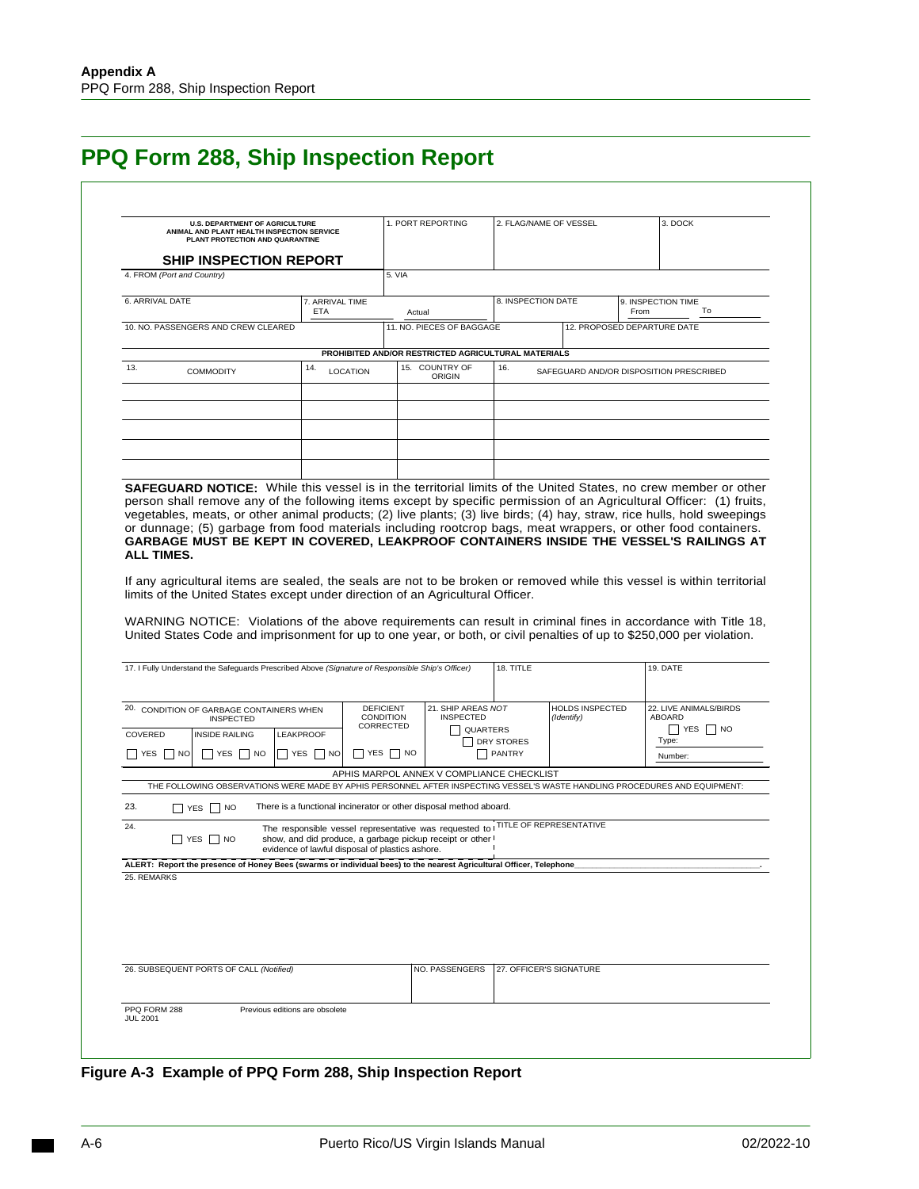# PPQ Form 288, Ship Inspection Report

| U.S. DEPARTMENT OF AGRICULTURE ANIMAL AND PLANT HEALTH INSPECTION SERVICE PLANT PROTECTION AND QUARANTINE **SHIP INSPECTION REPORT** | 1. PORT REPORTING | 2. FLAG/NAME OF VESSEL | 3. DOCK |
|---|---|---|---|
| 4. FROM *(Port and Country)* | 5. VIA | | |
| 6. ARRIVAL DATE | 7. ARRIVAL TIME ETA Actual | 8. INSPECTION DATE | 9. INSPECTION TIME From To |
| 10. NO. PASSENGERS AND CREW CLEARED | 11. NO. PIECES OF BAGGAGE | 12. PROPOSED DEPARTURE DATE | |

**PROHIBITED AND/OR RESTRICTED AGRICULTURAL MATERIALS**

| 13. COMMODITY | 14. LOCATION | 15. COUNTRY OF ORIGIN | 16. SAFEGUARD AND/OR DISPOSITION PRESCRIBED |
|---|---|---|---|
| | | | |
| | | | |
| | | | |
| | | | |
| | | | |

**SAFEGUARD NOTICE:** While this vessel is in the territorial limits of the United States, no crew member or other person shall remove any of the following items except by specific permission of an Agricultural Officer: (1) fruits, vegetables, meats, or other animal products; (2) live plants; (3) live birds; (4) hay, straw, rice hulls, hold sweepings or dunnage; (5) garbage from food materials including rootcrop bags, meat wrappers, or other food containers. **GARBAGE MUST BE KEPT IN COVERED, LEAKPROOF CONTAINERS INSIDE THE VESSEL'S RAILINGS AT ALL TIMES.**

If any agricultural items are sealed, the seals are not to be broken or removed while this vessel is within territorial limits of the United States except under direction of an Agricultural Officer.

WARNING NOTICE: Violations of the above requirements can result in criminal fines in accordance with Title 18, United States Code and imprisonment for up to one year, or both, or civil penalties of up to $250,000 per violation.

| 17. I Fully Understand the Safeguards Prescribed Above *(Signature of Responsible Ship's Officer)* | 18. TITLE | 19. DATE |
|---|---|---|
| | | |

| 20. CONDITION OF GARBAGE CONTAINERS WHEN INSPECTED | | | DEFICIENT CONDITION CORRECTED | 21. SHIP AREAS *NOT* INSPECTED | HOLDS INSPECTED *(Identify)* | 22. LIVE ANIMALS/BIRDS ABOARD |
|---|---|---|---|---|---|---|
| COVERED | INSIDE RAILING | LEAKPROOF | | ☐ QUARTERS | | ☐ YES ☐ NO |
| ☐ YES ☐ NO | ☐ YES ☐ NO | ☐ YES ☐ NO | ☐ YES ☐ NO | ☐ DRY STORES ☐ PANTRY | | Type: Number: |

**APHIS MARPOL ANNEX V COMPLIANCE CHECKLIST**

THE FOLLOWING OBSERVATIONS WERE MADE BY APHIS PERSONNEL AFTER INSPECTING VESSEL'S WASTE HANDLING PROCEDURES AND EQUIPMENT:

23. ☐ YES ☐ NO There is a functional incinerator or other disposal method aboard.

24. ☐ YES ☐ NO The responsible vessel representative was requested to show, and did produce, a garbage pickup receipt or other evidence of lawful disposal of plastics ashore. TITLE OF REPRESENTATIVE

**ALERT: Report the presence of Honey Bees (swarms or individual bees) to the nearest Agricultural Officer, Telephone\_\_\_\_\_\_\_\_\_\_.**

25. REMARKS

| 26. SUBSEQUENT PORTS OF CALL *(Notified)* | NO. PASSENGERS | 27. OFFICER'S SIGNATURE |
|---|---|---|
| | | |

PPQ FORM 288 JUL 2001 — Previous editions are obsolete

**Figure A-3 Example of PPQ Form 288, Ship Inspection Report**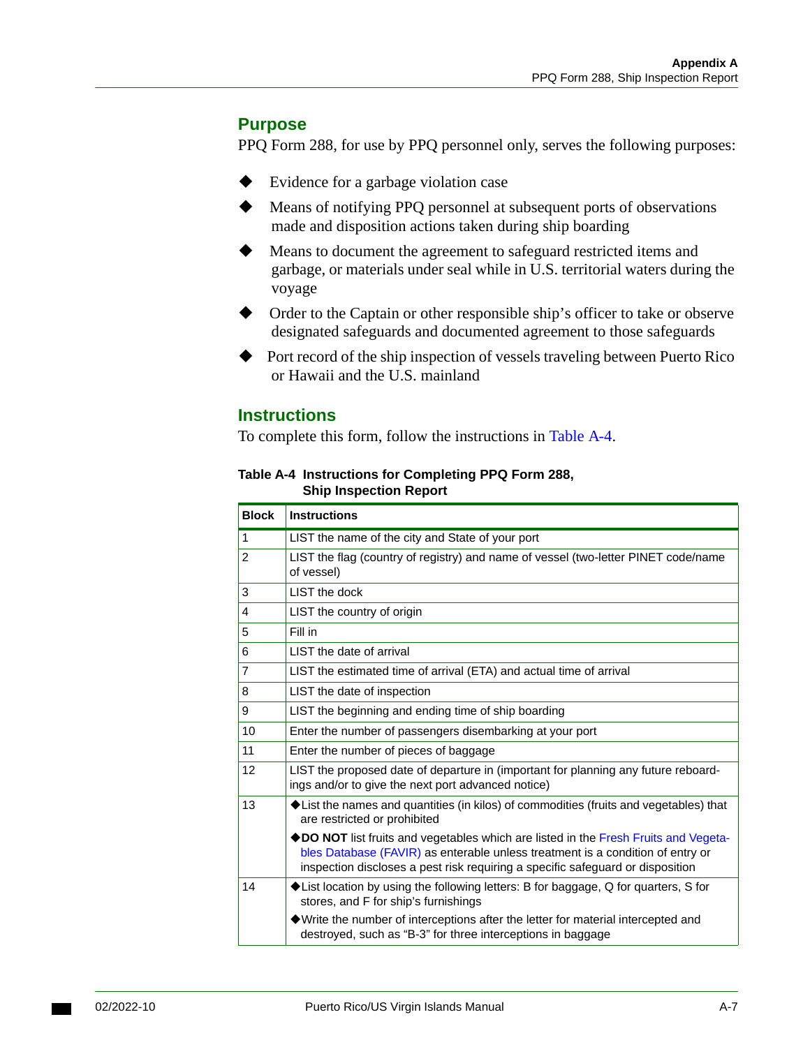## Purpose

PPQ Form 288, for use by PPQ personnel only, serves the following purposes:

- Evidence for a garbage violation case
- Means of notifying PPQ personnel at subsequent ports of observations made and disposition actions taken during ship boarding
- Means to document the agreement to safeguard restricted items and garbage, or materials under seal while in U.S. territorial waters during the voyage
- Order to the Captain or other responsible ship's officer to take or observe designated safeguards and documented agreement to those safeguards
- Port record of the ship inspection of vessels traveling between Puerto Rico or Hawaii and the U.S. mainland

## Instructions

To complete this form, follow the instructions in Table A-4.

**Table A-4 Instructions for Completing PPQ Form 288, Ship Inspection Report**

| Block | Instructions |
|---|---|
| 1 | LIST the name of the city and State of your port |
| 2 | LIST the flag (country of registry) and name of vessel (two-letter PINET code/name of vessel) |
| 3 | LIST the dock |
| 4 | LIST the country of origin |
| 5 | Fill in |
| 6 | LIST the date of arrival |
| 7 | LIST the estimated time of arrival (ETA) and actual time of arrival |
| 8 | LIST the date of inspection |
| 9 | LIST the beginning and ending time of ship boarding |
| 10 | Enter the number of passengers disembarking at your port |
| 11 | Enter the number of pieces of baggage |
| 12 | LIST the proposed date of departure in (important for planning any future reboardings and/or to give the next port advanced notice) |
| 13 | ◆List the names and quantities (in kilos) of commodities (fruits and vegetables) that are restricted or prohibited<br>◆**DO NOT** list fruits and vegetables which are listed in the Fresh Fruits and Vegetables Database (FAVIR) as enterable unless treatment is a condition of entry or inspection discloses a pest risk requiring a specific safeguard or disposition |
| 14 | ◆List location by using the following letters: B for baggage, Q for quarters, S for stores, and F for ship's furnishings<br>◆Write the number of interceptions after the letter for material intercepted and destroyed, such as "B-3" for three interceptions in baggage |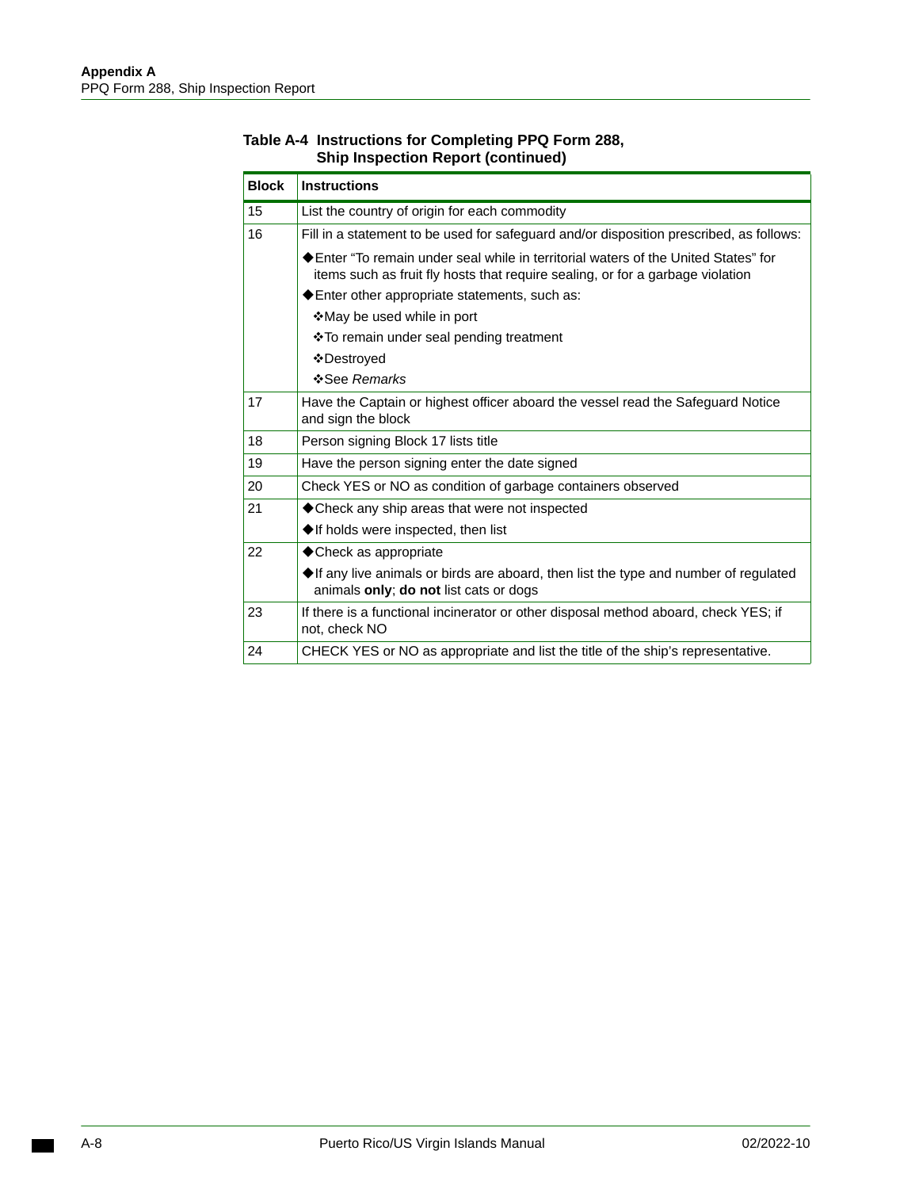**Table A-4 Instructions for Completing PPQ Form 288, Ship Inspection Report (continued)**

| Block | Instructions |
|---|---|
| 15 | List the country of origin for each commodity |
| 16 | Fill in a statement to be used for safeguard and/or disposition prescribed, as follows:<br>◆Enter “To remain under seal while in territorial waters of the United States” for items such as fruit fly hosts that require sealing, or for a garbage violation<br>◆Enter other appropriate statements, such as:<br>❖May be used while in port<br>❖To remain under seal pending treatment<br>❖Destroyed<br>❖See *Remarks* |
| 17 | Have the Captain or highest officer aboard the vessel read the Safeguard Notice and sign the block |
| 18 | Person signing Block 17 lists title |
| 19 | Have the person signing enter the date signed |
| 20 | Check YES or NO as condition of garbage containers observed |
| 21 | ◆Check any ship areas that were not inspected<br>◆If holds were inspected, then list |
| 22 | ◆Check as appropriate<br>◆If any live animals or birds are aboard, then list the type and number of regulated animals **only**; **do not** list cats or dogs |
| 23 | If there is a functional incinerator or other disposal method aboard, check YES; if not, check NO |
| 24 | CHECK YES or NO as appropriate and list the title of the ship’s representative. |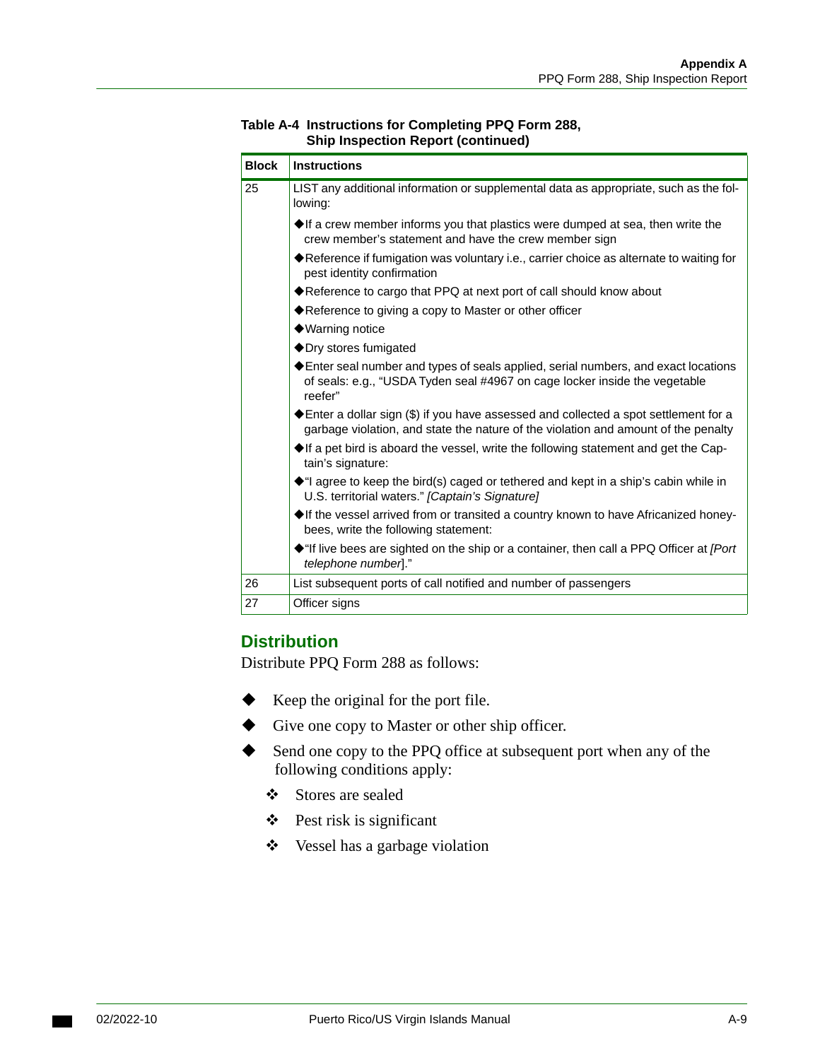**Table A-4 Instructions for Completing PPQ Form 288, Ship Inspection Report (continued)**

| Block | Instructions |
|---|---|
| 25 | LIST any additional information or supplemental data as appropriate, such as the following:<br>◆If a crew member informs you that plastics were dumped at sea, then write the crew member's statement and have the crew member sign<br>◆Reference if fumigation was voluntary i.e., carrier choice as alternate to waiting for pest identity confirmation<br>◆Reference to cargo that PPQ at next port of call should know about<br>◆Reference to giving a copy to Master or other officer<br>◆Warning notice<br>◆Dry stores fumigated<br>◆Enter seal number and types of seals applied, serial numbers, and exact locations of seals: e.g., "USDA Tyden seal #4967 on cage locker inside the vegetable reefer"<br>◆Enter a dollar sign ($) if you have assessed and collected a spot settlement for a garbage violation, and state the nature of the violation and amount of the penalty<br>◆If a pet bird is aboard the vessel, write the following statement and get the Captain's signature:<br>◆"I agree to keep the bird(s) caged or tethered and kept in a ship's cabin while in U.S. territorial waters." *[Captain's Signature]*<br>◆If the vessel arrived from or transited a country known to have Africanized honeybees, write the following statement:<br>◆"If live bees are sighted on the ship or a container, then call a PPQ Officer at *[Port telephone number]*." |
| 26 | List subsequent ports of call notified and number of passengers |
| 27 | Officer signs |

## Distribution

Distribute PPQ Form 288 as follows:

- Keep the original for the port file.
- Give one copy to Master or other ship officer.
- Send one copy to the PPQ office at subsequent port when any of the following conditions apply:
  - Stores are sealed
  - Pest risk is significant
  - Vessel has a garbage violation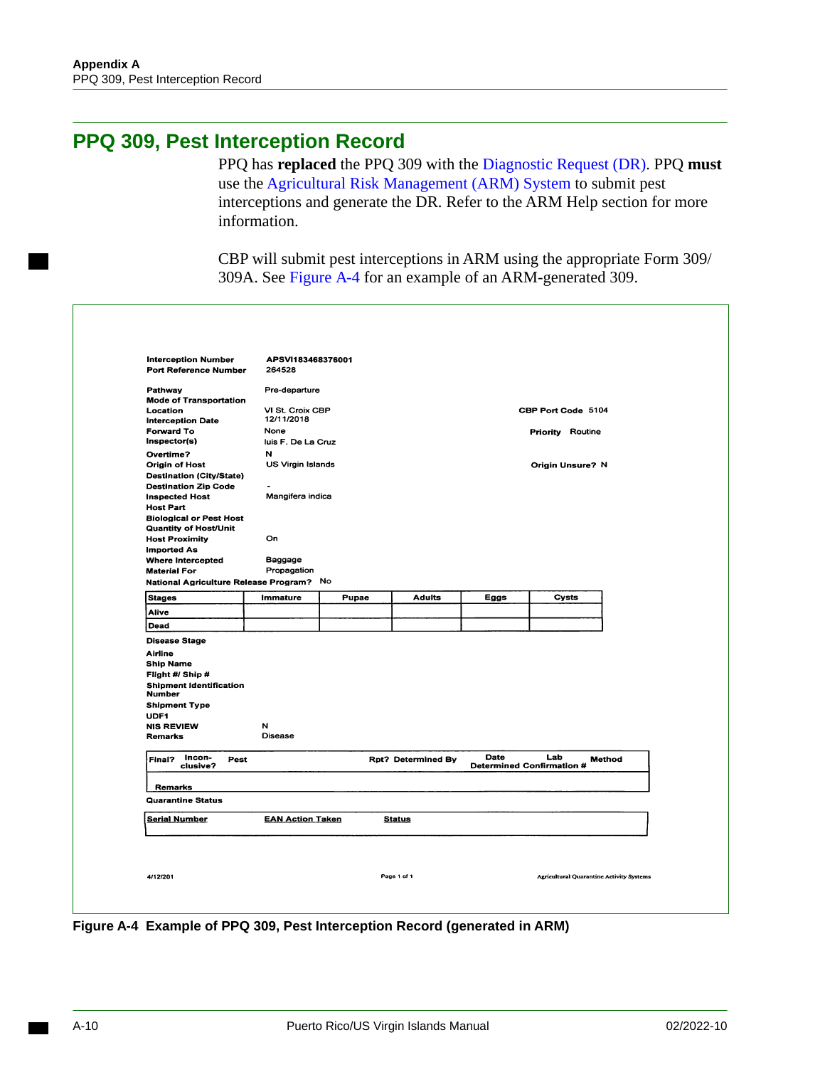## PPQ 309, Pest Interception Record

PPQ has **replaced** the PPQ 309 with the Diagnostic Request (DR). PPQ **must** use the Agricultural Risk Management (ARM) System to submit pest interceptions and generate the DR. Refer to the ARM Help section for more information.

CBP will submit pest interceptions in ARM using the appropriate Form 309/309A. See Figure A-4 for an example of an ARM-generated 309.

**Interception Number** APSVI183468376001
**Port Reference Number** 264528

**Pathway** Pre-departure
**Mode of Transportation**
**Location** VI St. Croix CBP — **CBP Port Code** 5104
**Interception Date** 12/11/2018
**Forward To** None — **Priority** Routine
**Inspector(s)** luis F. De La Cruz
**Overtime?** N
**Origin of Host** US Virgin Islands — **Origin Unsure?** N
**Destination (City/State)**
**Destination Zip Code** -
**Inspected Host** Mangifera indica
**Host Part**
**Biological or Pest Host**
**Quantity of Host/Unit**
**Host Proximity** On
**Imported As**
**Where Intercepted** Baggage
**Material For** Propagation
**National Agriculture Release Program?** No

| Stages | Immature | Pupae | Adults | Eggs | Cysts |
|---|---|---|---|---|---|
| Alive | | | | | |
| Dead | | | | | |

**Disease Stage**
**Airline**
**Ship Name**
**Flight #/ Ship #**
**Shipment Identification Number**
**Shipment Type**
**UDF1**
**NIS REVIEW** N
**Remarks** Disease

| Final? | Incon-clusive? | Pest | Rpt? | Determined By | Date Determined | Lab Confirmation # | Method |
|---|---|---|---|---|---|---|---|
| | | | | | | | |

**Remarks**

**Quarantine Status**

| Serial Number | EAN Action Taken | Status |
|---|---|---|
| | | |

4/12/201 — Page 1 of 1 — Agricultural Quarantine Activity Systems

**Figure A-4 Example of PPQ 309, Pest Interception Record (generated in ARM)**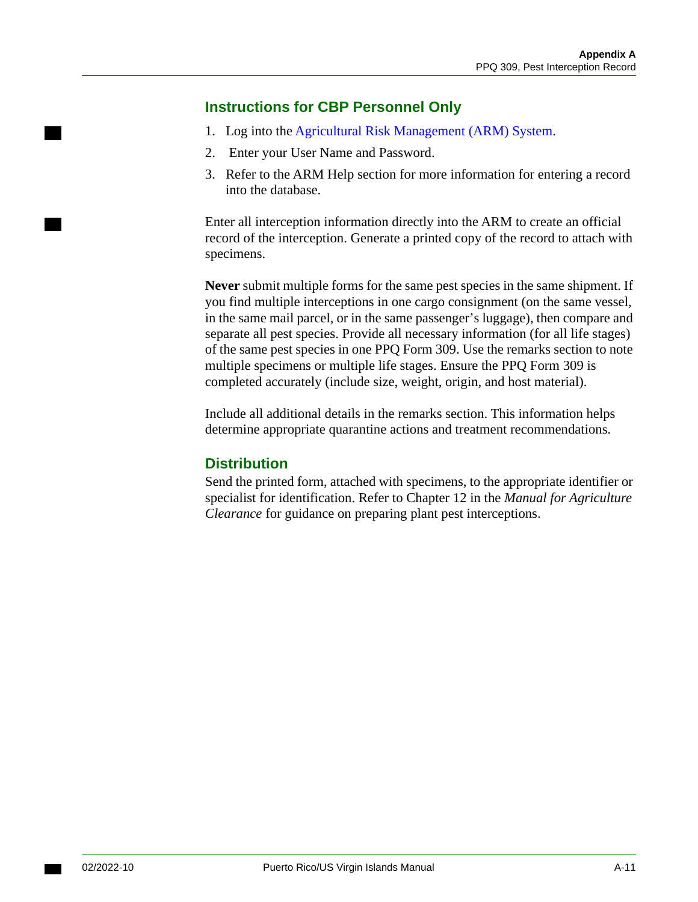## Instructions for CBP Personnel Only

1. Log into the Agricultural Risk Management (ARM) System.
2. Enter your User Name and Password.
3. Refer to the ARM Help section for more information for entering a record into the database.

Enter all interception information directly into the ARM to create an official record of the interception. Generate a printed copy of the record to attach with specimens.

**Never** submit multiple forms for the same pest species in the same shipment. If you find multiple interceptions in one cargo consignment (on the same vessel, in the same mail parcel, or in the same passenger's luggage), then compare and separate all pest species. Provide all necessary information (for all life stages) of the same pest species in one PPQ Form 309. Use the remarks section to note multiple specimens or multiple life stages. Ensure the PPQ Form 309 is completed accurately (include size, weight, origin, and host material).

Include all additional details in the remarks section. This information helps determine appropriate quarantine actions and treatment recommendations.

## Distribution

Send the printed form, attached with specimens, to the appropriate identifier or specialist for identification. Refer to Chapter 12 in the *Manual for Agriculture Clearance* for guidance on preparing plant pest interceptions.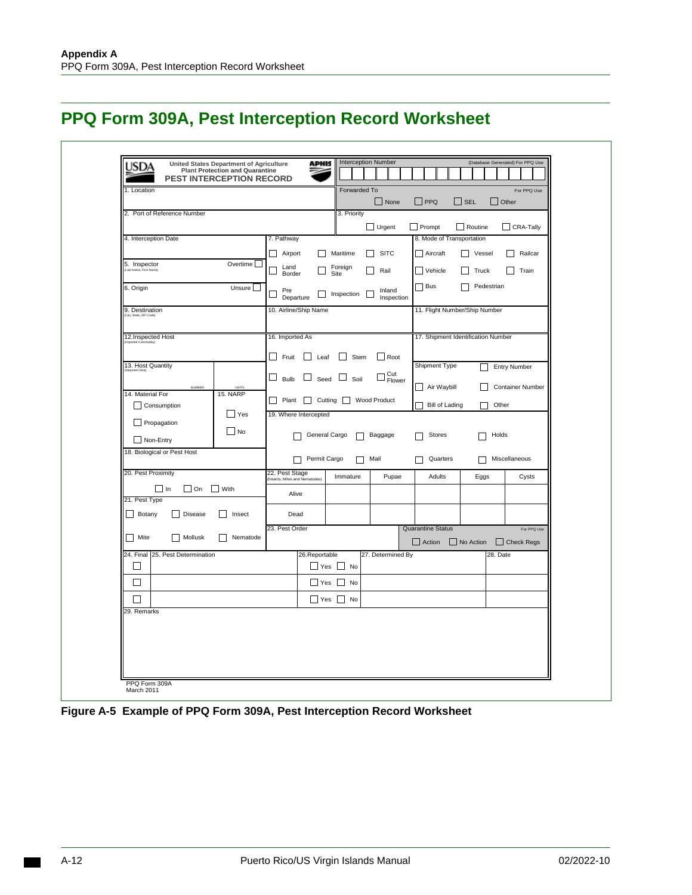# PPQ Form 309A, Pest Interception Record Worksheet

**USDA** United States Department of Agriculture
Plant Protection and Quarantine
**PEST INTERCEPTION RECORD** **APHIS**

Interception Number (Database Generated) For PPQ Use

1. Location

Forwarded To (For PPQ Use): ☐ None ☐ PPQ ☐ SEL ☐ Other

2. Port of Reference Number

3. Priority: ☐ Urgent ☐ Prompt ☐ Routine ☐ CRA-Tally

4. Interception Date

5. Inspector (Last Name, First Name) — Overtime ☐

6. Origin — Unsure ☐

7. Pathway: ☐ Airport ☐ Maritime ☐ SITC ☐ Land Border ☐ Foreign Site ☐ Rail ☐ Pre Departure ☐ Inspection ☐ Inland Inspection

8. Mode of Transportation: ☐ Aircraft ☐ Vessel ☐ Railcar ☐ Vehicle ☐ Truck ☐ Train ☐ Bus ☐ Pedestrian

9. Destination (City, State, ZIP Code)

10. Airline/Ship Name

11. Flight Number/Ship Number

12. Inspected Host (Imported Commodity)

13. Host Quantity (Shipment Size) — NUMBER / UNITS

14. Material For: ☐ Consumption ☐ Propagation ☐ Non-Entry

15. NARP: ☐ Yes ☐ No

16. Imported As: ☐ Fruit ☐ Leaf ☐ Stem ☐ Root ☐ Bulb ☐ Seed ☐ Soil ☐ Cut Flower ☐ Plant ☐ Cutting ☐ Wood Product

17. Shipment Identification Number

Shipment Type: ☐ Entry Number ☐ Air Waybill ☐ Container Number ☐ Bill of Lading ☐ Other

18. Biological or Pest Host

19. Where Intercepted: ☐ General Cargo ☐ Baggage ☐ Stores ☐ Holds ☐ Permit Cargo ☐ Mail ☐ Quarters ☐ Miscellaneous

20. Pest Proximity: ☐ In ☐ On ☐ With

21. Pest Type: ☐ Botany ☐ Disease ☐ Insect ☐ Mite ☐ Mollusk ☐ Nematode

22. Pest Stage (Insects, Mites and Nematodes)

| | Immature | Pupae | Adults | Eggs | Cysts |
|---|---|---|---|---|---|
| Alive | | | | | |
| Dead | | | | | |

23. Pest Order

Quarantine Status (For PPQ Use): ☐ Action ☐ No Action ☐ Check Regs

| 24. Final | 25. Pest Determination | 26. Reportable | 27. Determined By | 28. Date |
|---|---|---|---|---|
| ☐ | | ☐ Yes ☐ No | | |
| ☐ | | ☐ Yes ☐ No | | |
| ☐ | | ☐ Yes ☐ No | | |

29. Remarks

PPQ Form 309A
March 2011

**Figure A-5 Example of PPQ Form 309A, Pest Interception Record Worksheet**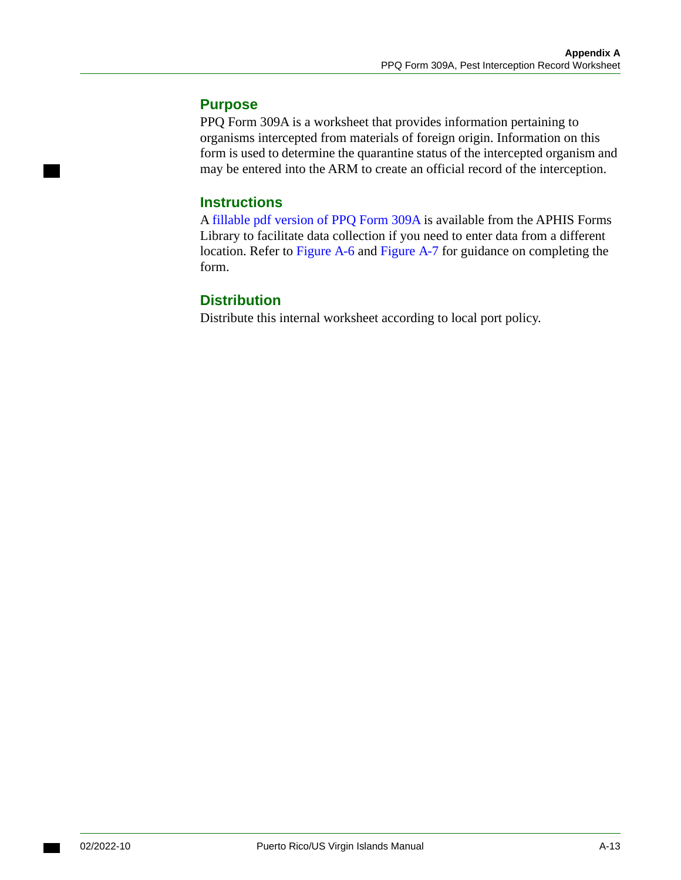## Purpose

PPQ Form 309A is a worksheet that provides information pertaining to organisms intercepted from materials of foreign origin. Information on this form is used to determine the quarantine status of the intercepted organism and may be entered into the ARM to create an official record of the interception.

## Instructions

A fillable pdf version of PPQ Form 309A is available from the APHIS Forms Library to facilitate data collection if you need to enter data from a different location. Refer to Figure A-6 and Figure A-7 for guidance on completing the form.

## Distribution

Distribute this internal worksheet according to local port policy.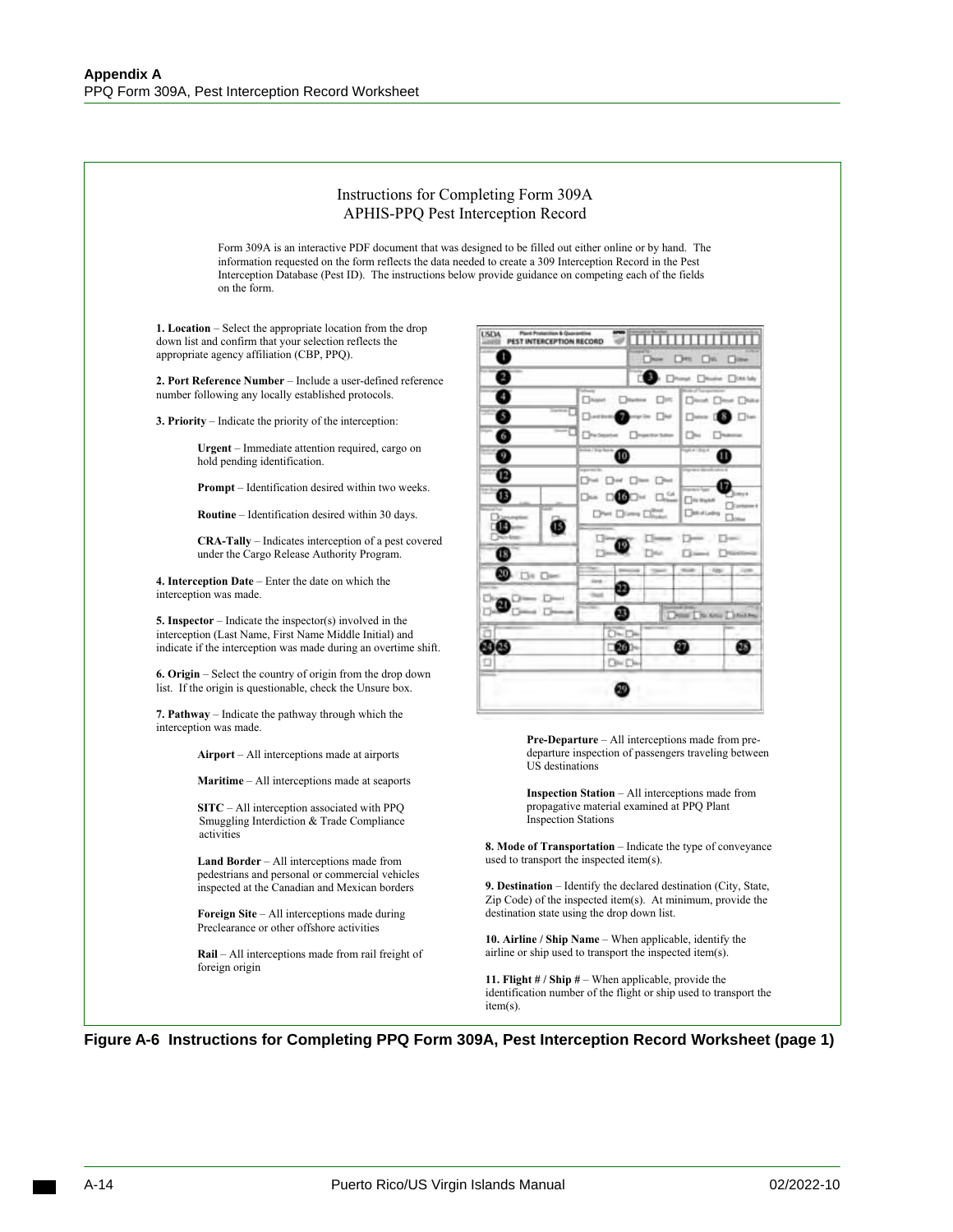Instructions for Completing Form 309A
APHIS-PPQ Pest Interception Record

Form 309A is an interactive PDF document that was designed to be filled out either online or by hand. The information requested on the form reflects the data needed to create a 309 Interception Record in the Pest Interception Database (Pest ID). The instructions below provide guidance on competing each of the fields on the form.

**1. Location** – Select the appropriate location from the drop down list and confirm that your selection reflects the appropriate agency affiliation (CBP, PPQ).

**2. Port Reference Number** – Include a user-defined reference number following any locally established protocols.

**3. Priority** – Indicate the priority of the interception:

> **Urgent** – Immediate attention required, cargo on hold pending identification.
>
> **Prompt** – Identification desired within two weeks.
>
> **Routine** – Identification desired within 30 days.
>
> **CRA-Tally** – Indicates interception of a pest covered under the Cargo Release Authority Program.

**4. Interception Date** – Enter the date on which the interception was made.

**5. Inspector** – Indicate the inspector(s) involved in the interception (Last Name, First Name Middle Initial) and indicate if the interception was made during an overtime shift.

**6. Origin** – Select the country of origin from the drop down list. If the origin is questionable, check the Unsure box.

**7. Pathway** – Indicate the pathway through which the interception was made.

> **Airport** – All interceptions made at airports
>
> **Maritime** – All interceptions made at seaports
>
> **SITC** – All interception associated with PPQ Smuggling Interdiction & Trade Compliance activities
>
> **Land Border** – All interceptions made from pedestrians and personal or commercial vehicles inspected at the Canadian and Mexican borders
>
> **Foreign Site** – All interceptions made during Preclearance or other offshore activities
>
> **Rail** – All interceptions made from rail freight of foreign origin
>
> **Pre-Departure** – All interceptions made from pre-departure inspection of passengers traveling between US destinations
>
> **Inspection Station** – All interceptions made from propagative material examined at PPQ Plant Inspection Stations

**8. Mode of Transportation** – Indicate the type of conveyance used to transport the inspected item(s).

**9. Destination** – Identify the declared destination (City, State, Zip Code) of the inspected item(s). At minimum, provide the destination state using the drop down list.

**10. Airline / Ship Name** – When applicable, identify the airline or ship used to transport the inspected item(s).

**11. Flight # / Ship #** – When applicable, provide the identification number of the flight or ship used to transport the item(s).

**Figure A-6 Instructions for Completing PPQ Form 309A, Pest Interception Record Worksheet (page 1)**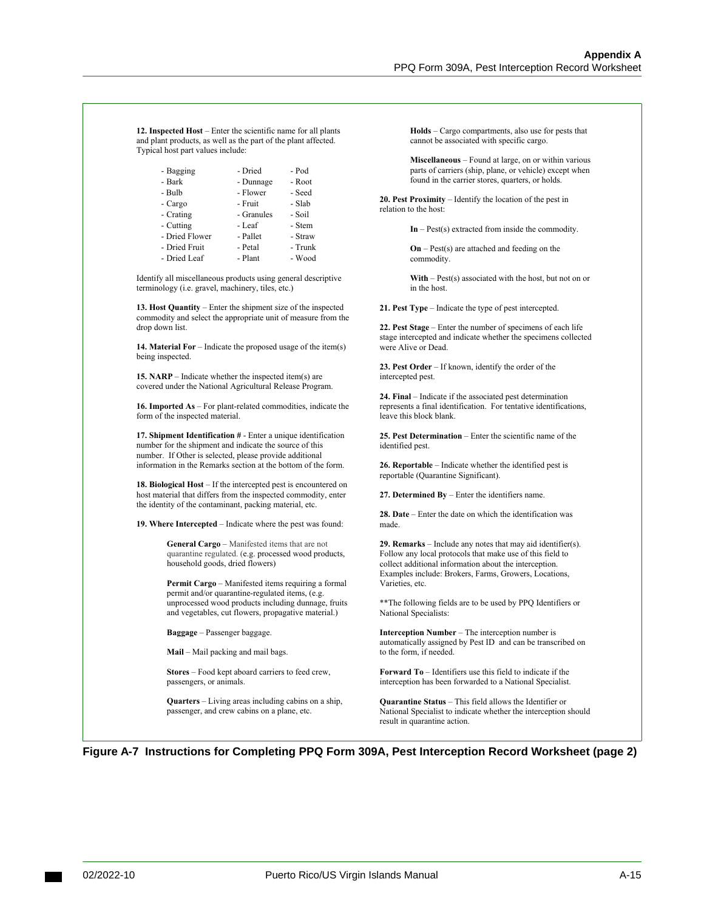**12. Inspected Host** – Enter the scientific name for all plants and plant products, as well as the part of the plant affected. Typical host part values include:

| | | |
|---|---|---|
| - Bagging | - Dried | - Pod |
| - Bark | - Dunnage | - Root |
| - Bulb | - Flower | - Seed |
| - Cargo | - Fruit | - Slab |
| - Crating | - Granules | - Soil |
| - Cutting | - Leaf | - Stem |
| - Dried Flower | - Pallet | - Straw |
| - Dried Fruit | - Petal | - Trunk |
| - Dried Leaf | - Plant | - Wood |

Identify all miscellaneous products using general descriptive terminology (i.e. gravel, machinery, tiles, etc.)

**13. Host Quantity** – Enter the shipment size of the inspected commodity and select the appropriate unit of measure from the drop down list.

**14. Material For** – Indicate the proposed usage of the item(s) being inspected.

**15. NARP** – Indicate whether the inspected item(s) are covered under the National Agricultural Release Program.

**16. Imported As** – For plant-related commodities, indicate the form of the inspected material.

**17. Shipment Identification #** - Enter a unique identification number for the shipment and indicate the source of this number. If Other is selected, please provide additional information in the Remarks section at the bottom of the form.

**18. Biological Host** – If the intercepted pest is encountered on host material that differs from the inspected commodity, enter the identity of the contaminant, packing material, etc.

**19. Where Intercepted** – Indicate where the pest was found:

> **General Cargo** – Manifested items that are not quarantine regulated. (e.g. processed wood products, household goods, dried flowers)
>
> **Permit Cargo** – Manifested items requiring a formal permit and/or quarantine-regulated items, (e.g. unprocessed wood products including dunnage, fruits and vegetables, cut flowers, propagative material.)
>
> **Baggage** – Passenger baggage.
>
> **Mail** – Mail packing and mail bags.
>
> **Stores** – Food kept aboard carriers to feed crew, passengers, or animals.
>
> **Quarters** – Living areas including cabins on a ship, passenger, and crew cabins on a plane, etc.
>
> **Holds** – Cargo compartments, also use for pests that cannot be associated with specific cargo.
>
> **Miscellaneous** – Found at large, on or within various parts of carriers (ship, plane, or vehicle) except when found in the carrier stores, quarters, or holds.

**20. Pest Proximity** – Identify the location of the pest in relation to the host:

> **In** – Pest(s) extracted from inside the commodity.
>
> **On** – Pest(s) are attached and feeding on the commodity.
>
> **With** – Pest(s) associated with the host, but not on or in the host.

**21. Pest Type** – Indicate the type of pest intercepted.

**22. Pest Stage** – Enter the number of specimens of each life stage intercepted and indicate whether the specimens collected were Alive or Dead.

**23. Pest Order** – If known, identify the order of the intercepted pest.

**24. Final** – Indicate if the associated pest determination represents a final identification. For tentative identifications, leave this block blank.

**25. Pest Determination** – Enter the scientific name of the identified pest.

**26. Reportable** – Indicate whether the identified pest is reportable (Quarantine Significant).

**27. Determined By** – Enter the identifiers name.

**28. Date** – Enter the date on which the identification was made.

**29. Remarks** – Include any notes that may aid identifier(s). Follow any local protocols that make use of this field to collect additional information about the interception. Examples include: Brokers, Farms, Growers, Locations, Varieties, etc.

**The following fields are to be used by PPQ Identifiers or National Specialists:

**Interception Number** – The interception number is automatically assigned by Pest ID and can be transcribed on to the form, if needed.

**Forward To** – Identifiers use this field to indicate if the interception has been forwarded to a National Specialist.

**Quarantine Status** – This field allows the Identifier or National Specialist to indicate whether the interception should result in quarantine action.

**Figure A-7 Instructions for Completing PPQ Form 309A, Pest Interception Record Worksheet (page 2)**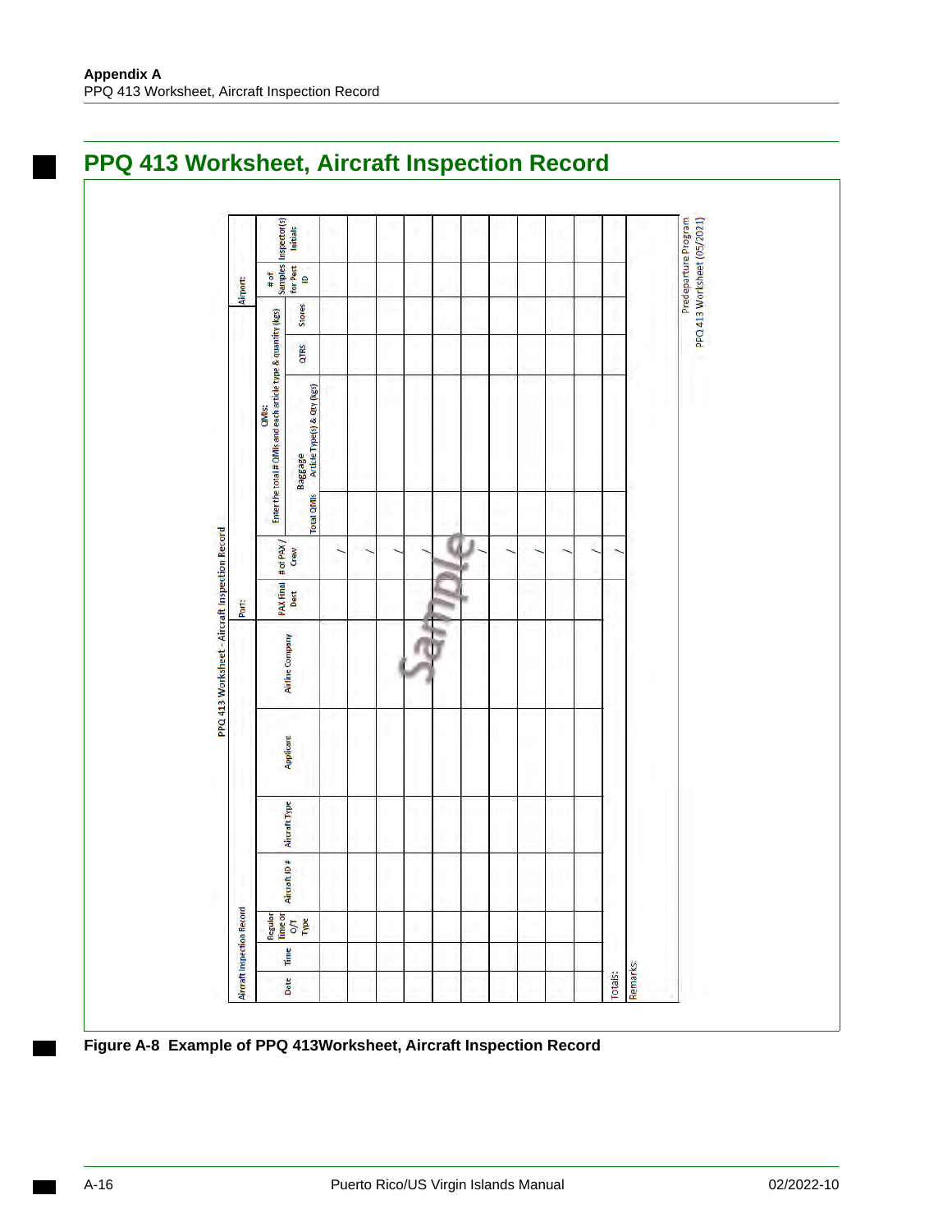## PPQ 413 Worksheet, Aircraft Inspection Record

PPQ 413 Worksheet - Aircraft Inspection Record

| Aircraft Inspection Record | | | | | | | Port: | | QMIs: Enter the total # QMIs and each article type & quantity (kgs) | | | | Airport: | |
|---|---|---|---|---|---|---|---|---|---|---|---|---|---|---|
| Date | Time | Regular Time or O/T Type | Aircraft ID # | Aircraft Type | Applicant | Airline Company | PAX Final Dest | # of PAX / Crew | Total QMIs | Baggage Article Type(s) & Qty (kgs) | QTRS | Stores | # of Samples for Pest ID | Inspector(s) Initials |
| | | | | | | | | / | | | | | | |
| | | | | | | | | / | | | | | | |
| | | | | | | | | / | | | | | | |
| | | | | | | | | / | | | | | | |
| | | | | | | | | / | | | | | | |
| | | | | | | | | / | | | | | | |
| | | | | | | | | / | | | | | | |
| | | | | | | | | / | | | | | | |
| | | | | | | | | / | | | | | | |
| | | | | | | | | / | | | | | | |
| Totals: | | | | | | | | / | | | | | | |

Remarks:

Predeparture Program
PPQ 413 Worksheet (05/2021)

Figure A-8 Example of PPQ 413Worksheet, Aircraft Inspection Record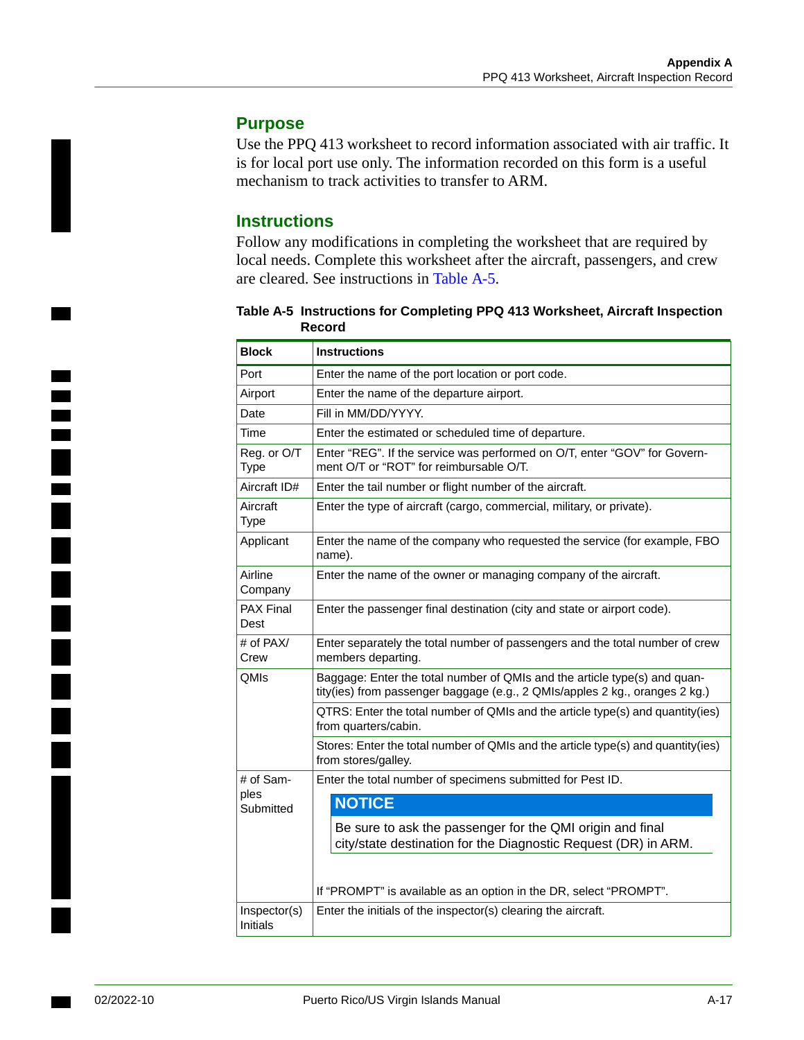## Purpose

Use the PPQ 413 worksheet to record information associated with air traffic. It is for local port use only. The information recorded on this form is a useful mechanism to track activities to transfer to ARM.

## Instructions

Follow any modifications in completing the worksheet that are required by local needs. Complete this worksheet after the aircraft, passengers, and crew are cleared. See instructions in Table A-5.

**Table A-5 Instructions for Completing PPQ 413 Worksheet, Aircraft Inspection Record**

| Block | Instructions |
|---|---|
| Port | Enter the name of the port location or port code. |
| Airport | Enter the name of the departure airport. |
| Date | Fill in MM/DD/YYYY. |
| Time | Enter the estimated or scheduled time of departure. |
| Reg. or O/T Type | Enter "REG". If the service was performed on O/T, enter "GOV" for Government O/T or "ROT" for reimbursable O/T. |
| Aircraft ID# | Enter the tail number or flight number of the aircraft. |
| Aircraft Type | Enter the type of aircraft (cargo, commercial, military, or private). |
| Applicant | Enter the name of the company who requested the service (for example, FBO name). |
| Airline Company | Enter the name of the owner or managing company of the aircraft. |
| PAX Final Dest | Enter the passenger final destination (city and state or airport code). |
| # of PAX/ Crew | Enter separately the total number of passengers and the total number of crew members departing. |
| QMIs | Baggage: Enter the total number of QMIs and the article type(s) and quantity(ies) from passenger baggage (e.g., 2 QMIs/apples 2 kg., oranges 2 kg.) |
| | QTRS: Enter the total number of QMIs and the article type(s) and quantity(ies) from quarters/cabin. |
| | Stores: Enter the total number of QMIs and the article type(s) and quantity(ies) from stores/galley. |
| # of Samples Submitted | Enter the total number of specimens submitted for Pest ID. **NOTICE** Be sure to ask the passenger for the QMI origin and final city/state destination for the Diagnostic Request (DR) in ARM. If "PROMPT" is available as an option in the DR, select "PROMPT". |
| Inspector(s) Initials | Enter the initials of the inspector(s) clearing the aircraft. |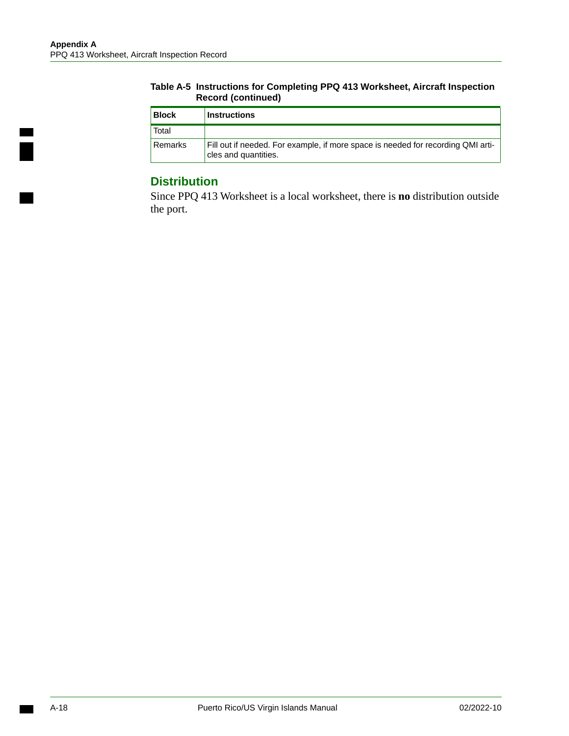**Table A-5 Instructions for Completing PPQ 413 Worksheet, Aircraft Inspection Record (continued)**

| Block | Instructions |
|---|---|
| Total | |
| Remarks | Fill out if needed. For example, if more space is needed for recording QMI articles and quantities. |

## Distribution

Since PPQ 413 Worksheet is a local worksheet, there is **no** distribution outside the port.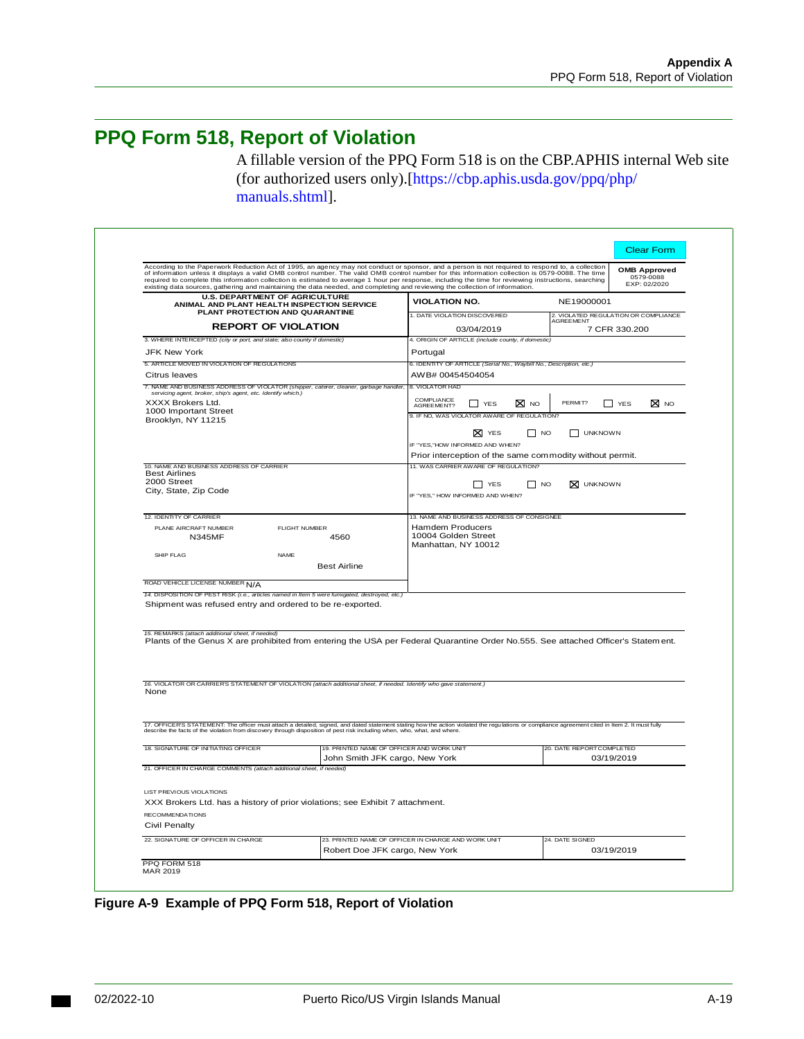## PPQ Form 518, Report of Violation

A fillable version of the PPQ Form 518 is on the CBP.APHIS internal Web site (for authorized users only).[https://cbp.aphis.usda.gov/ppq/php/manuals.shtml].

Clear Form

According to the Paperwork Reduction Act of 1995, an agency may not conduct or sponsor, and a person is not required to respond to, a collection of information unless it displays a valid OMB control number. The valid OMB control number for this information collection is 0579-0088. The time required to complete this information collection is estimated to average 1 hour per response, including the time for reviewing instructions, searching existing data sources, gathering and maintaining the data needed, and completing and reviewing the collection of information.

**OMB Approved**
0579-0088
EXP: 02/2020

**U.S. DEPARTMENT OF AGRICULTURE**
**ANIMAL AND PLANT HEALTH INSPECTION SERVICE**
**PLANT PROTECTION AND QUARANTINE**

**REPORT OF VIOLATION**

**VIOLATION NO.** NE19000001

1. DATE VIOLATION DISCOVERED: 03/04/2019

2. VIOLATED REGULATION OR COMPLIANCE AGREEMENT: 7 CFR 330.200

3. WHERE INTERCEPTED *(city or port, and state; also county if domestic)*: JFK New York

4. ORIGIN OF ARTICLE *(include county, if domestic)*: Portugal

5. ARTICLE MOVED IN VIOLATION OF REGULATIONS: Citrus leaves

6. IDENTITY OF ARTICLE *(Serial No., Waybill No., Description, etc.)*: AWB# 00454504054

7. NAME AND BUSINESS ADDRESS OF VIOLATOR *(shipper, caterer, cleaner, garbage handler, servicing agent, broker, ship's agent, etc. Identify which.)*:
XXXX Brokers Ltd.
1000 Important Street
Brooklyn, NY 11215

8. VIOLATOR HAD
COMPLIANCE AGREEMENT? ☐ YES ☒ NO
PERMIT? ☐ YES ☒ NO

9. IF NO, WAS VIOLATOR AWARE OF REGULATION?
☒ YES ☐ NO ☐ UNKNOWN
IF "YES," HOW INFORMED AND WHEN?
Prior interception of the same commodity without permit.

10. NAME AND BUSINESS ADDRESS OF CARRIER:
Best Airlines
2000 Street
City, State, Zip Code

11. WAS CARRIER AWARE OF REGULATION?
☐ YES ☐ NO ☒ UNKNOWN
IF "YES," HOW INFORMED AND WHEN?

12. IDENTITY OF CARRIER
PLANE AIRCRAFT NUMBER: N345MF
FLIGHT NUMBER: 4560
SHIP FLAG:
NAME: Best Airline
ROAD VEHICLE LICENSE NUMBER: N/A

13. NAME AND BUSINESS ADDRESS OF CONSIGNEE:
Hamdem Producers
10004 Golden Street
Manhattan, NY 10012

14. DISPOSITION OF PEST RISK *(i.e., articles named in Item 5 were fumigated, destroyed, etc.)*:
Shipment was refused entry and ordered to be re-exported.

15. REMARKS *(attach additional sheet, if needed)*:
Plants of the Genus X are prohibited from entering the USA per Federal Quarantine Order No.555. See attached Officer's Statement.

16. VIOLATOR OR CARRIER'S STATEMENT OF VIOLATION *(attach additional sheet, if needed. Identify who gave statement.)*:
None

17. OFFICER'S STATEMENT: The officer must attach a detailed, signed, and dated statement stating how the action violated the regulations or compliance agreement cited in Item 2. It must fully describe the facts of the violation from discovery through disposition of pest risk including when, who, what, and where.

18. SIGNATURE OF INITIATING OFFICER:

19. PRINTED NAME OF OFFICER AND WORK UNIT: John Smith JFK cargo, New York

20. DATE REPORT COMPLETED: 03/19/2019

21. OFFICER IN CHARGE COMMENTS *(attach additional sheet, if needed)*

LIST PREVIOUS VIOLATIONS
XXX Brokers Ltd. has a history of prior violations; see Exhibit 7 attachment.

RECOMMENDATIONS
Civil Penalty

22. SIGNATURE OF OFFICER IN CHARGE:

23. PRINTED NAME OF OFFICER IN CHARGE AND WORK UNIT: Robert Doe JFK cargo, New York

24. DATE SIGNED: 03/19/2019

PPQ FORM 518
MAR 2019

**Figure A-9 Example of PPQ Form 518, Report of Violation**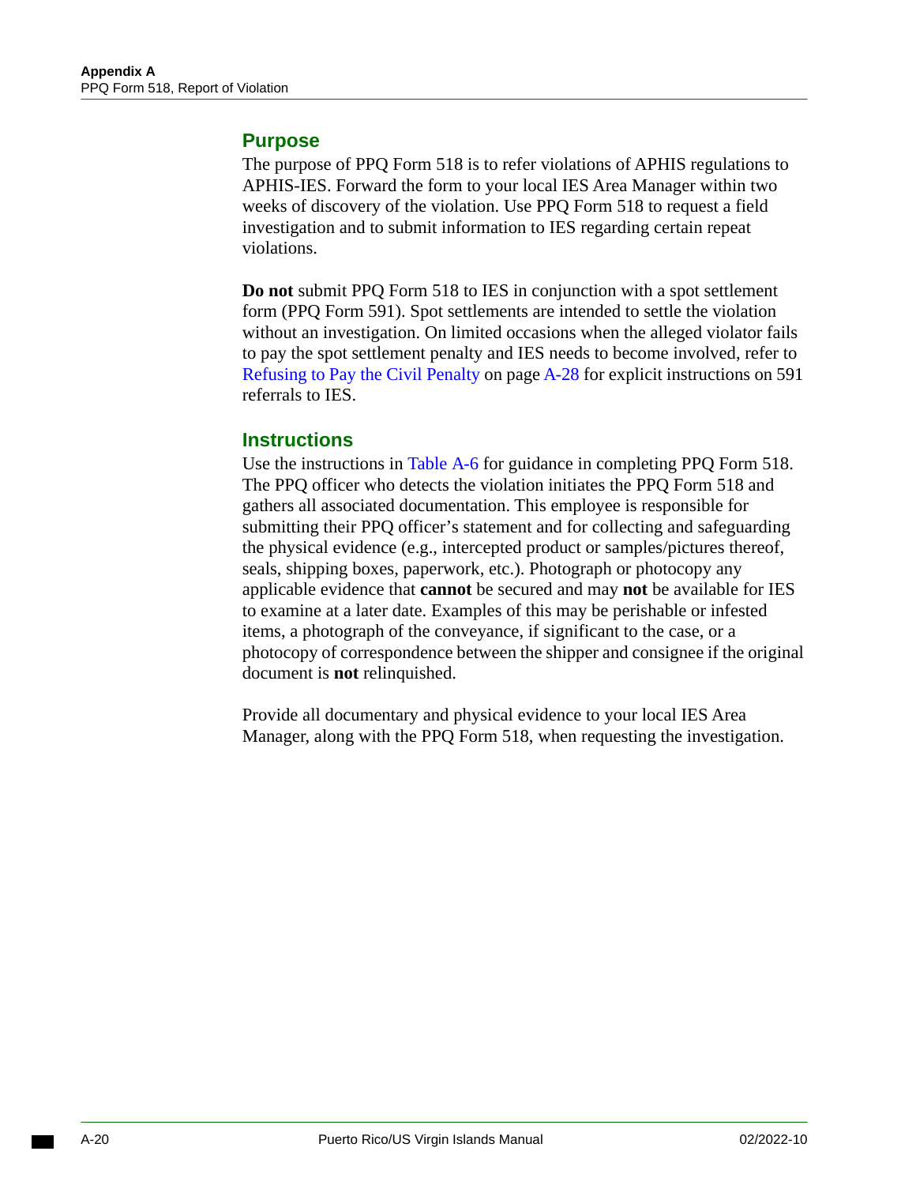## Purpose

The purpose of PPQ Form 518 is to refer violations of APHIS regulations to APHIS-IES. Forward the form to your local IES Area Manager within two weeks of discovery of the violation. Use PPQ Form 518 to request a field investigation and to submit information to IES regarding certain repeat violations.

**Do not** submit PPQ Form 518 to IES in conjunction with a spot settlement form (PPQ Form 591). Spot settlements are intended to settle the violation without an investigation. On limited occasions when the alleged violator fails to pay the spot settlement penalty and IES needs to become involved, refer to Refusing to Pay the Civil Penalty on page A-28 for explicit instructions on 591 referrals to IES.

## Instructions

Use the instructions in Table A-6 for guidance in completing PPQ Form 518. The PPQ officer who detects the violation initiates the PPQ Form 518 and gathers all associated documentation. This employee is responsible for submitting their PPQ officer's statement and for collecting and safeguarding the physical evidence (e.g., intercepted product or samples/pictures thereof, seals, shipping boxes, paperwork, etc.). Photograph or photocopy any applicable evidence that **cannot** be secured and may **not** be available for IES to examine at a later date. Examples of this may be perishable or infested items, a photograph of the conveyance, if significant to the case, or a photocopy of correspondence between the shipper and consignee if the original document is **not** relinquished.

Provide all documentary and physical evidence to your local IES Area Manager, along with the PPQ Form 518, when requesting the investigation.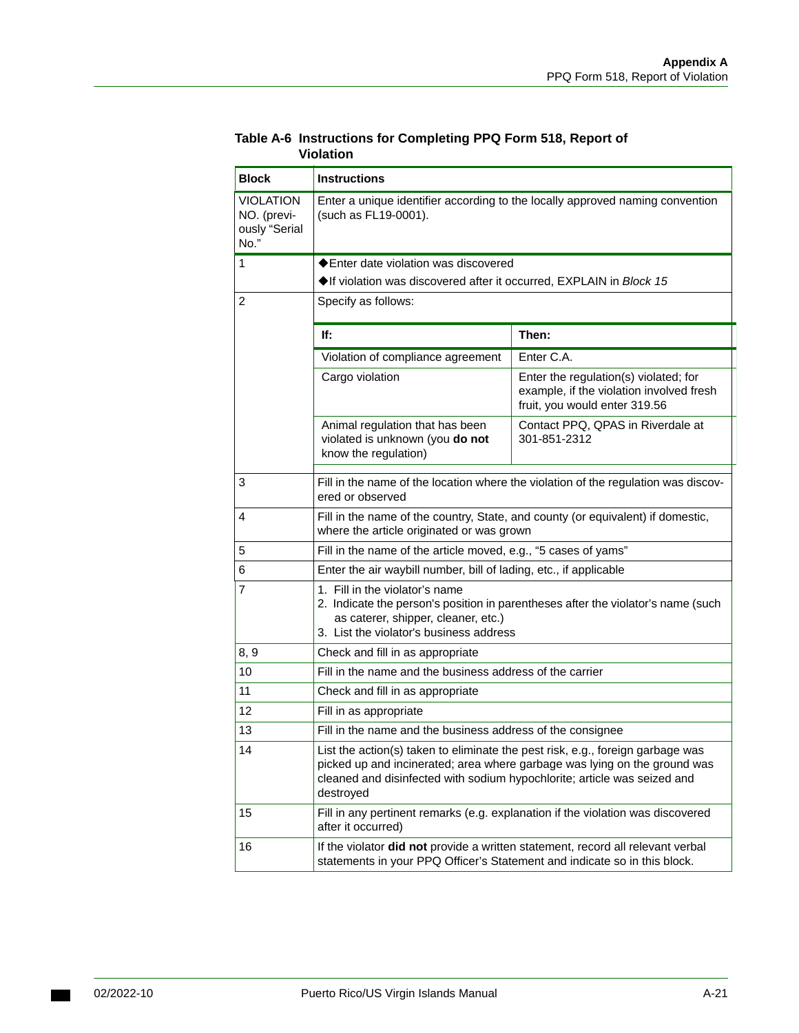**Table A-6 Instructions for Completing PPQ Form 518, Report of Violation**

| Block | Instructions |
|---|---|
| VIOLATION NO. (previously "Serial No." | Enter a unique identifier according to the locally approved naming convention (such as FL19-0001). |
| 1 | ◆Enter date violation was discovered<br>◆If violation was discovered after it occurred, EXPLAIN in *Block 15* |
| 2 | Specify as follows:<br>**If:** Violation of compliance agreement — **Then:** Enter C.A.<br>**If:** Cargo violation — **Then:** Enter the regulation(s) violated; for example, if the violation involved fresh fruit, you would enter 319.56<br>**If:** Animal regulation that has been violated is unknown (you **do not** know the regulation) — **Then:** Contact PPQ, QPAS in Riverdale at 301-851-2312 |
| 3 | Fill in the name of the location where the violation of the regulation was discovered or observed |
| 4 | Fill in the name of the country, State, and county (or equivalent) if domestic, where the article originated or was grown |
| 5 | Fill in the name of the article moved, e.g., "5 cases of yams" |
| 6 | Enter the air waybill number, bill of lading, etc., if applicable |
| 7 | 1. Fill in the violator's name<br>2. Indicate the person's position in parentheses after the violator's name (such as caterer, shipper, cleaner, etc.)<br>3. List the violator's business address |
| 8, 9 | Check and fill in as appropriate |
| 10 | Fill in the name and the business address of the carrier |
| 11 | Check and fill in as appropriate |
| 12 | Fill in as appropriate |
| 13 | Fill in the name and the business address of the consignee |
| 14 | List the action(s) taken to eliminate the pest risk, e.g., foreign garbage was picked up and incinerated; area where garbage was lying on the ground was cleaned and disinfected with sodium hypochlorite; article was seized and destroyed |
| 15 | Fill in any pertinent remarks (e.g. explanation if the violation was discovered after it occurred) |
| 16 | If the violator **did not** provide a written statement, record all relevant verbal statements in your PPQ Officer's Statement and indicate so in this block. |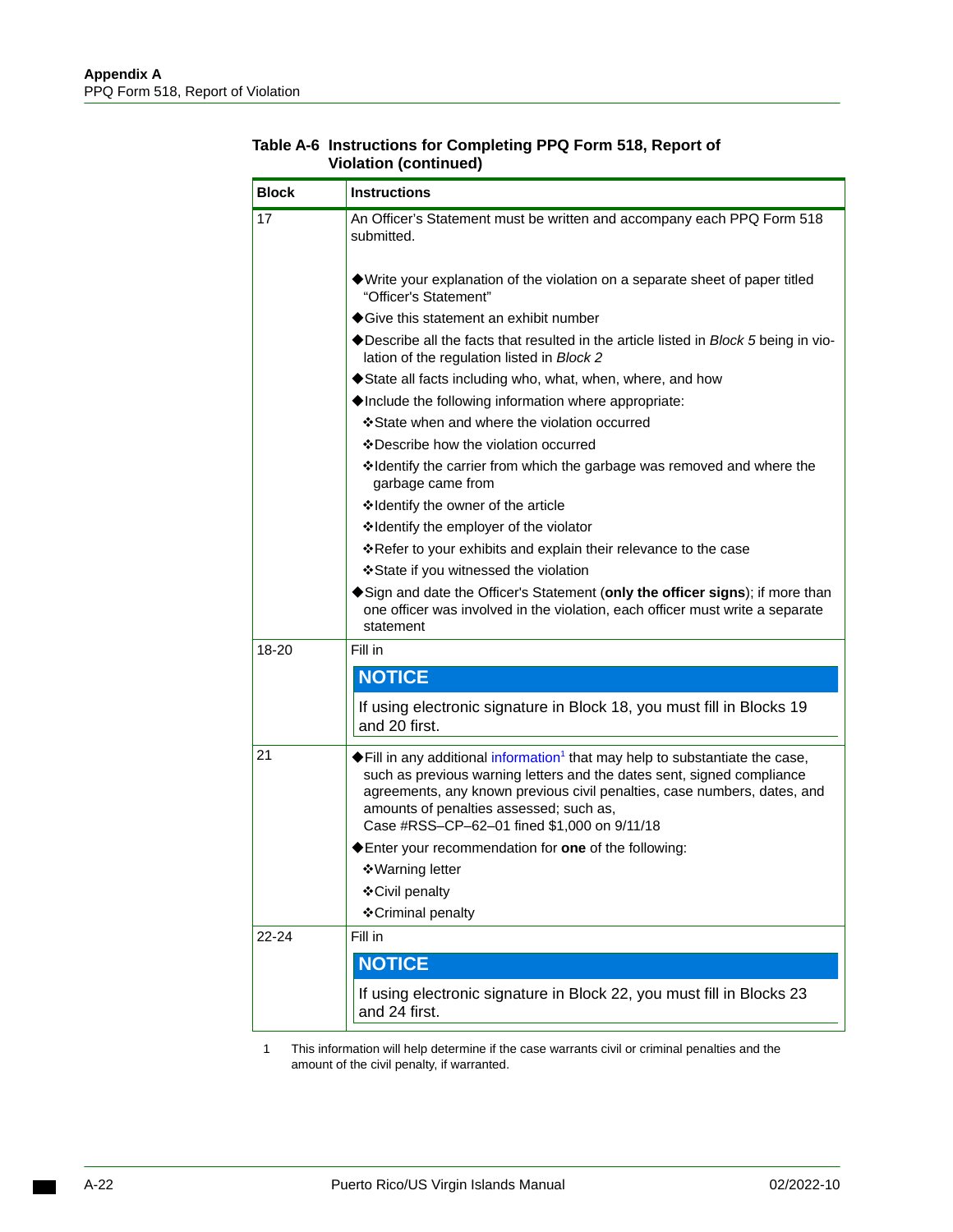**Table A-6 Instructions for Completing PPQ Form 518, Report of Violation (continued)**

| Block | Instructions |
|---|---|
| 17 | An Officer's Statement must be written and accompany each PPQ Form 518 submitted.<br><br>◆Write your explanation of the violation on a separate sheet of paper titled "Officer's Statement"<br>◆Give this statement an exhibit number<br>◆Describe all the facts that resulted in the article listed in *Block 5* being in violation of the regulation listed in *Block 2*<br>◆State all facts including who, what, when, where, and how<br>◆Include the following information where appropriate:<br>❖State when and where the violation occurred<br>❖Describe how the violation occurred<br>❖Identify the carrier from which the garbage was removed and where the garbage came from<br>❖Identify the owner of the article<br>❖Identify the employer of the violator<br>❖Refer to your exhibits and explain their relevance to the case<br>❖State if you witnessed the violation<br>◆Sign and date the Officer's Statement (**only the officer signs**); if more than one officer was involved in the violation, each officer must write a separate statement |
| 18-20 | Fill in<br>**NOTICE**<br>If using electronic signature in Block 18, you must fill in Blocks 19 and 20 first. |
| 21 | ◆Fill in any additional information[1] that may help to substantiate the case, such as previous warning letters and the dates sent, signed compliance agreements, any known previous civil penalties, case numbers, dates, and amounts of penalties assessed; such as, Case #RSS–CP–62–01 fined $1,000 on 9/11/18<br>◆Enter your recommendation for **one** of the following:<br>❖Warning letter<br>❖Civil penalty<br>❖Criminal penalty |
| 22-24 | Fill in<br>**NOTICE**<br>If using electronic signature in Block 22, you must fill in Blocks 23 and 24 first. |

1 This information will help determine if the case warrants civil or criminal penalties and the amount of the civil penalty, if warranted.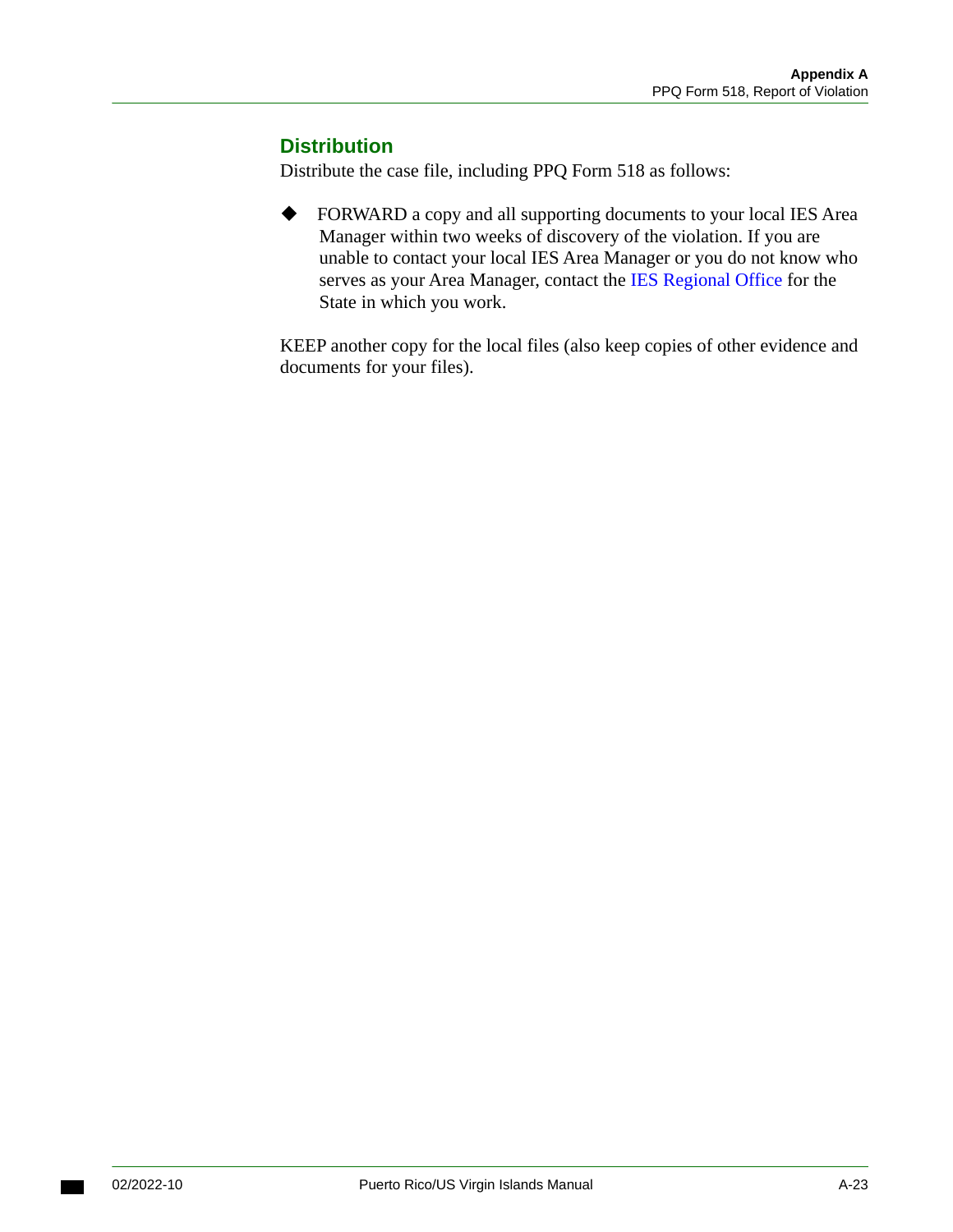## Distribution

Distribute the case file, including PPQ Form 518 as follows:

- FORWARD a copy and all supporting documents to your local IES Area Manager within two weeks of discovery of the violation. If you are unable to contact your local IES Area Manager or you do not know who serves as your Area Manager, contact the IES Regional Office for the State in which you work.

KEEP another copy for the local files (also keep copies of other evidence and documents for your files).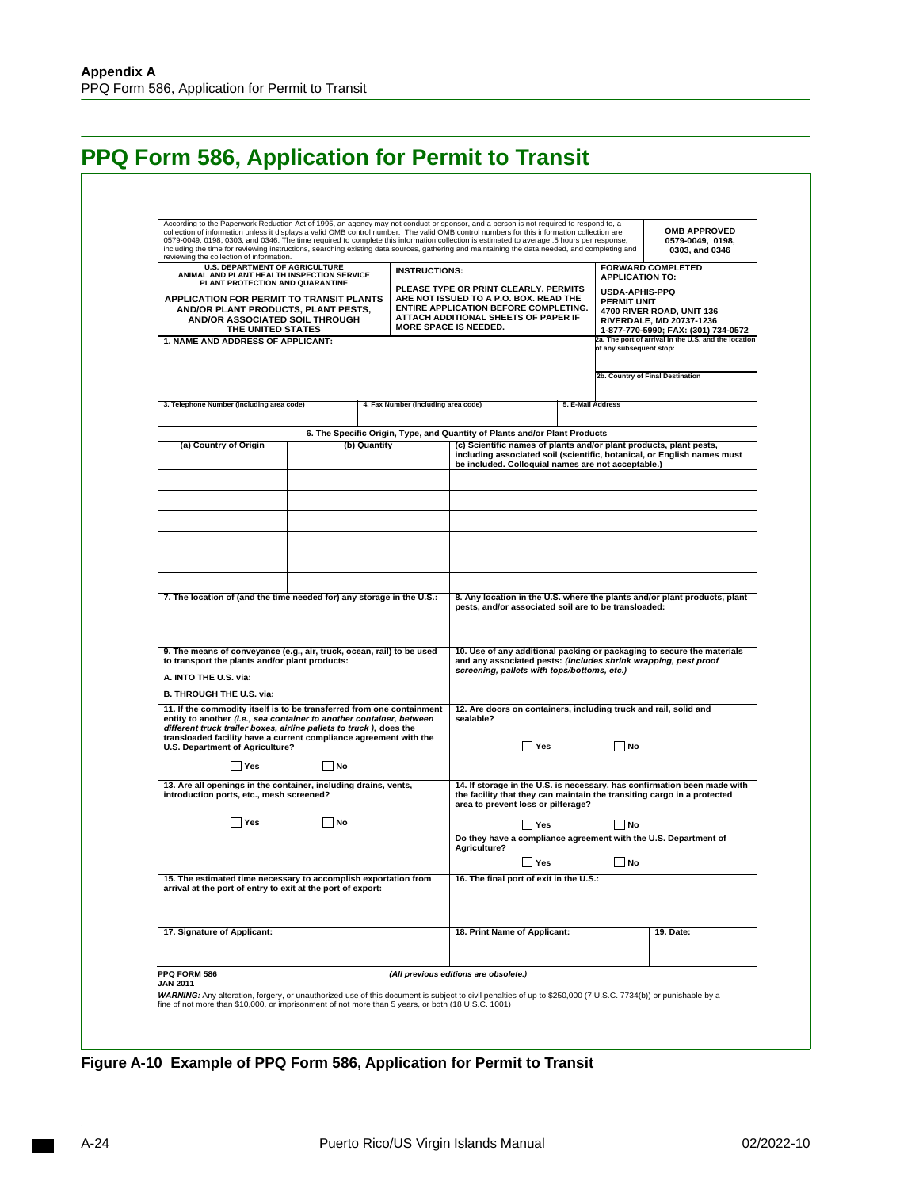## PPQ Form 586, Application for Permit to Transit

According to the Paperwork Reduction Act of 1995, an agency may not conduct or sponsor, and a person is not required to respond to, a collection of information unless it displays a valid OMB control number. The valid OMB control numbers for this information collection are 0579-0049, 0198, 0303, and 0346. The time required to complete this information collection is estimated to average .5 hours per response, including the time for reviewing instructions, searching existing data sources, gathering and maintaining the data needed, and completing and reviewing the collection of information.

**OMB APPROVED 0579-0049, 0198, 0303, and 0346**

**U.S. DEPARTMENT OF AGRICULTURE**
**ANIMAL AND PLANT HEALTH INSPECTION SERVICE**
**PLANT PROTECTION AND QUARANTINE**

**APPLICATION FOR PERMIT TO TRANSIT PLANTS AND/OR PLANT PRODUCTS, PLANT PESTS, AND/OR ASSOCIATED SOIL THROUGH THE UNITED STATES**

**INSTRUCTIONS:**

**PLEASE TYPE OR PRINT CLEARLY. PERMITS ARE NOT ISSUED TO A P.O. BOX. READ THE ENTIRE APPLICATION BEFORE COMPLETING. ATTACH ADDITIONAL SHEETS OF PAPER IF MORE SPACE IS NEEDED.**

**FORWARD COMPLETED APPLICATION TO:**

**USDA-APHIS-PPQ**
**PERMIT UNIT**
**4700 RIVER ROAD, UNIT 136**
**RIVERDALE, MD 20737-1236**
**1-877-770-5990; FAX: (301) 734-0572**

**1. NAME AND ADDRESS OF APPLICANT:**

**2a. The port of arrival in the U.S. and the location of any subsequent stop:**

**2b. Country of Final Destination**

**3. Telephone Number (including area code)**

**4. Fax Number (including area code)**

**5. E-Mail Address**

**6. The Specific Origin, Type, and Quantity of Plants and/or Plant Products**

| (a) Country of Origin | (b) Quantity | (c) Scientific names of plants and/or plant products, plant pests, including associated soil (scientific, botanical, or English names must be included. Colloquial names are not acceptable.) |
|---|---|---|
| | | |
| | | |
| | | |
| | | |
| | | |
| | | |

**7. The location of (and the time needed for) any storage in the U.S.:**

**8. Any location in the U.S. where the plants and/or plant products, plant pests, and/or associated soil are to be transloaded:**

**9. The means of conveyance (e.g., air, truck, ocean, rail) to be used to transport the plants and/or plant products:**

**A. INTO THE U.S. via:**

**B. THROUGH THE U.S. via:**

**10. Use of any additional packing or packaging to secure the materials and any associated pests:** ***(Includes shrink wrapping, pest proof screening, pallets with tops/bottoms, etc.)***

**11. If the commodity itself is to be transferred from one containment entity to another** ***(i.e., sea container to another container, between different truck trailer boxes, airline pallets to truck ),*** **does the transloaded facility have a current compliance agreement with the U.S. Department of Agriculture?**

☐ Yes ☐ No

**12. Are doors on containers, including truck and rail, solid and sealable?**

☐ Yes ☐ No

**13. Are all openings in the container, including drains, vents, introduction ports, etc., mesh screened?**

☐ Yes ☐ No

**14. If storage in the U.S. is necessary, has confirmation been made with the facility that they can maintain the transiting cargo in a protected area to prevent loss or pilferage?**

☐ Yes ☐ No

**Do they have a compliance agreement with the U.S. Department of Agriculture?**

☐ Yes ☐ No

**15. The estimated time necessary to accomplish exportation from arrival at the port of entry to exit at the port of export:**

**16. The final port of exit in the U.S.:**

**17. Signature of Applicant:**

**18. Print Name of Applicant:**

**19. Date:**

**PPQ FORM 586**
**JAN 2011**

*(All previous editions are obsolete.)*

***WARNING:*** Any alteration, forgery, or unauthorized use of this document is subject to civil penalties of up to $250,000 (7 U.S.C. 7734(b)) or punishable by a fine of not more than $10,000, or imprisonment of not more than 5 years, or both (18 U.S.C. 1001)

**Figure A-10 Example of PPQ Form 586, Application for Permit to Transit**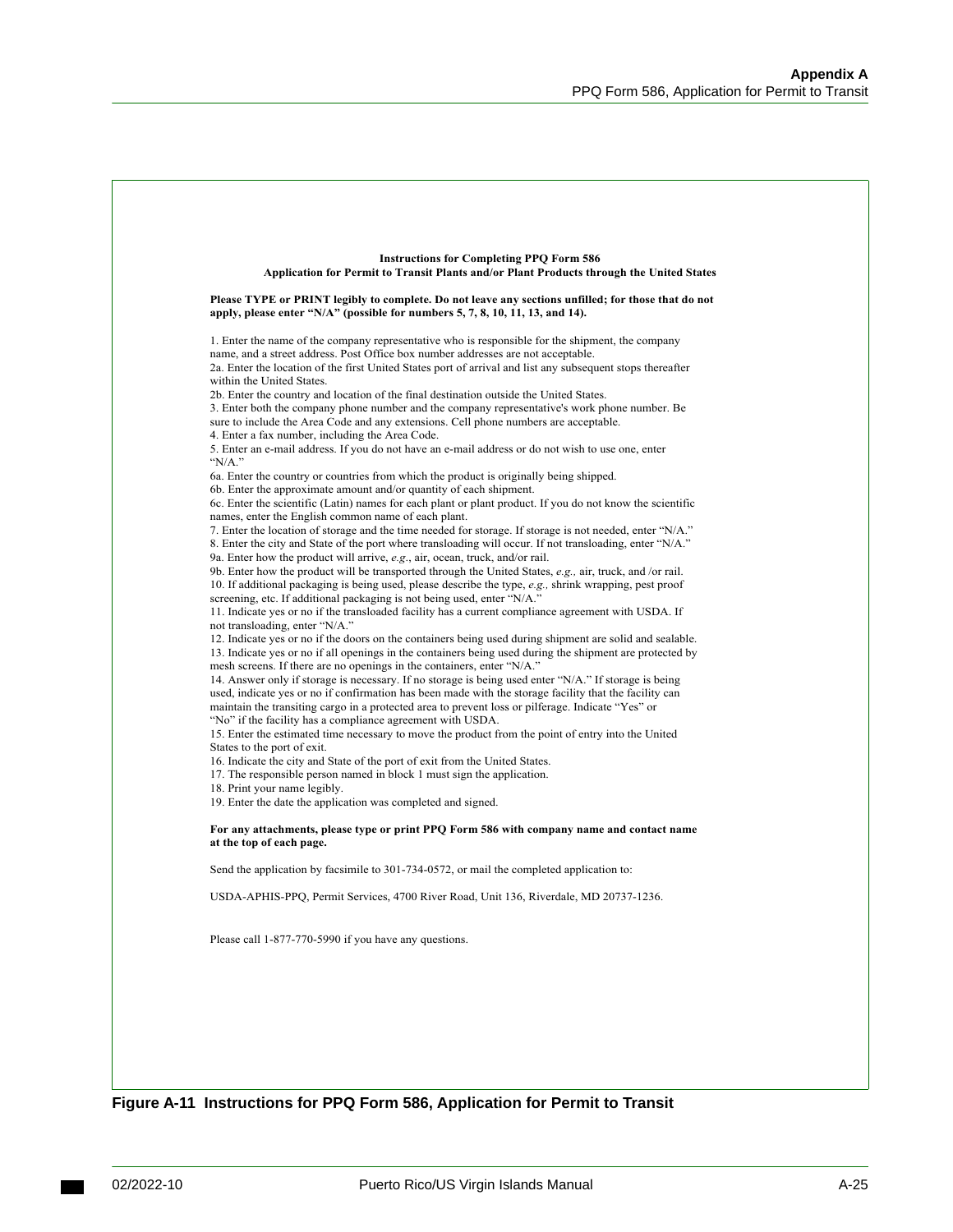**Instructions for Completing PPQ Form 586**
**Application for Permit to Transit Plants and/or Plant Products through the United States**

**Please TYPE or PRINT legibly to complete. Do not leave any sections unfilled; for those that do not apply, please enter "N/A" (possible for numbers 5, 7, 8, 10, 11, 13, and 14).**

1. Enter the name of the company representative who is responsible for the shipment, the company name, and a street address. Post Office box number addresses are not acceptable.
2a. Enter the location of the first United States port of arrival and list any subsequent stops thereafter within the United States.
2b. Enter the country and location of the final destination outside the United States.
3. Enter both the company phone number and the company representative's work phone number. Be sure to include the Area Code and any extensions. Cell phone numbers are acceptable.
4. Enter a fax number, including the Area Code.
5. Enter an e-mail address. If you do not have an e-mail address or do not wish to use one, enter "N/A."
6a. Enter the country or countries from which the product is originally being shipped.
6b. Enter the approximate amount and/or quantity of each shipment.
6c. Enter the scientific (Latin) names for each plant or plant product. If you do not know the scientific names, enter the English common name of each plant.
7. Enter the location of storage and the time needed for storage. If storage is not needed, enter "N/A."
8. Enter the city and State of the port where transloading will occur. If not transloading, enter "N/A."
9a. Enter how the product will arrive, *e.g*., air, ocean, truck, and/or rail.
9b. Enter how the product will be transported through the United States, *e.g.,* air, truck, and /or rail.
10. If additional packaging is being used, please describe the type, *e.g.,* shrink wrapping, pest proof screening, etc. If additional packaging is not being used, enter "N/A."
11. Indicate yes or no if the transloaded facility has a current compliance agreement with USDA. If not transloading, enter "N/A."
12. Indicate yes or no if the doors on the containers being used during shipment are solid and sealable.
13. Indicate yes or no if all openings in the containers being used during the shipment are protected by mesh screens. If there are no openings in the containers, enter "N/A."
14. Answer only if storage is necessary. If no storage is being used enter "N/A." If storage is being used, indicate yes or no if confirmation has been made with the storage facility that the facility can maintain the transiting cargo in a protected area to prevent loss or pilferage. Indicate "Yes" or "No" if the facility has a compliance agreement with USDA.
15. Enter the estimated time necessary to move the product from the point of entry into the United States to the port of exit.
16. Indicate the city and State of the port of exit from the United States.
17. The responsible person named in block 1 must sign the application.
18. Print your name legibly.
19. Enter the date the application was completed and signed.

**For any attachments, please type or print PPQ Form 586 with company name and contact name at the top of each page.**

Send the application by facsimile to 301-734-0572, or mail the completed application to:

USDA-APHIS-PPQ, Permit Services, 4700 River Road, Unit 136, Riverdale, MD 20737-1236.

Please call 1-877-770-5990 if you have any questions.

**Figure A-11 Instructions for PPQ Form 586, Application for Permit to Transit**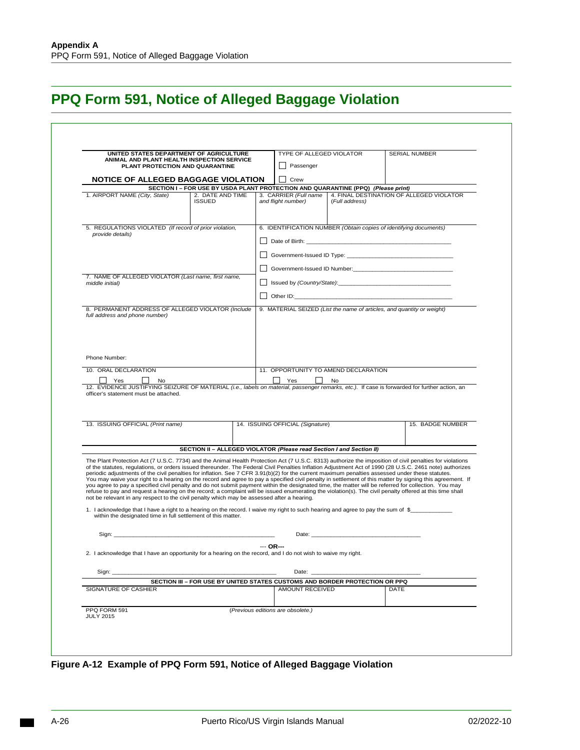# PPQ Form 591, Notice of Alleged Baggage Violation

**UNITED STATES DEPARTMENT OF AGRICULTURE**
**ANIMAL AND PLANT HEALTH INSPECTION SERVICE**
**PLANT PROTECTION AND QUARANTINE**

**NOTICE OF ALLEGED BAGGAGE VIOLATION**

TYPE OF ALLEGED VIOLATOR
- ☐ Passenger
- ☐ Crew

SERIAL NUMBER

**SECTION I – FOR USE BY USDA PLANT PROTECTION AND QUARANTINE (PPQ)** *(Please print)*

| 1. AIRPORT NAME *(City, State)* | 2. DATE AND TIME ISSUED | 3. CARRIER *(Full name and flight number)* | 4. FINAL DESTINATION OF ALLEGED VIOLATOR *(Full address)* |
|---|---|---|---|
| | | | |

5. REGULATIONS VIOLATED *(If record of prior violation, provide details)*

6. IDENTIFICATION NUMBER *(Obtain copies of identifying documents)*
- ☐ Date of Birth: ____________
- ☐ Government-Issued ID Type: ____________
- ☐ Government-Issued ID Number: ____________
- ☐ Issued by *(Country/State)*: ____________
- ☐ Other ID: ____________

7. NAME OF ALLEGED VIOLATOR *(Last name, first name, middle initial)*

8. PERMANENT ADDRESS OF ALLEGED VIOLATOR *(Include full address and phone number)*

Phone Number:

9. MATERIAL SEIZED *(List the name of articles, and quantity or weight)*

10. ORAL DECLARATION
☐ Yes ☐ No

11. OPPORTUNITY TO AMEND DECLARATION
☐ Yes ☐ No

12. EVIDENCE JUSTIFYING SEIZURE OF MATERIAL *(i.e., labels on material, passenger remarks, etc.)*. If case is forwarded for further action, an officer's statement must be attached.

| 13. ISSUING OFFICIAL *(Print name)* | 14. ISSUING OFFICIAL *(Signature)* | 15. BADGE NUMBER |
|---|---|---|
| | | |

**SECTION II – ALLEGED VIOLATOR** *(Please read Section I and Section II)*

The Plant Protection Act (7 U.S.C. 7734) and the Animal Health Protection Act (7 U.S.C. 8313) authorize the imposition of civil penalties for violations of the statutes, regulations, or orders issued thereunder. The Federal Civil Penalties Inflation Adjustment Act of 1990 (28 U.S.C. 2461 note) authorizes periodic adjustments of the civil penalties for inflation. See 7 CFR 3.91(b)(2) for the current maximum penalties assessed under these statutes. You may waive your right to a hearing on the record and agree to pay a specified civil penalty in settlement of this matter by signing this agreement. If you agree to pay a specified civil penalty and do not submit payment within the designated time, the matter will be referred for collection. You may refuse to pay and request a hearing on the record; a complaint will be issued enumerating the violation(s). The civil penalty offered at this time shall not be relevant in any respect to the civil penalty which may be assessed after a hearing.

1. I acknowledge that I have a right to a hearing on the record. I waive my right to such hearing and agree to pay the sum of $____________ within the designated time in full settlement of this matter.

Sign: ____________________ Date: ____________________

--- **OR**---

2. I acknowledge that I have an opportunity for a hearing on the record, and I do not wish to waive my right.

Sign: ____________________ Date: ____________________

**SECTION III – FOR USE BY UNITED STATES CUSTOMS AND BORDER PROTECTION OR PPQ**

| SIGNATURE OF CASHIER | AMOUNT RECEIVED | DATE |
|---|---|---|
| | | |

PPQ FORM 591
JULY 2015

*(Previous editions are obsolete.)*

**Figure A-12 Example of PPQ Form 591, Notice of Alleged Baggage Violation**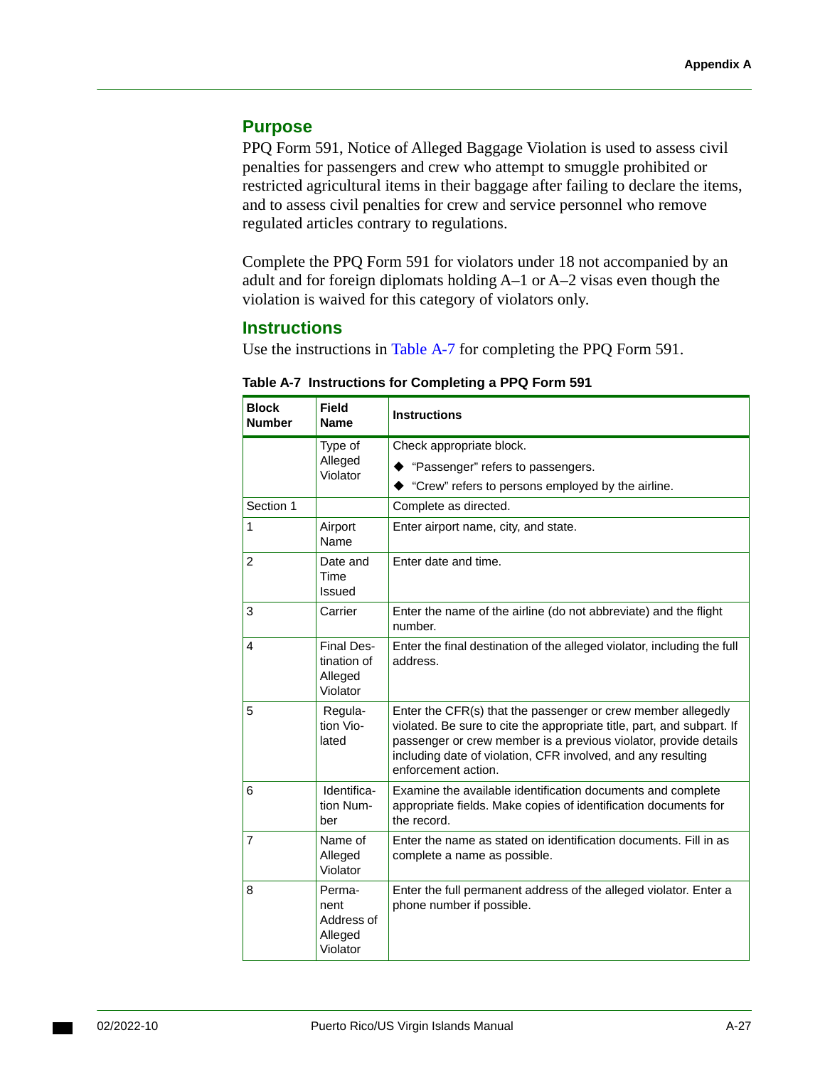## Purpose

PPQ Form 591, Notice of Alleged Baggage Violation is used to assess civil penalties for passengers and crew who attempt to smuggle prohibited or restricted agricultural items in their baggage after failing to declare the items, and to assess civil penalties for crew and service personnel who remove regulated articles contrary to regulations.

Complete the PPQ Form 591 for violators under 18 not accompanied by an adult and for foreign diplomats holding A–1 or A–2 visas even though the violation is waived for this category of violators only.

## Instructions

Use the instructions in Table A-7 for completing the PPQ Form 591.

**Table A-7 Instructions for Completing a PPQ Form 591**

| Block Number | Field Name | Instructions |
|---|---|---|
| | Type of Alleged Violator | Check appropriate block.<br>◆ "Passenger" refers to passengers.<br>◆ "Crew" refers to persons employed by the airline. |
| Section 1 | | Complete as directed. |
| 1 | Airport Name | Enter airport name, city, and state. |
| 2 | Date and Time Issued | Enter date and time. |
| 3 | Carrier | Enter the name of the airline (do not abbreviate) and the flight number. |
| 4 | Final Destination of Alleged Violator | Enter the final destination of the alleged violator, including the full address. |
| 5 | Regulation Violated | Enter the CFR(s) that the passenger or crew member allegedly violated. Be sure to cite the appropriate title, part, and subpart. If passenger or crew member is a previous violator, provide details including date of violation, CFR involved, and any resulting enforcement action. |
| 6 | Identification Number | Examine the available identification documents and complete appropriate fields. Make copies of identification documents for the record. |
| 7 | Name of Alleged Violator | Enter the name as stated on identification documents. Fill in as complete a name as possible. |
| 8 | Permanent Address of Alleged Violator | Enter the full permanent address of the alleged violator. Enter a phone number if possible. |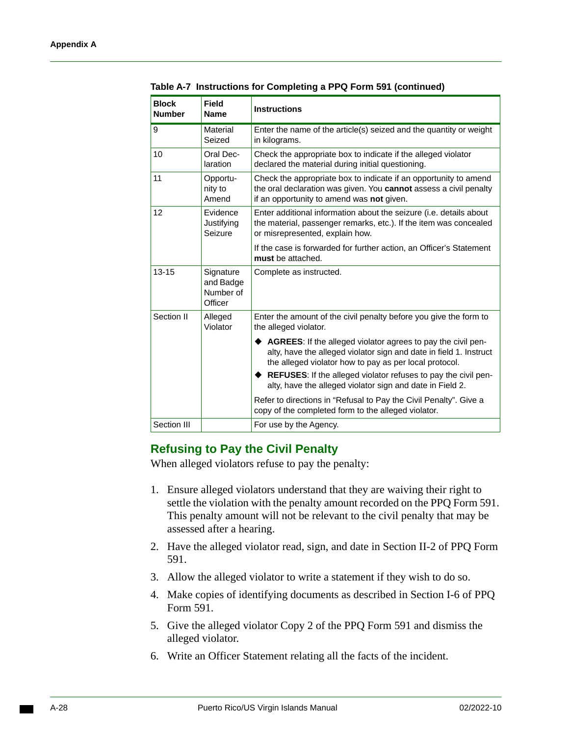**Table A-7 Instructions for Completing a PPQ Form 591 (continued)**

| Block Number | Field Name | Instructions |
|---|---|---|
| 9 | Material Seized | Enter the name of the article(s) seized and the quantity or weight in kilograms. |
| 10 | Oral Declaration | Check the appropriate box to indicate if the alleged violator declared the material during initial questioning. |
| 11 | Opportunity to Amend | Check the appropriate box to indicate if an opportunity to amend the oral declaration was given. You **cannot** assess a civil penalty if an opportunity to amend was **not** given. |
| 12 | Evidence Justifying Seizure | Enter additional information about the seizure (i.e. details about the material, passenger remarks, etc.). If the item was concealed or misrepresented, explain how.<br><br>If the case is forwarded for further action, an Officer's Statement **must** be attached. |
| 13-15 | Signature and Badge Number of Officer | Complete as instructed. |
| Section II | Alleged Violator | Enter the amount of the civil penalty before you give the form to the alleged violator.<br><br>◆ **AGREES**: If the alleged violator agrees to pay the civil penalty, have the alleged violator sign and date in field 1. Instruct the alleged violator how to pay as per local protocol.<br>◆ **REFUSES**: If the alleged violator refuses to pay the civil penalty, have the alleged violator sign and date in Field 2.<br><br>Refer to directions in "Refusal to Pay the Civil Penalty". Give a copy of the completed form to the alleged violator. |
| Section III | | For use by the Agency. |

## Refusing to Pay the Civil Penalty

When alleged violators refuse to pay the penalty:

1. Ensure alleged violators understand that they are waiving their right to settle the violation with the penalty amount recorded on the PPQ Form 591. This penalty amount will not be relevant to the civil penalty that may be assessed after a hearing.
2. Have the alleged violator read, sign, and date in Section II-2 of PPQ Form 591.
3. Allow the alleged violator to write a statement if they wish to do so.
4. Make copies of identifying documents as described in Section I-6 of PPQ Form 591.
5. Give the alleged violator Copy 2 of the PPQ Form 591 and dismiss the alleged violator.
6. Write an Officer Statement relating all the facts of the incident.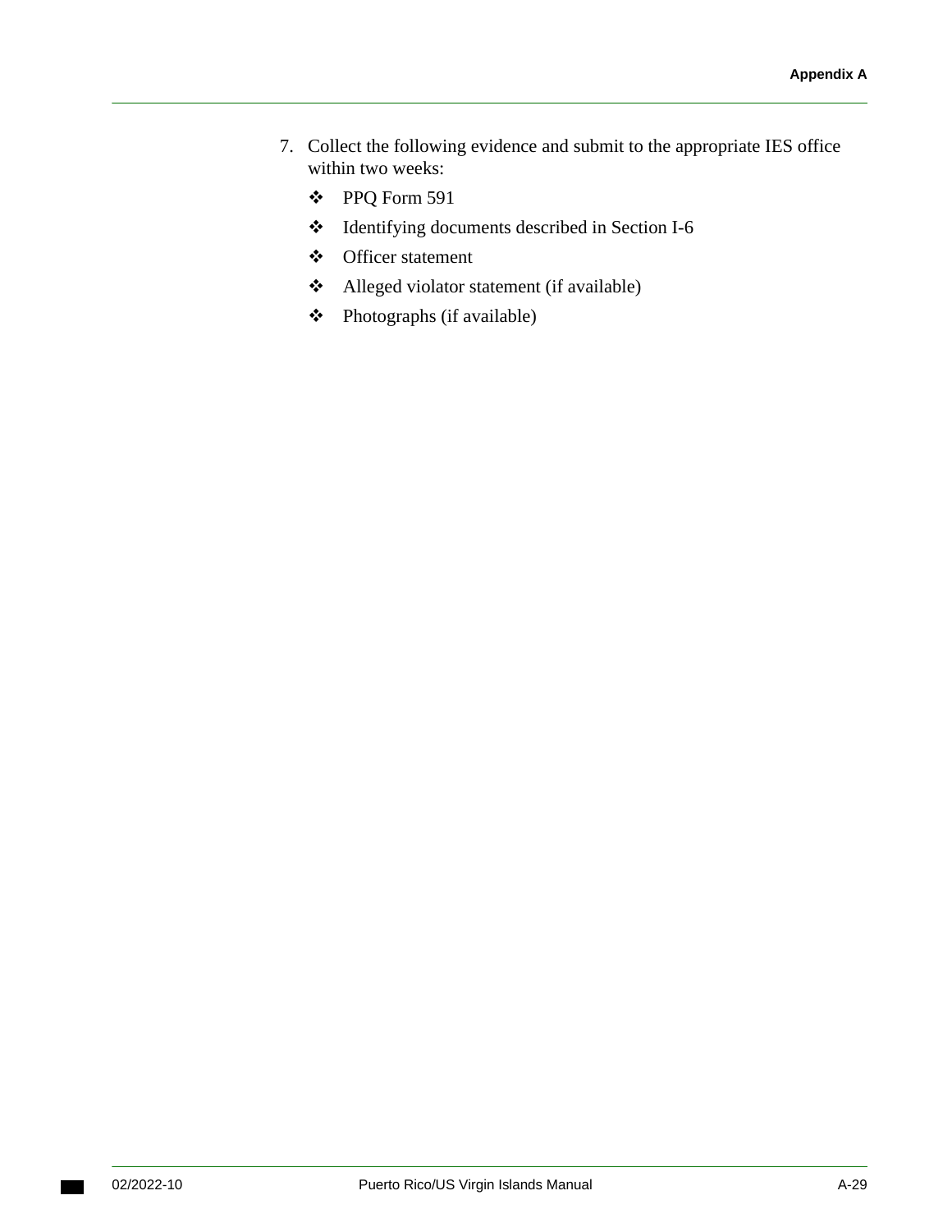7. Collect the following evidence and submit to the appropriate IES office within two weeks:
   - PPQ Form 591
   - Identifying documents described in Section I-6
   - Officer statement
   - Alleged violator statement (if available)
   - Photographs (if available)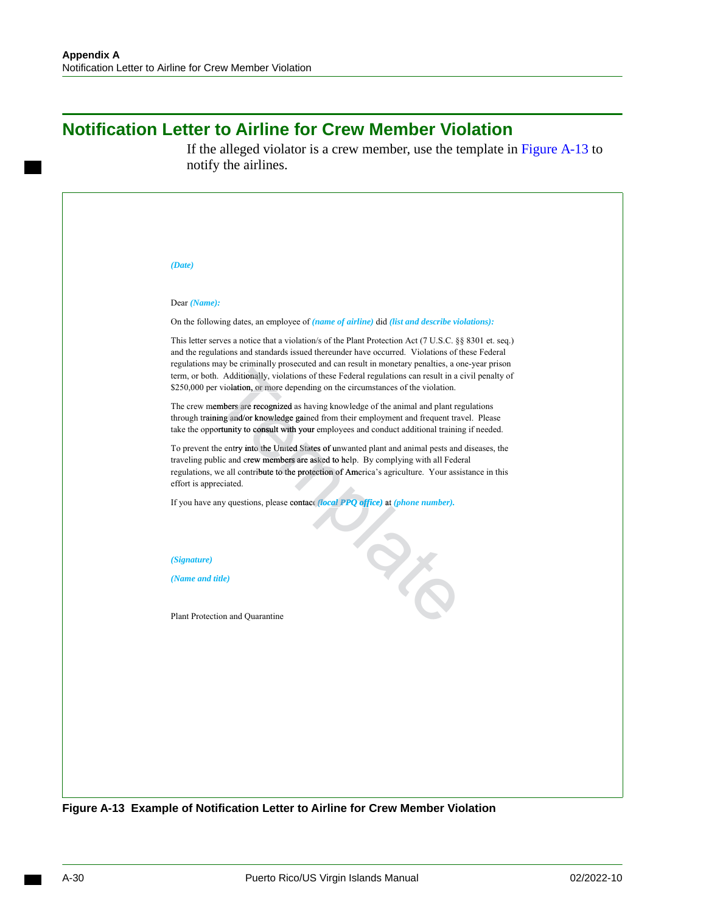## Notification Letter to Airline for Crew Member Violation

If the alleged violator is a crew member, use the template in Figure A-13 to notify the airlines.

*(Date)*

Dear *(Name):*

On the following dates, an employee of *(name of airline)* did *(list and describe violations):*

This letter serves a notice that a violation/s of the Plant Protection Act (7 U.S.C. §§ 8301 et. seq.) and the regulations and standards issued thereunder have occurred. Violations of these Federal regulations may be criminally prosecuted and can result in monetary penalties, a one-year prison term, or both. Additionally, violations of these Federal regulations can result in a civil penalty of $250,000 per violation, or more depending on the circumstances of the violation.

The crew members are recognized as having knowledge of the animal and plant regulations through training and/or knowledge gained from their employment and frequent travel. Please take the opportunity to consult with your employees and conduct additional training if needed.

To prevent the entry into the United States of unwanted plant and animal pests and diseases, the traveling public and crew members are asked to help. By complying with all Federal regulations, we all contribute to the protection of America's agriculture. Your assistance in this effort is appreciated.

If you have any questions, please contact *(local PPQ office)* at *(phone number).*

*(Signature)*

*(Name and title)*

Plant Protection and Quarantine

**Figure A-13 Example of Notification Letter to Airline for Crew Member Violation**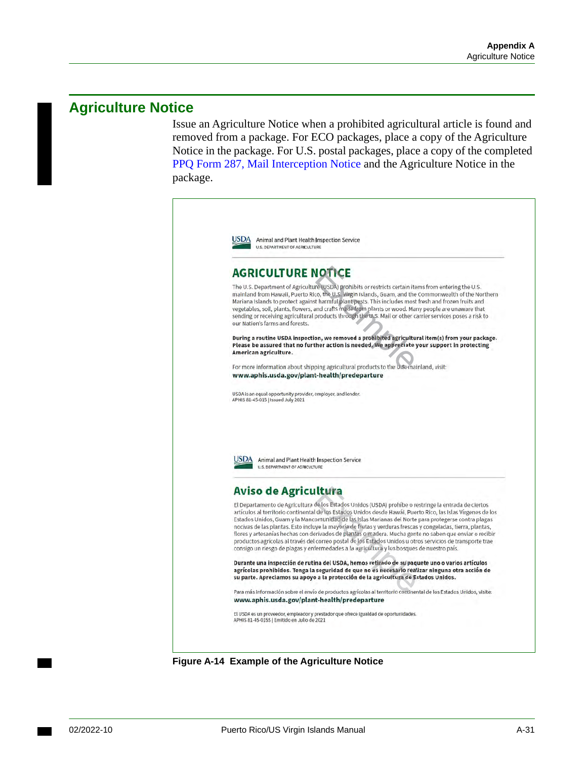# Agriculture Notice

Issue an Agriculture Notice when a prohibited agricultural article is found and removed from a package. For ECO packages, place a copy of the Agriculture Notice in the package. For U.S. postal packages, place a copy of the completed PPQ Form 287, Mail Interception Notice and the Agriculture Notice in the package.

USDA Animal and Plant Health Inspection Service
U.S. DEPARTMENT OF AGRICULTURE

## AGRICULTURE NOTICE

The U.S. Department of Agriculture (USDA) prohibits or restricts certain items from entering the U.S. mainland from Hawaii, Puerto Rico, the U.S. Virgin Islands, Guam, and the Commonwealth of the Northern Mariana Islands to protect against harmful plant pests. This includes most fresh and frozen fruits and vegetables, soil, plants, flowers, and crafts made from plants or wood. Many people are unaware that sending or receiving agricultural products through the U.S. Mail or other carrier services poses a risk to our Nation's farms and forests.

**During a routine USDA inspection, we removed a prohibited agricultural item(s) from your package. Please be assured that no further action is needed. We appreciate your support in protecting American agriculture.**

For more information about shipping agricultural products to the U.S. mainland, visit:
**www.aphis.usda.gov/plant-health/predeparture**

USDA is an equal opportunity provider, employer, and lender.
APHIS 81-45-015 | Issued July 2021

Example

USDA Animal and Plant Health Inspection Service
U.S. DEPARTMENT OF AGRICULTURE

## Aviso de Agricultura

El Departamento de Agricultura de los Estados Unidos (USDA) prohíbe o restringe la entrada de ciertos artículos al territorio continental de los Estados Unidos desde Hawái, Puerto Rico, las Islas Vírgenes de los Estados Unidos, Guam y la Mancomunidad de las Islas Marianas del Norte para protegerse contra plagas nocivas de las plantas. Esto incluye la mayoría de frutas y verduras frescas y congeladas, tierra, plantas, flores y artesanías hechas con derivados de plantas o madera. Mucha gente no saben que enviar o recibir productos agrícolas al través del correo postal de los Estados Unidos u otros servicios de transporte trae consigo un riesgo de plagas y enfermedades a la agricultura y los bosques de nuestro país.

**Durante una inspección de rutina del USDA, hemos retirado de su paquete uno o varios artículos agrícolas prohibidos. Tenga la seguridad de que no es necesario realizar ninguna otra acción de su parte. Apreciamos su apoyo a la protección de la agricultura de Estados Unidos.**

Para más información sobre el envío de productos agrícolas al territorio continental de los Estados Unidos, visite:
**www.aphis.usda.gov/plant-health/predeparture**

El USDA es un proveedor, empleador y prestador que ofrece igualdad de oportunidades.
APHIS 81-45-015S | Emitido en Julio de 2021

Example

**Figure A-14 Example of the Agriculture Notice**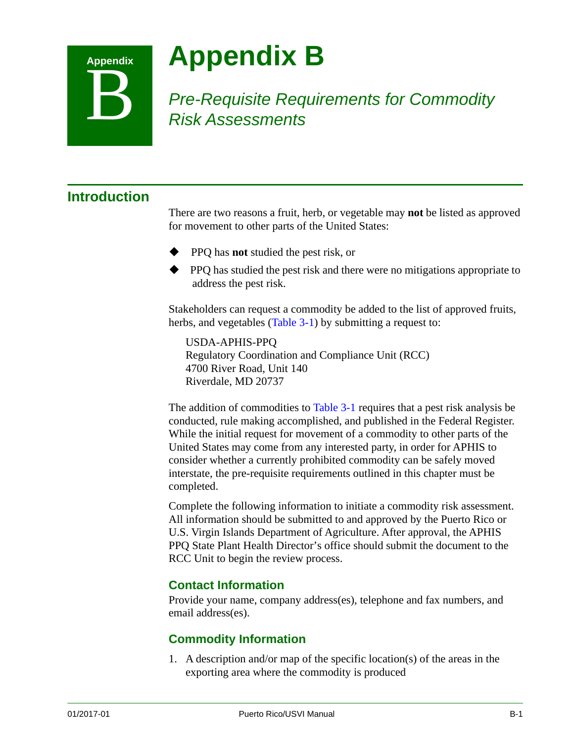# Appendix B

## *Pre-Requisite Requirements for Commodity Risk Assessments*

## Introduction

There are two reasons a fruit, herb, or vegetable may **not** be listed as approved for movement to other parts of the United States:

- PPQ has **not** studied the pest risk, or
- PPQ has studied the pest risk and there were no mitigations appropriate to address the pest risk.

Stakeholders can request a commodity be added to the list of approved fruits, herbs, and vegetables (Table 3-1) by submitting a request to:

USDA-APHIS-PPQ
Regulatory Coordination and Compliance Unit (RCC)
4700 River Road, Unit 140
Riverdale, MD 20737

The addition of commodities to Table 3-1 requires that a pest risk analysis be conducted, rule making accomplished, and published in the Federal Register. While the initial request for movement of a commodity to other parts of the United States may come from any interested party, in order for APHIS to consider whether a currently prohibited commodity can be safely moved interstate, the pre-requisite requirements outlined in this chapter must be completed.

Complete the following information to initiate a commodity risk assessment. All information should be submitted to and approved by the Puerto Rico or U.S. Virgin Islands Department of Agriculture. After approval, the APHIS PPQ State Plant Health Director's office should submit the document to the RCC Unit to begin the review process.

### Contact Information

Provide your name, company address(es), telephone and fax numbers, and email address(es).

### Commodity Information

1. A description and/or map of the specific location(s) of the areas in the exporting area where the commodity is produced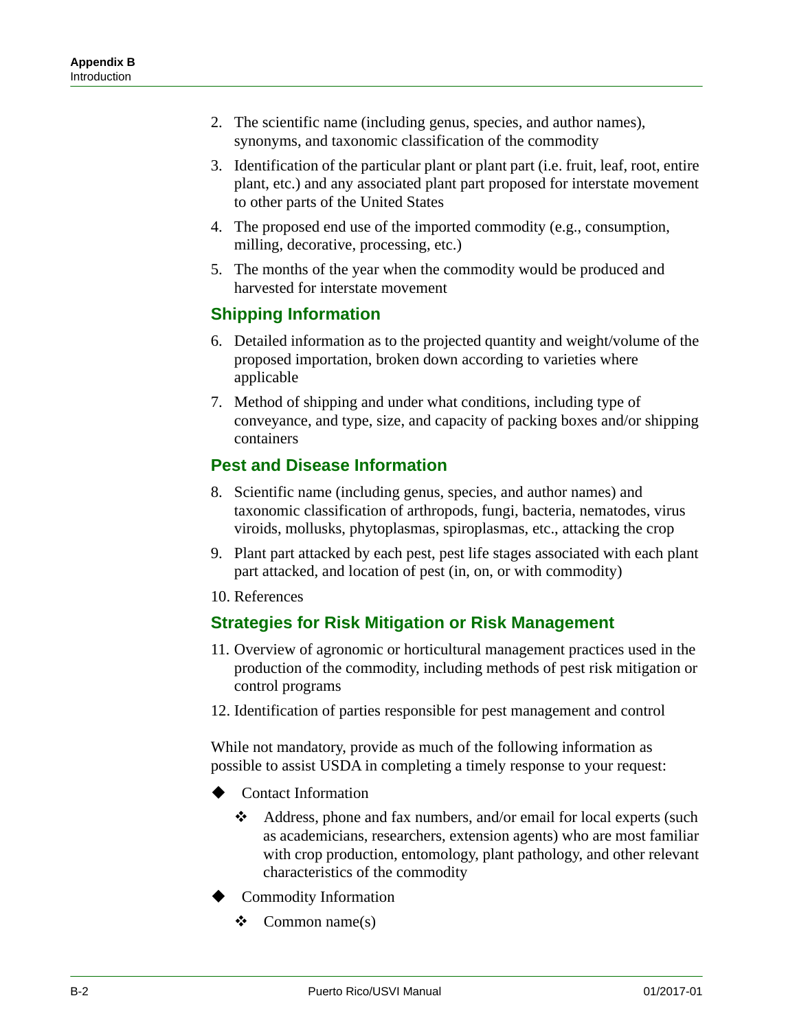2. The scientific name (including genus, species, and author names), synonyms, and taxonomic classification of the commodity
3. Identification of the particular plant or plant part (i.e. fruit, leaf, root, entire plant, etc.) and any associated plant part proposed for interstate movement to other parts of the United States
4. The proposed end use of the imported commodity (e.g., consumption, milling, decorative, processing, etc.)
5. The months of the year when the commodity would be produced and harvested for interstate movement

## Shipping Information

6. Detailed information as to the projected quantity and weight/volume of the proposed importation, broken down according to varieties where applicable
7. Method of shipping and under what conditions, including type of conveyance, and type, size, and capacity of packing boxes and/or shipping containers

## Pest and Disease Information

8. Scientific name (including genus, species, and author names) and taxonomic classification of arthropods, fungi, bacteria, nematodes, virus viroids, mollusks, phytoplasmas, spiroplasmas, etc., attacking the crop
9. Plant part attacked by each pest, pest life stages associated with each plant part attacked, and location of pest (in, on, or with commodity)
10. References

## Strategies for Risk Mitigation or Risk Management

11. Overview of agronomic or horticultural management practices used in the production of the commodity, including methods of pest risk mitigation or control programs
12. Identification of parties responsible for pest management and control

While not mandatory, provide as much of the following information as possible to assist USDA in completing a timely response to your request:

- Contact Information
  - Address, phone and fax numbers, and/or email for local experts (such as academicians, researchers, extension agents) who are most familiar with crop production, entomology, plant pathology, and other relevant characteristics of the commodity
- Commodity Information
  - Common name(s)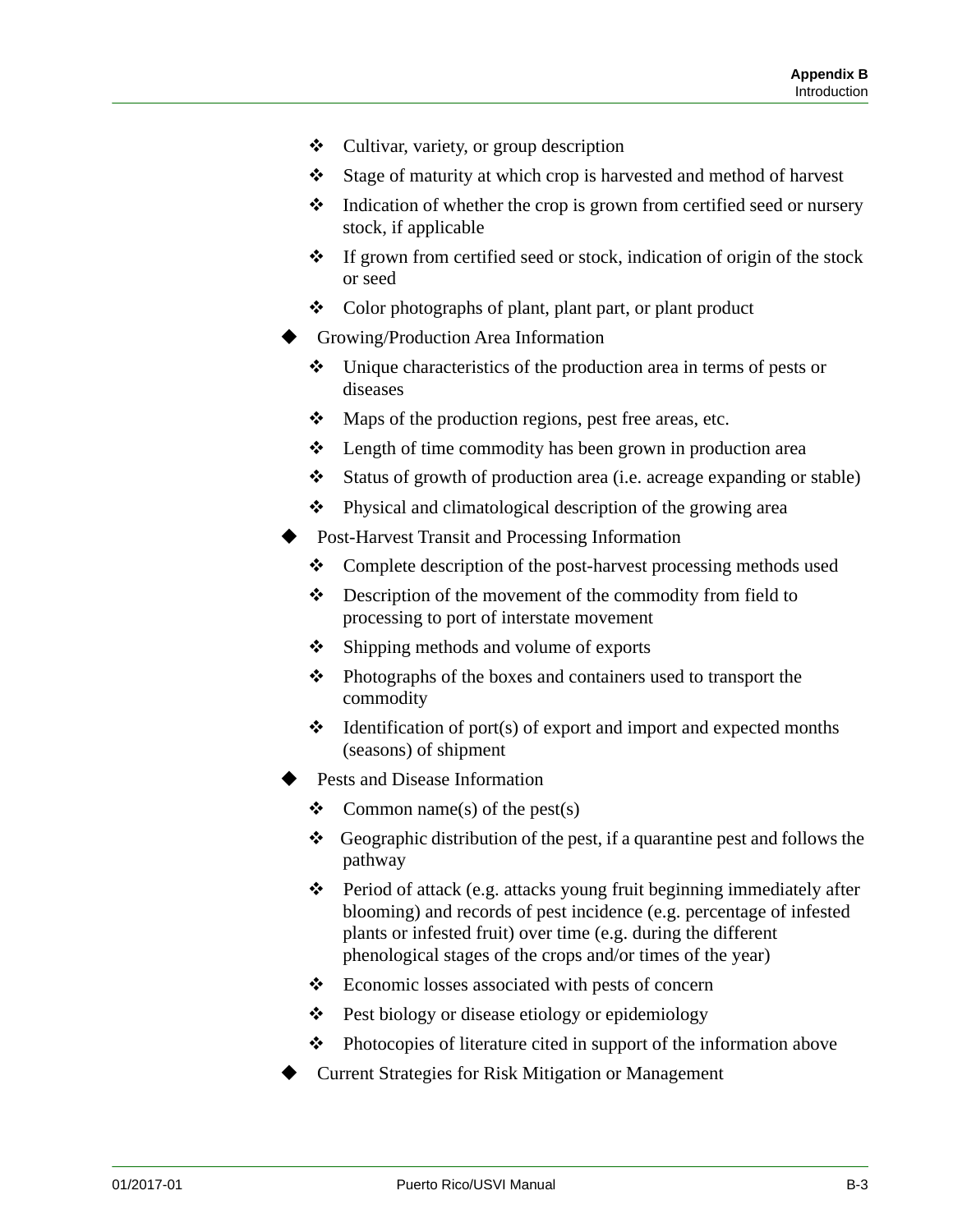- Cultivar, variety, or group description
  - Stage of maturity at which crop is harvested and method of harvest
  - Indication of whether the crop is grown from certified seed or nursery stock, if applicable
  - If grown from certified seed or stock, indication of origin of the stock or seed
  - Color photographs of plant, plant part, or plant product
- Growing/Production Area Information
  - Unique characteristics of the production area in terms of pests or diseases
  - Maps of the production regions, pest free areas, etc.
  - Length of time commodity has been grown in production area
  - Status of growth of production area (i.e. acreage expanding or stable)
  - Physical and climatological description of the growing area
- Post-Harvest Transit and Processing Information
  - Complete description of the post-harvest processing methods used
  - Description of the movement of the commodity from field to processing to port of interstate movement
  - Shipping methods and volume of exports
  - Photographs of the boxes and containers used to transport the commodity
  - Identification of port(s) of export and import and expected months (seasons) of shipment
- Pests and Disease Information
  - Common name(s) of the pest(s)
  - Geographic distribution of the pest, if a quarantine pest and follows the pathway
  - Period of attack (e.g. attacks young fruit beginning immediately after blooming) and records of pest incidence (e.g. percentage of infested plants or infested fruit) over time (e.g. during the different phenological stages of the crops and/or times of the year)
  - Economic losses associated with pests of concern
  - Pest biology or disease etiology or epidemiology
  - Photocopies of literature cited in support of the information above
- Current Strategies for Risk Mitigation or Management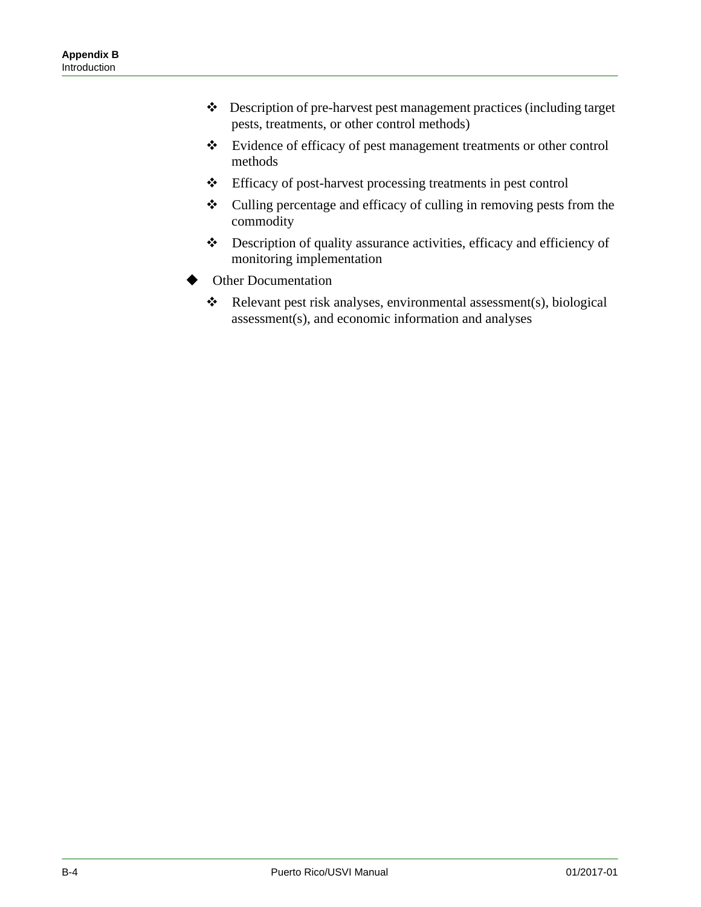- Description of pre-harvest pest management practices (including target pests, treatments, or other control methods)
    - Evidence of efficacy of pest management treatments or other control methods
    - Efficacy of post-harvest processing treatments in pest control
    - Culling percentage and efficacy of culling in removing pests from the commodity
    - Description of quality assurance activities, efficacy and efficiency of monitoring implementation
- Other Documentation
    - Relevant pest risk analyses, environmental assessment(s), biological assessment(s), and economic information and analyses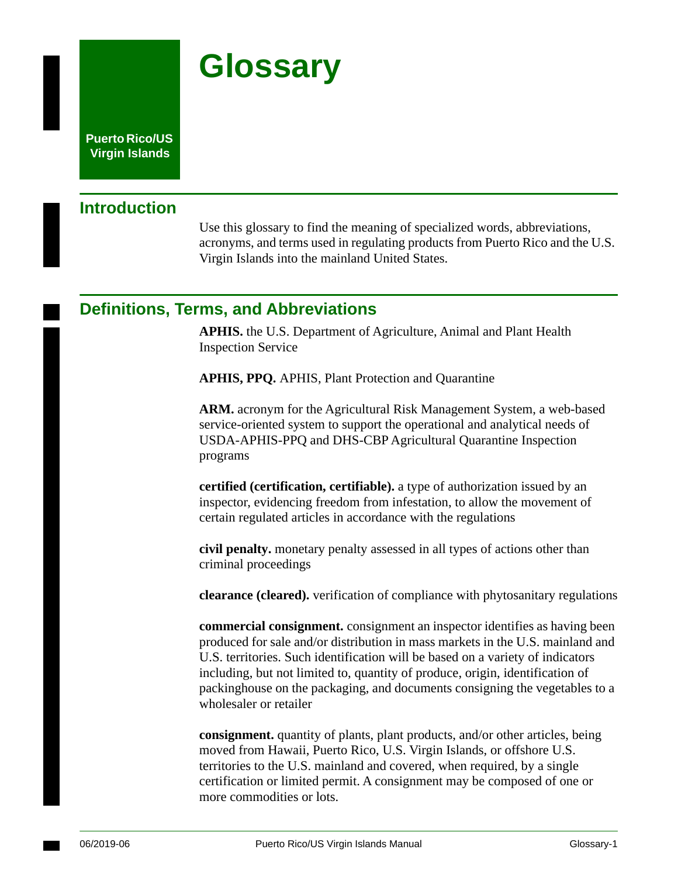# Glossary

Puerto Rico/US Virgin Islands

## Introduction

Use this glossary to find the meaning of specialized words, abbreviations, acronyms, and terms used in regulating products from Puerto Rico and the U.S. Virgin Islands into the mainland United States.

## Definitions, Terms, and Abbreviations

**APHIS.** the U.S. Department of Agriculture, Animal and Plant Health Inspection Service

**APHIS, PPQ.** APHIS, Plant Protection and Quarantine

**ARM.** acronym for the Agricultural Risk Management System, a web-based service-oriented system to support the operational and analytical needs of USDA-APHIS-PPQ and DHS-CBP Agricultural Quarantine Inspection programs

**certified (certification, certifiable).** a type of authorization issued by an inspector, evidencing freedom from infestation, to allow the movement of certain regulated articles in accordance with the regulations

**civil penalty.** monetary penalty assessed in all types of actions other than criminal proceedings

**clearance (cleared).** verification of compliance with phytosanitary regulations

**commercial consignment.** consignment an inspector identifies as having been produced for sale and/or distribution in mass markets in the U.S. mainland and U.S. territories. Such identification will be based on a variety of indicators including, but not limited to, quantity of produce, origin, identification of packinghouse on the packaging, and documents consigning the vegetables to a wholesaler or retailer

**consignment.** quantity of plants, plant products, and/or other articles, being moved from Hawaii, Puerto Rico, U.S. Virgin Islands, or offshore U.S. territories to the U.S. mainland and covered, when required, by a single certification or limited permit. A consignment may be composed of one or more commodities or lots.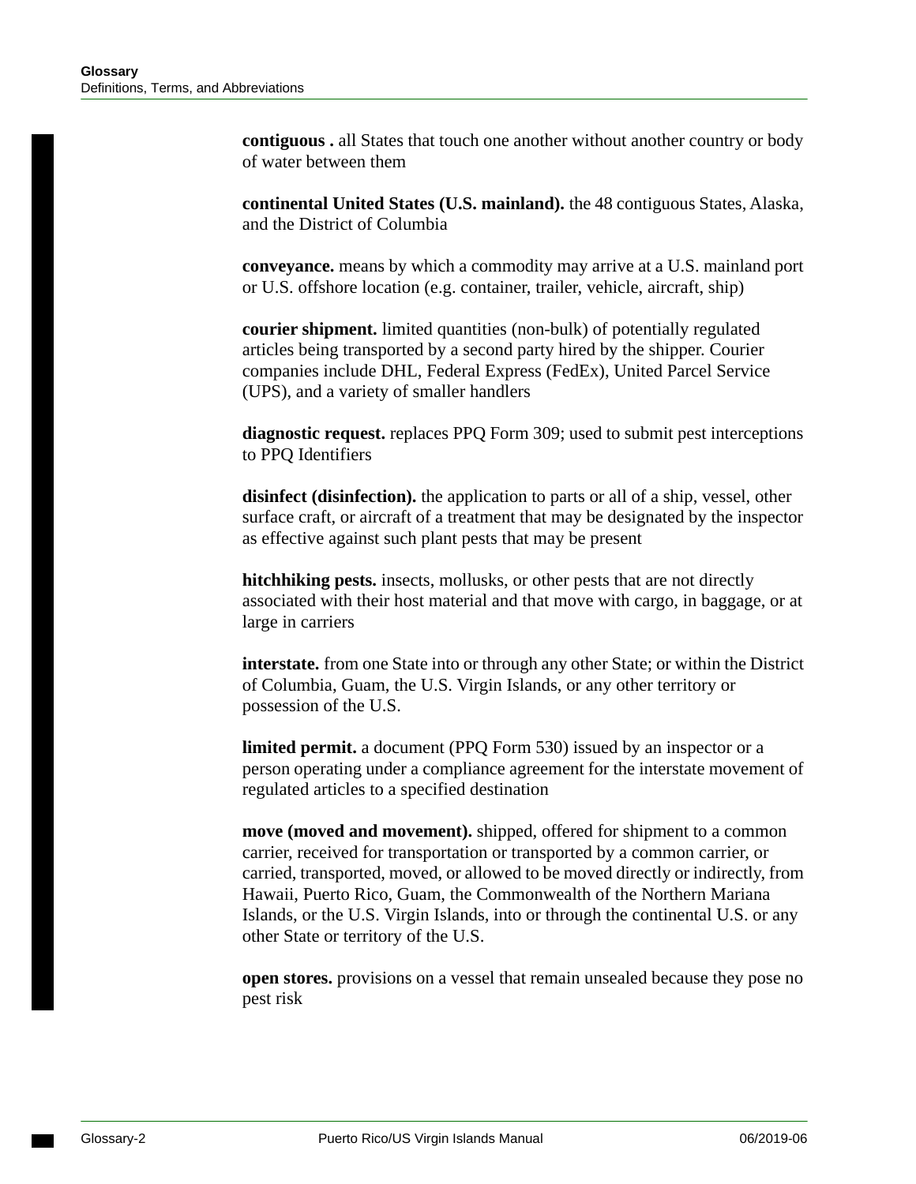**contiguous .** all States that touch one another without another country or body of water between them

**continental United States (U.S. mainland).** the 48 contiguous States, Alaska, and the District of Columbia

**conveyance.** means by which a commodity may arrive at a U.S. mainland port or U.S. offshore location (e.g. container, trailer, vehicle, aircraft, ship)

**courier shipment.** limited quantities (non-bulk) of potentially regulated articles being transported by a second party hired by the shipper. Courier companies include DHL, Federal Express (FedEx), United Parcel Service (UPS), and a variety of smaller handlers

**diagnostic request.** replaces PPQ Form 309; used to submit pest interceptions to PPQ Identifiers

**disinfect (disinfection).** the application to parts or all of a ship, vessel, other surface craft, or aircraft of a treatment that may be designated by the inspector as effective against such plant pests that may be present

**hitchhiking pests.** insects, mollusks, or other pests that are not directly associated with their host material and that move with cargo, in baggage, or at large in carriers

**interstate.** from one State into or through any other State; or within the District of Columbia, Guam, the U.S. Virgin Islands, or any other territory or possession of the U.S.

**limited permit.** a document (PPQ Form 530) issued by an inspector or a person operating under a compliance agreement for the interstate movement of regulated articles to a specified destination

**move (moved and movement).** shipped, offered for shipment to a common carrier, received for transportation or transported by a common carrier, or carried, transported, moved, or allowed to be moved directly or indirectly, from Hawaii, Puerto Rico, Guam, the Commonwealth of the Northern Mariana Islands, or the U.S. Virgin Islands, into or through the continental U.S. or any other State or territory of the U.S.

**open stores.** provisions on a vessel that remain unsealed because they pose no pest risk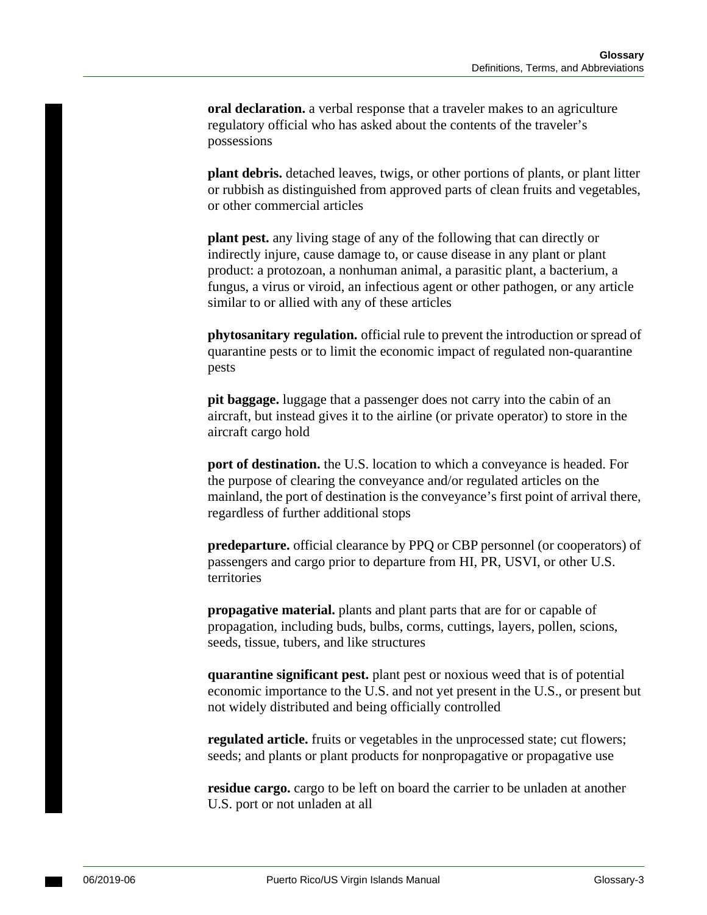**oral declaration.** a verbal response that a traveler makes to an agriculture regulatory official who has asked about the contents of the traveler's possessions

**plant debris.** detached leaves, twigs, or other portions of plants, or plant litter or rubbish as distinguished from approved parts of clean fruits and vegetables, or other commercial articles

**plant pest.** any living stage of any of the following that can directly or indirectly injure, cause damage to, or cause disease in any plant or plant product: a protozoan, a nonhuman animal, a parasitic plant, a bacterium, a fungus, a virus or viroid, an infectious agent or other pathogen, or any article similar to or allied with any of these articles

**phytosanitary regulation.** official rule to prevent the introduction or spread of quarantine pests or to limit the economic impact of regulated non-quarantine pests

**pit baggage.** luggage that a passenger does not carry into the cabin of an aircraft, but instead gives it to the airline (or private operator) to store in the aircraft cargo hold

**port of destination.** the U.S. location to which a conveyance is headed. For the purpose of clearing the conveyance and/or regulated articles on the mainland, the port of destination is the conveyance's first point of arrival there, regardless of further additional stops

**predeparture.** official clearance by PPQ or CBP personnel (or cooperators) of passengers and cargo prior to departure from HI, PR, USVI, or other U.S. territories

**propagative material.** plants and plant parts that are for or capable of propagation, including buds, bulbs, corms, cuttings, layers, pollen, scions, seeds, tissue, tubers, and like structures

**quarantine significant pest.** plant pest or noxious weed that is of potential economic importance to the U.S. and not yet present in the U.S., or present but not widely distributed and being officially controlled

**regulated article.** fruits or vegetables in the unprocessed state; cut flowers; seeds; and plants or plant products for nonpropagative or propagative use

**residue cargo.** cargo to be left on board the carrier to be unladen at another U.S. port or not unladen at all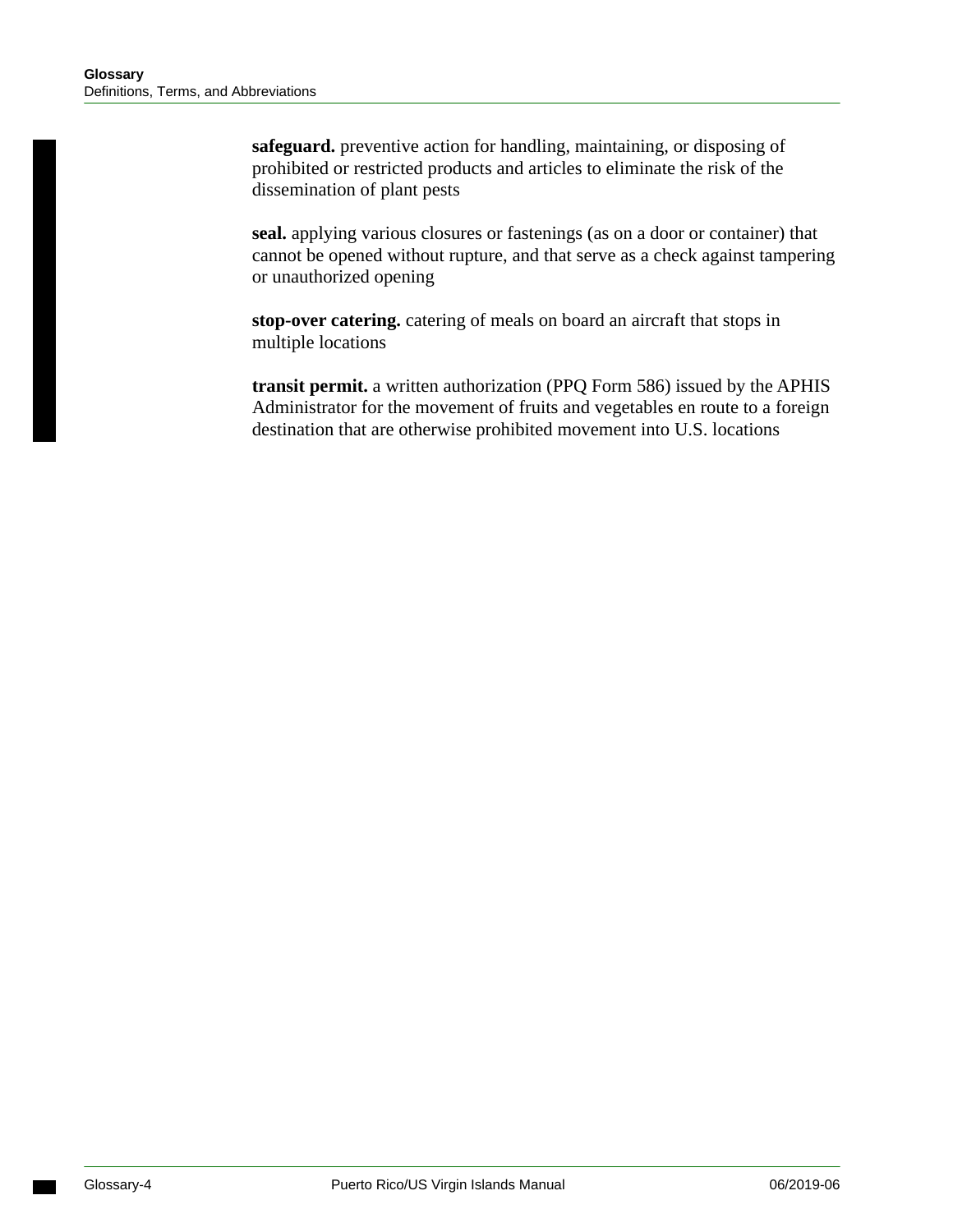**safeguard.** preventive action for handling, maintaining, or disposing of prohibited or restricted products and articles to eliminate the risk of the dissemination of plant pests

**seal.** applying various closures or fastenings (as on a door or container) that cannot be opened without rupture, and that serve as a check against tampering or unauthorized opening

**stop-over catering.** catering of meals on board an aircraft that stops in multiple locations

**transit permit.** a written authorization (PPQ Form 586) issued by the APHIS Administrator for the movement of fruits and vegetables en route to a foreign destination that are otherwise prohibited movement into U.S. locations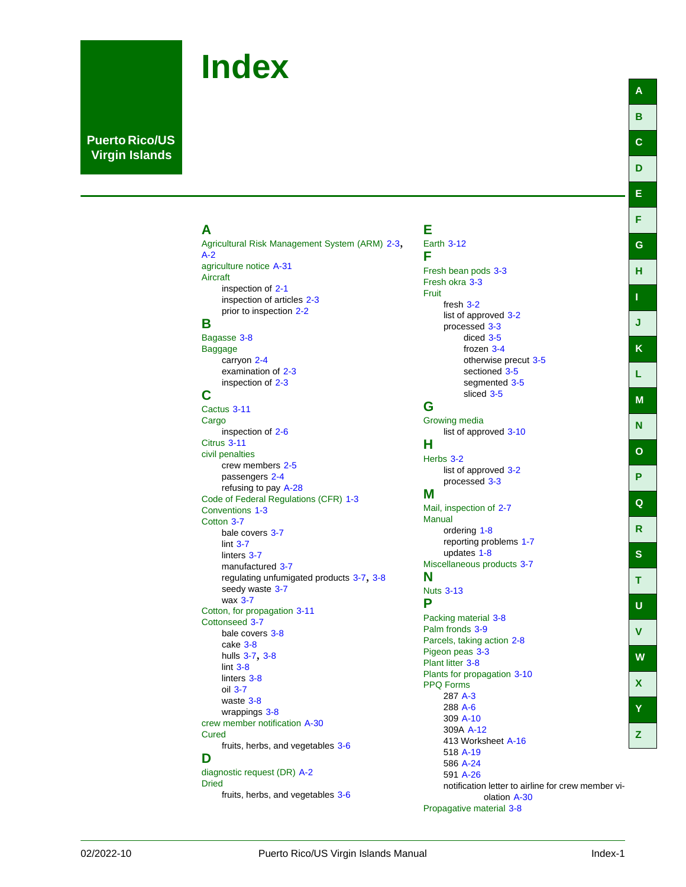# Index

Puerto Rico/US Virgin Islands

## A

Agricultural Risk Management System (ARM) 2-3, A-2
agriculture notice A-31
Aircraft
- inspection of 2-1
- inspection of articles 2-3
- prior to inspection 2-2

## B

Bagasse 3-8
Baggage
- carryon 2-4
- examination of 2-3
- inspection of 2-3

## C

Cactus 3-11
Cargo
- inspection of 2-6

Citrus 3-11
civil penalties
- crew members 2-5
- passengers 2-4
- refusing to pay A-28

Code of Federal Regulations (CFR) 1-3
Conventions 1-3
Cotton 3-7
- bale covers 3-7
- lint 3-7
- linters 3-7
- manufactured 3-7
- regulating unfumigated products 3-7, 3-8
- seedy waste 3-7
- wax 3-7

Cotton, for propagation 3-11
Cottonseed 3-7
- bale covers 3-8
- cake 3-8
- hulls 3-7, 3-8
- lint 3-8
- linters 3-8
- oil 3-7
- waste 3-8
- wrappings 3-8

crew member notification A-30
Cured
- fruits, herbs, and vegetables 3-6

## D

diagnostic request (DR) A-2
Dried
- fruits, herbs, and vegetables 3-6

## E

Earth 3-12

## F

Fresh bean pods 3-3
Fresh okra 3-3
Fruit
- fresh 3-2
- list of approved 3-2
- processed 3-3
  - diced 3-5
  - frozen 3-4
  - otherwise precut 3-5
  - sectioned 3-5
  - segmented 3-5
  - sliced 3-5

## G

Growing media
- list of approved 3-10

## H

Herbs 3-2
- list of approved 3-2
- processed 3-3

## M

Mail, inspection of 2-7
Manual
- ordering 1-8
- reporting problems 1-7
- updates 1-8

Miscellaneous products 3-7

## N

Nuts 3-13

## P

Packing material 3-8
Palm fronds 3-9
Parcels, taking action 2-8
Pigeon peas 3-3
Plant litter 3-8
Plants for propagation 3-10
PPQ Forms
- 287 A-3
- 288 A-6
- 309 A-10
- 309A A-12
- 413 Worksheet A-16
- 518 A-19
- 586 A-24
- 591 A-26
- notification letter to airline for crew member violation A-30

Propagative material 3-8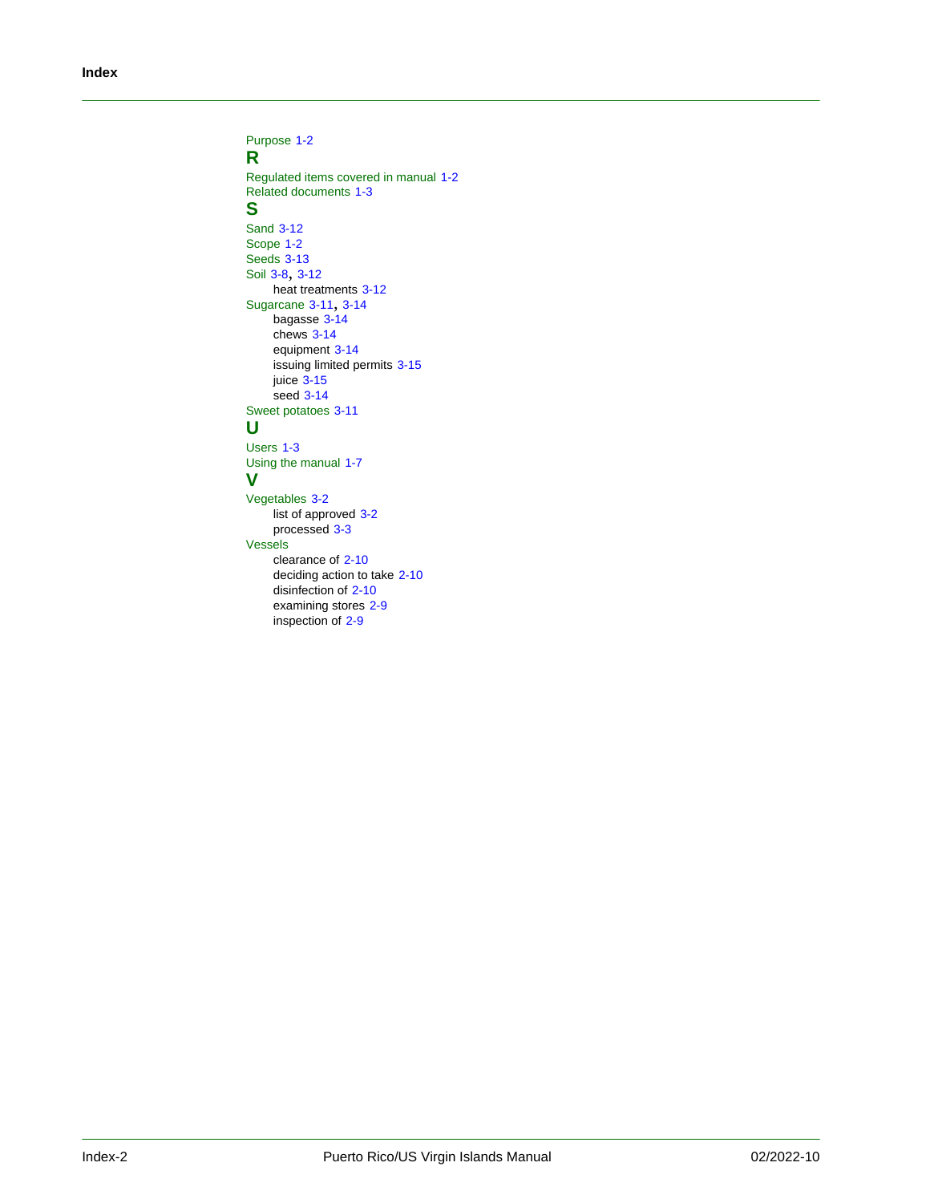Purpose 1-2

## R

Regulated items covered in manual 1-2
Related documents 1-3

## S

Sand 3-12
Scope 1-2
Seeds 3-13
Soil 3-8, 3-12
    heat treatments 3-12
Sugarcane 3-11, 3-14
    bagasse 3-14
    chews 3-14
    equipment 3-14
    issuing limited permits 3-15
    juice 3-15
    seed 3-14
Sweet potatoes 3-11

## U

Users 1-3
Using the manual 1-7

## V

Vegetables 3-2
    list of approved 3-2
    processed 3-3
Vessels
    clearance of 2-10
    deciding action to take 2-10
    disinfection of 2-10
    examining stores 2-9
    inspection of 2-9